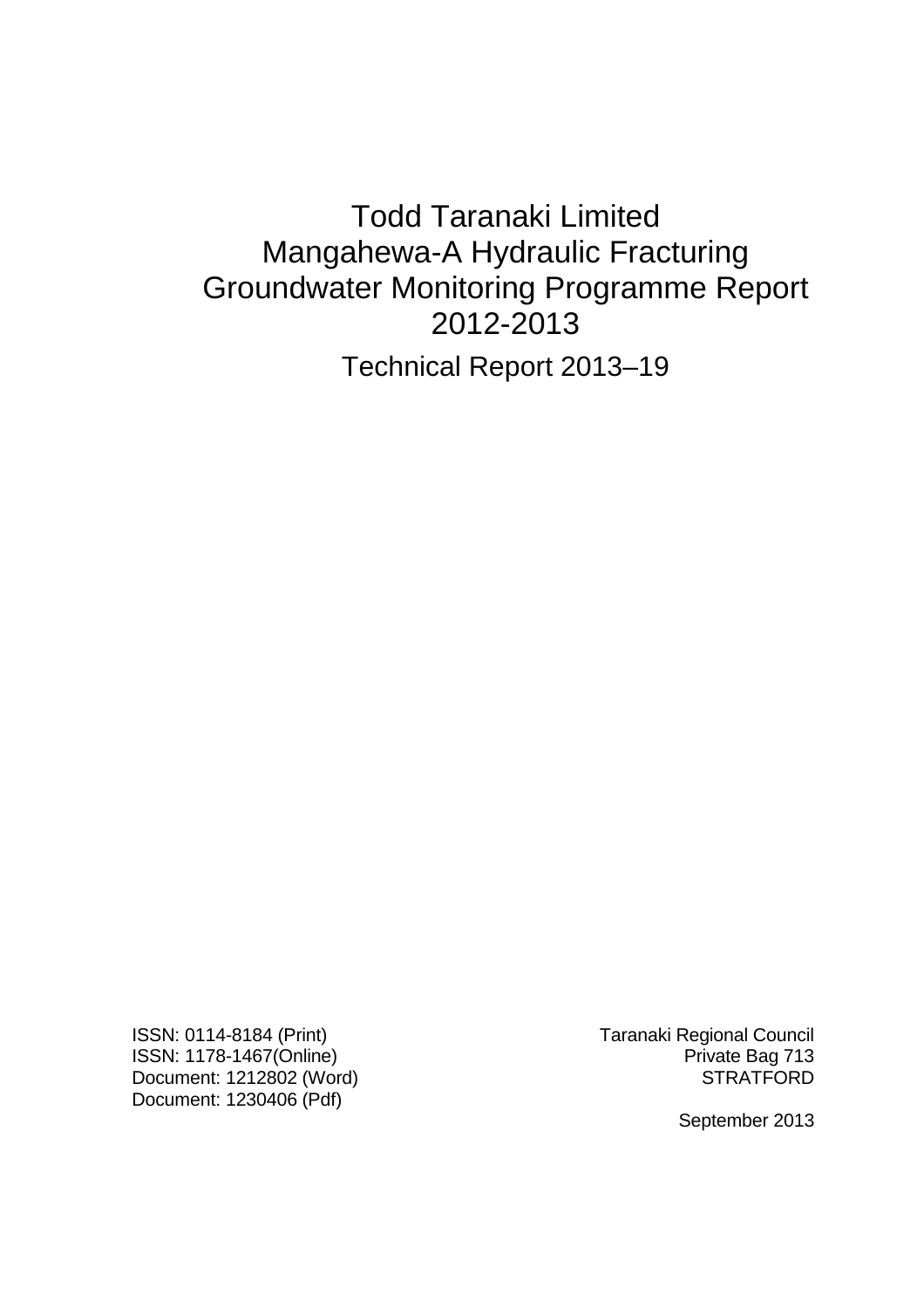# Todd Taranaki Limited Mangahewa-A Hydraulic Fracturing Groundwater Monitoring Programme Report 2012-2013

## Technical Report 2013–19

ISSN: 0114-8184 (Print)
ISSN: 1178-1467(Online)
Document: 1212802 (Word)
Document: 1230406 (Pdf)

Taranaki Regional Council
Private Bag 713
STRATFORD

September 2013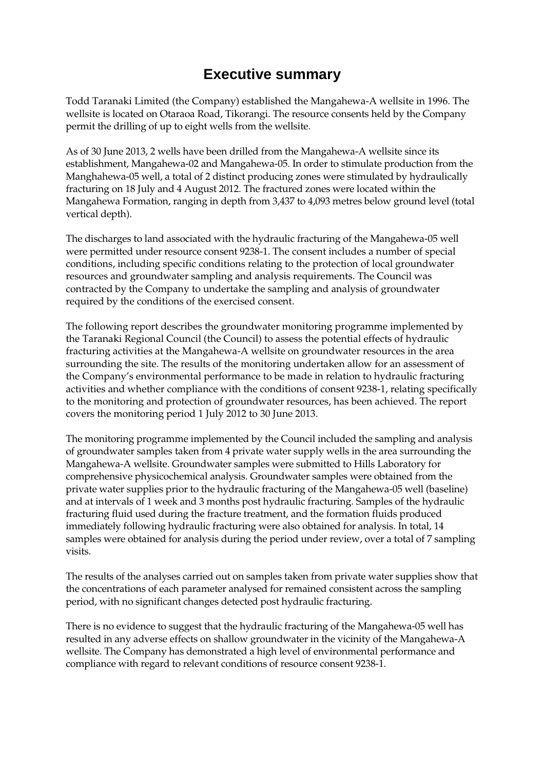# Executive summary

Todd Taranaki Limited (the Company) established the Mangahewa-A wellsite in 1996. The wellsite is located on Otaraoa Road, Tikorangi. The resource consents held by the Company permit the drilling of up to eight wells from the wellsite.

As of 30 June 2013, 2 wells have been drilled from the Mangahewa-A wellsite since its establishment, Mangahewa-02 and Mangahewa-05. In order to stimulate production from the Manghahewa-05 well, a total of 2 distinct producing zones were stimulated by hydraulically fracturing on 18 July and 4 August 2012. The fractured zones were located within the Mangahewa Formation, ranging in depth from 3,437 to 4,093 metres below ground level (total vertical depth).

The discharges to land associated with the hydraulic fracturing of the Mangahewa-05 well were permitted under resource consent 9238-1. The consent includes a number of special conditions, including specific conditions relating to the protection of local groundwater resources and groundwater sampling and analysis requirements. The Council was contracted by the Company to undertake the sampling and analysis of groundwater required by the conditions of the exercised consent.

The following report describes the groundwater monitoring programme implemented by the Taranaki Regional Council (the Council) to assess the potential effects of hydraulic fracturing activities at the Mangahewa-A wellsite on groundwater resources in the area surrounding the site. The results of the monitoring undertaken allow for an assessment of the Company's environmental performance to be made in relation to hydraulic fracturing activities and whether compliance with the conditions of consent 9238-1, relating specifically to the monitoring and protection of groundwater resources, has been achieved. The report covers the monitoring period 1 July 2012 to 30 June 2013.

The monitoring programme implemented by the Council included the sampling and analysis of groundwater samples taken from 4 private water supply wells in the area surrounding the Mangahewa-A wellsite. Groundwater samples were submitted to Hills Laboratory for comprehensive physicochemical analysis. Groundwater samples were obtained from the private water supplies prior to the hydraulic fracturing of the Mangahewa-05 well (baseline) and at intervals of 1 week and 3 months post hydraulic fracturing. Samples of the hydraulic fracturing fluid used during the fracture treatment, and the formation fluids produced immediately following hydraulic fracturing were also obtained for analysis. In total, 14 samples were obtained for analysis during the period under review, over a total of 7 sampling visits.

The results of the analyses carried out on samples taken from private water supplies show that the concentrations of each parameter analysed for remained consistent across the sampling period, with no significant changes detected post hydraulic fracturing.

There is no evidence to suggest that the hydraulic fracturing of the Mangahewa-05 well has resulted in any adverse effects on shallow groundwater in the vicinity of the Mangahewa-A wellsite. The Company has demonstrated a high level of environmental performance and compliance with regard to relevant conditions of resource consent 9238-1.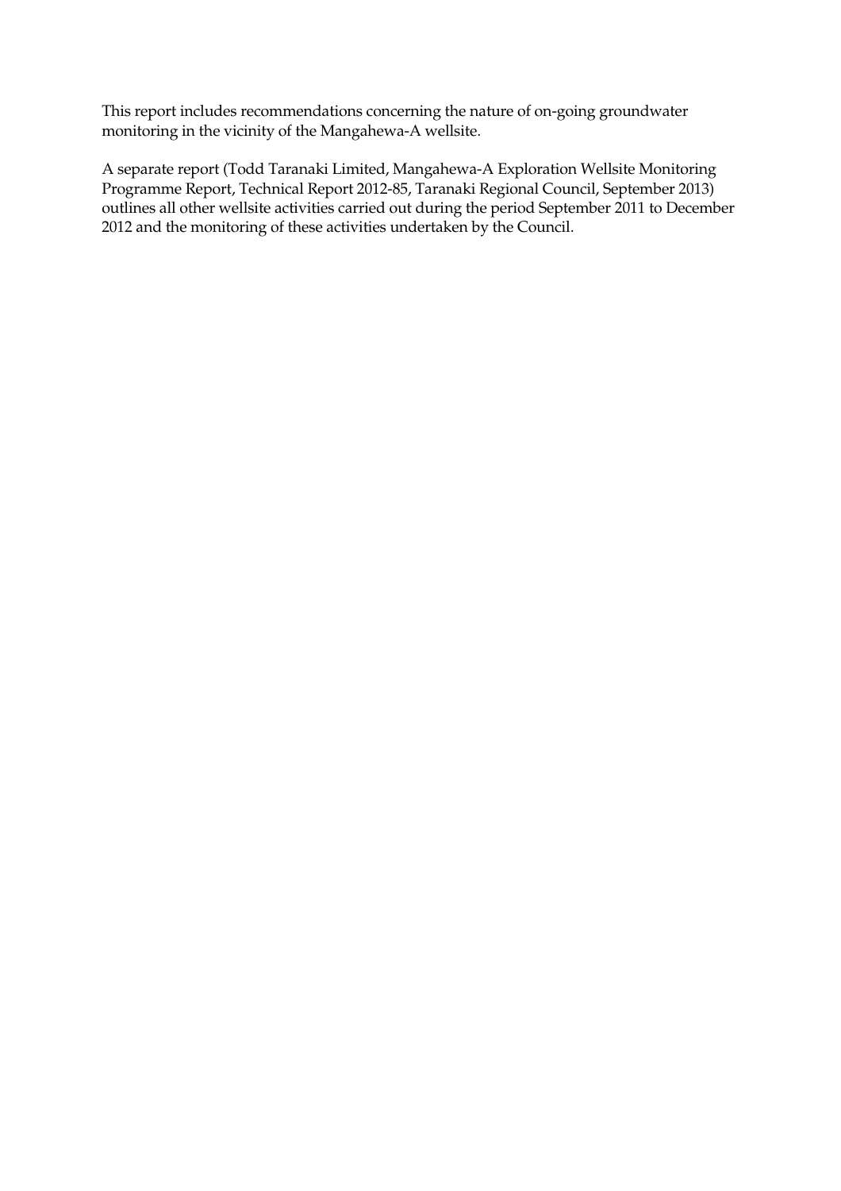This report includes recommendations concerning the nature of on-going groundwater monitoring in the vicinity of the Mangahewa-A wellsite.

A separate report (Todd Taranaki Limited, Mangahewa-A Exploration Wellsite Monitoring Programme Report, Technical Report 2012-85, Taranaki Regional Council, September 2013) outlines all other wellsite activities carried out during the period September 2011 to December 2012 and the monitoring of these activities undertaken by the Council.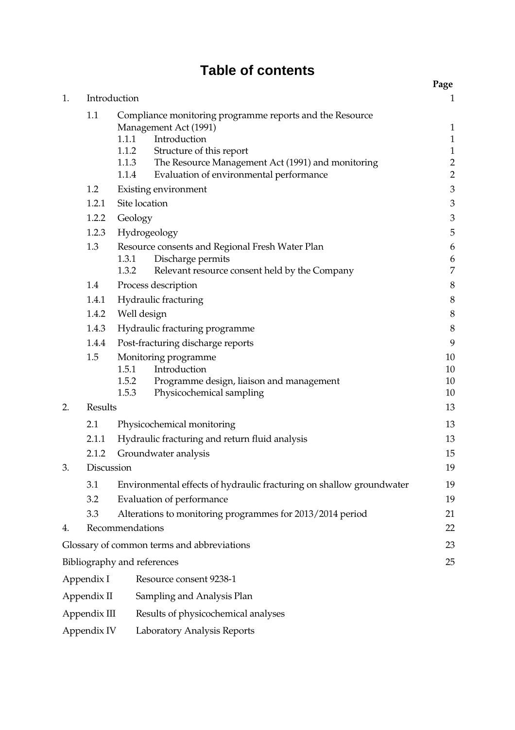# Table of contents

| | | Page |
|---|---|---|
| 1. | Introduction | 1 |
| 1.1 | Compliance monitoring programme reports and the Resource Management Act (1991) | 1 |
| 1.1.1 | Introduction | 1 |
| 1.1.2 | Structure of this report | 1 |
| 1.1.3 | The Resource Management Act (1991) and monitoring | 2 |
| 1.1.4 | Evaluation of environmental performance | 2 |
| 1.2 | Existing environment | 3 |
| 1.2.1 | Site location | 3 |
| 1.2.2 | Geology | 3 |
| 1.2.3 | Hydrogeology | 5 |
| 1.3 | Resource consents and Regional Fresh Water Plan | 6 |
| 1.3.1 | Discharge permits | 6 |
| 1.3.2 | Relevant resource consent held by the Company | 7 |
| 1.4 | Process description | 8 |
| 1.4.1 | Hydraulic fracturing | 8 |
| 1.4.2 | Well design | 8 |
| 1.4.3 | Hydraulic fracturing programme | 8 |
| 1.4.4 | Post-fracturing discharge reports | 9 |
| 1.5 | Monitoring programme | 10 |
| 1.5.1 | Introduction | 10 |
| 1.5.2 | Programme design, liaison and management | 10 |
| 1.5.3 | Physicochemical sampling | 10 |
| 2. | Results | 13 |
| 2.1 | Physicochemical monitoring | 13 |
| 2.1.1 | Hydraulic fracturing and return fluid analysis | 13 |
| 2.1.2 | Groundwater analysis | 15 |
| 3. | Discussion | 19 |
| 3.1 | Environmental effects of hydraulic fracturing on shallow groundwater | 19 |
| 3.2 | Evaluation of performance | 19 |
| 3.3 | Alterations to monitoring programmes for 2013/2014 period | 21 |
| 4. | Recommendations | 22 |
| | Glossary of common terms and abbreviations | 23 |
| | Bibliography and references | 25 |
| Appendix I | Resource consent 9238-1 | |
| Appendix II | Sampling and Analysis Plan | |
| Appendix III | Results of physicochemical analyses | |
| Appendix IV | Laboratory Analysis Reports | |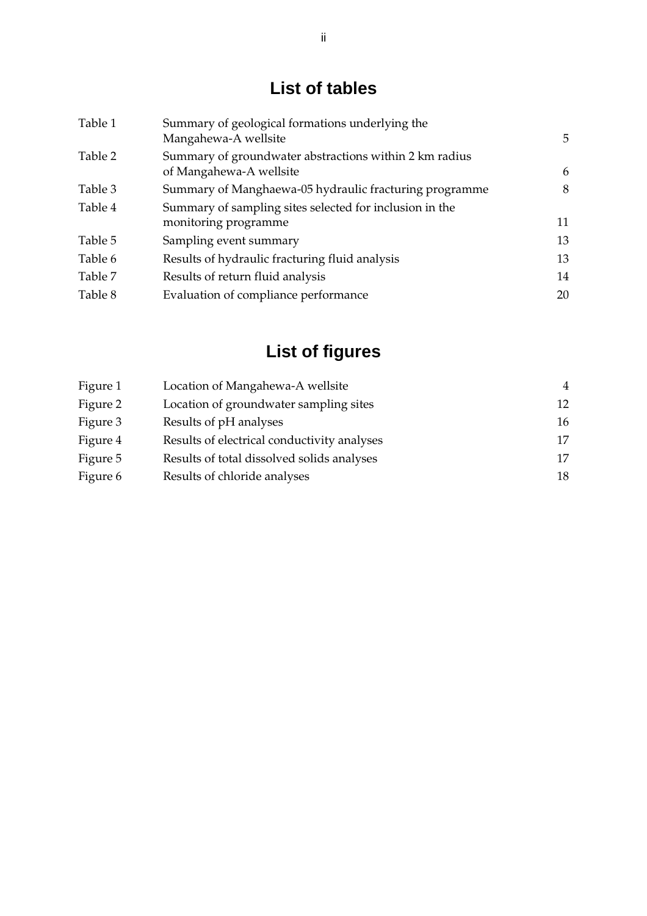# List of tables

| | | |
|---|---|---|
| Table 1 | Summary of geological formations underlying the Mangahewa-A wellsite | 5 |
| Table 2 | Summary of groundwater abstractions within 2 km radius of Mangahewa-A wellsite | 6 |
| Table 3 | Summary of Manghaewa-05 hydraulic fracturing programme | 8 |
| Table 4 | Summary of sampling sites selected for inclusion in the monitoring programme | 11 |
| Table 5 | Sampling event summary | 13 |
| Table 6 | Results of hydraulic fracturing fluid analysis | 13 |
| Table 7 | Results of return fluid analysis | 14 |
| Table 8 | Evaluation of compliance performance | 20 |

# List of figures

| | | |
|---|---|---|
| Figure 1 | Location of Mangahewa-A wellsite | 4 |
| Figure 2 | Location of groundwater sampling sites | 12 |
| Figure 3 | Results of pH analyses | 16 |
| Figure 4 | Results of electrical conductivity analyses | 17 |
| Figure 5 | Results of total dissolved solids analyses | 17 |
| Figure 6 | Results of chloride analyses | 18 |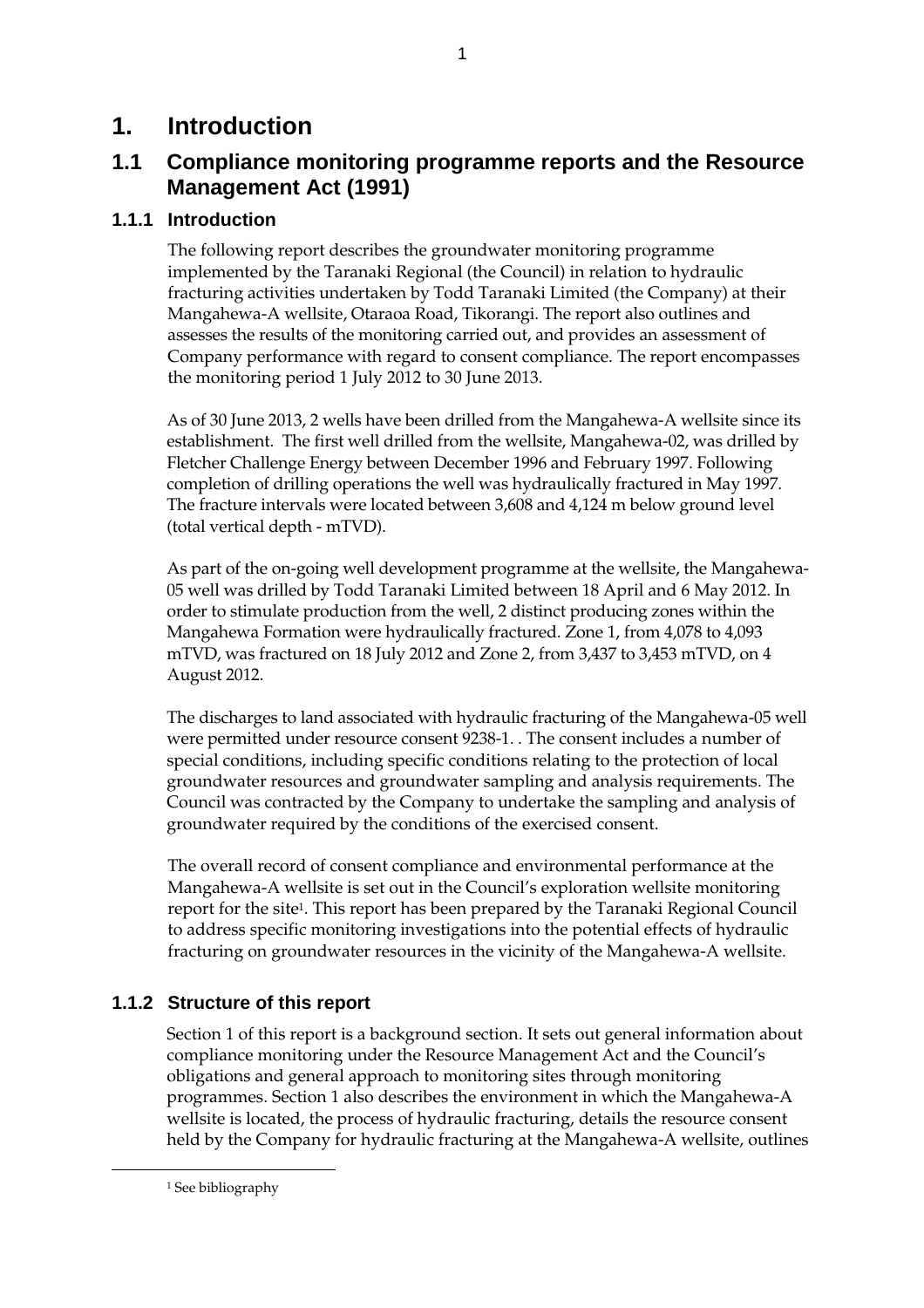# 1. Introduction

## 1.1 Compliance monitoring programme reports and the Resource Management Act (1991)

### 1.1.1 Introduction

The following report describes the groundwater monitoring programme implemented by the Taranaki Regional (the Council) in relation to hydraulic fracturing activities undertaken by Todd Taranaki Limited (the Company) at their Mangahewa-A wellsite, Otaraoa Road, Tikorangi. The report also outlines and assesses the results of the monitoring carried out, and provides an assessment of Company performance with regard to consent compliance. The report encompasses the monitoring period 1 July 2012 to 30 June 2013.

As of 30 June 2013, 2 wells have been drilled from the Mangahewa-A wellsite since its establishment. The first well drilled from the wellsite, Mangahewa-02, was drilled by Fletcher Challenge Energy between December 1996 and February 1997. Following completion of drilling operations the well was hydraulically fractured in May 1997. The fracture intervals were located between 3,608 and 4,124 m below ground level (total vertical depth - mTVD).

As part of the on-going well development programme at the wellsite, the Mangahewa-05 well was drilled by Todd Taranaki Limited between 18 April and 6 May 2012. In order to stimulate production from the well, 2 distinct producing zones within the Mangahewa Formation were hydraulically fractured. Zone 1, from 4,078 to 4,093 mTVD, was fractured on 18 July 2012 and Zone 2, from 3,437 to 3,453 mTVD, on 4 August 2012.

The discharges to land associated with hydraulic fracturing of the Mangahewa-05 well were permitted under resource consent 9238-1. . The consent includes a number of special conditions, including specific conditions relating to the protection of local groundwater resources and groundwater sampling and analysis requirements. The Council was contracted by the Company to undertake the sampling and analysis of groundwater required by the conditions of the exercised consent.

The overall record of consent compliance and environmental performance at the Mangahewa-A wellsite is set out in the Council's exploration wellsite monitoring report for the site[1]. This report has been prepared by the Taranaki Regional Council to address specific monitoring investigations into the potential effects of hydraulic fracturing on groundwater resources in the vicinity of the Mangahewa-A wellsite.

### 1.1.2 Structure of this report

Section 1 of this report is a background section. It sets out general information about compliance monitoring under the Resource Management Act and the Council's obligations and general approach to monitoring sites through monitoring programmes. Section 1 also describes the environment in which the Mangahewa-A wellsite is located, the process of hydraulic fracturing, details the resource consent held by the Company for hydraulic fracturing at the Mangahewa-A wellsite, outlines

[1] See bibliography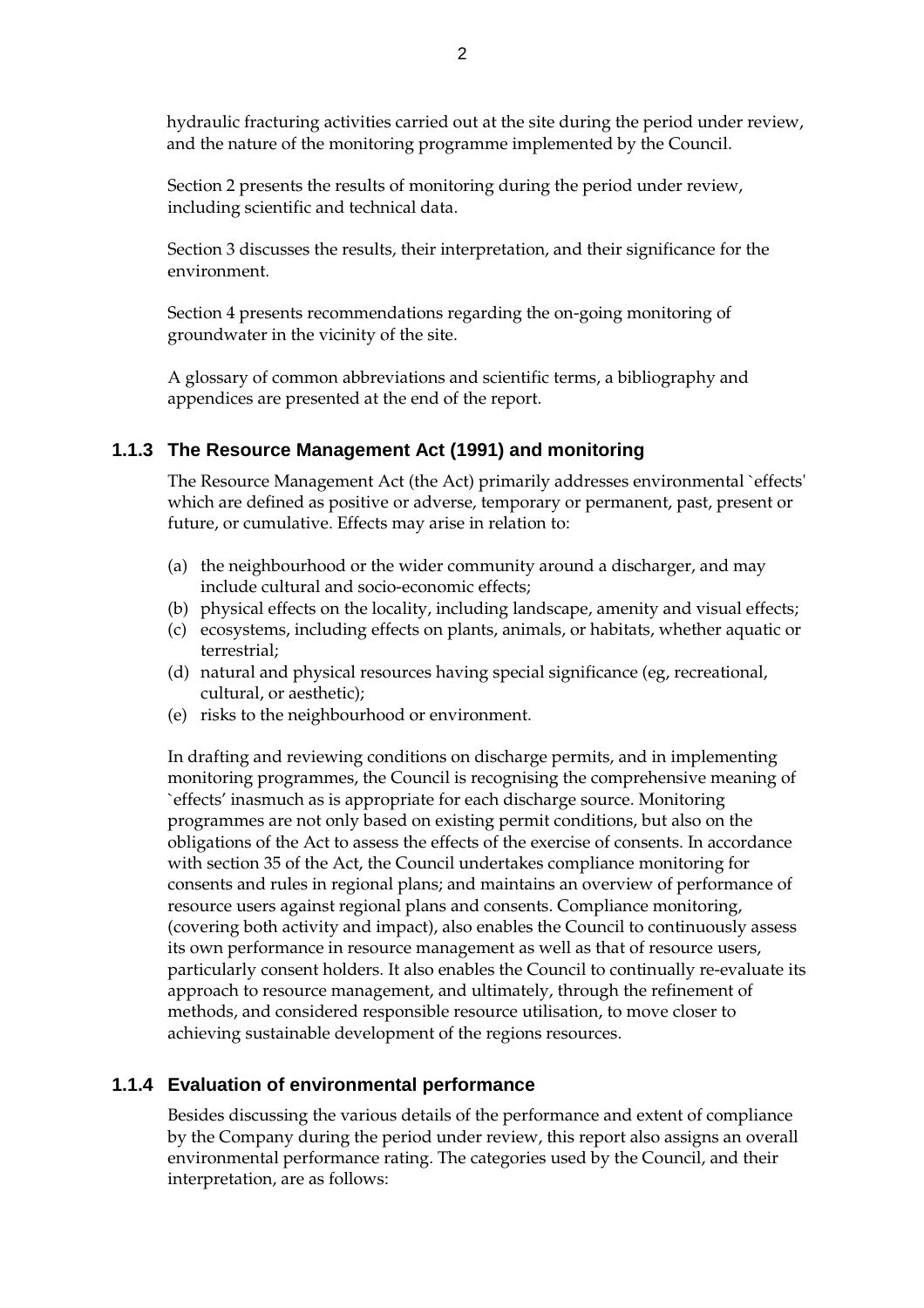hydraulic fracturing activities carried out at the site during the period under review, and the nature of the monitoring programme implemented by the Council.

Section 2 presents the results of monitoring during the period under review, including scientific and technical data.

Section 3 discusses the results, their interpretation, and their significance for the environment.

Section 4 presents recommendations regarding the on-going monitoring of groundwater in the vicinity of the site.

A glossary of common abbreviations and scientific terms, a bibliography and appendices are presented at the end of the report.

### 1.1.3 The Resource Management Act (1991) and monitoring

The Resource Management Act (the Act) primarily addresses environmental `effects' which are defined as positive or adverse, temporary or permanent, past, present or future, or cumulative. Effects may arise in relation to:

(a) the neighbourhood or the wider community around a discharger, and may include cultural and socio-economic effects;
(b) physical effects on the locality, including landscape, amenity and visual effects;
(c) ecosystems, including effects on plants, animals, or habitats, whether aquatic or terrestrial;
(d) natural and physical resources having special significance (eg, recreational, cultural, or aesthetic);
(e) risks to the neighbourhood or environment.

In drafting and reviewing conditions on discharge permits, and in implementing monitoring programmes, the Council is recognising the comprehensive meaning of `effects' inasmuch as is appropriate for each discharge source. Monitoring programmes are not only based on existing permit conditions, but also on the obligations of the Act to assess the effects of the exercise of consents. In accordance with section 35 of the Act, the Council undertakes compliance monitoring for consents and rules in regional plans; and maintains an overview of performance of resource users against regional plans and consents. Compliance monitoring, (covering both activity and impact), also enables the Council to continuously assess its own performance in resource management as well as that of resource users, particularly consent holders. It also enables the Council to continually re-evaluate its approach to resource management, and ultimately, through the refinement of methods, and considered responsible resource utilisation, to move closer to achieving sustainable development of the regions resources.

### 1.1.4 Evaluation of environmental performance

Besides discussing the various details of the performance and extent of compliance by the Company during the period under review, this report also assigns an overall environmental performance rating. The categories used by the Council, and their interpretation, are as follows: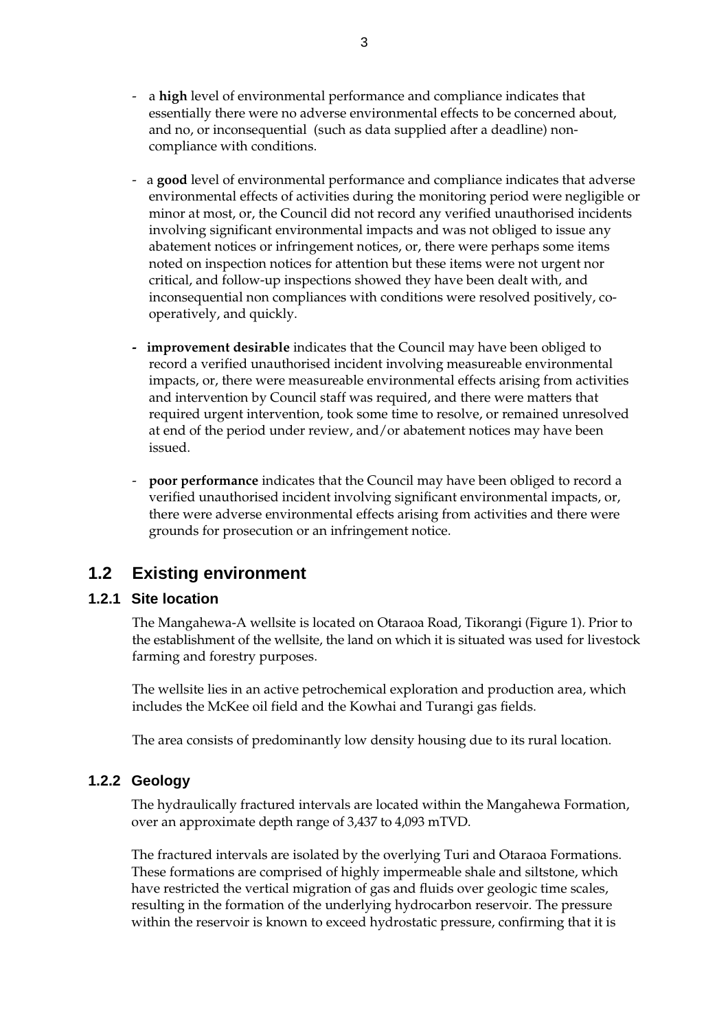- a **high** level of environmental performance and compliance indicates that essentially there were no adverse environmental effects to be concerned about, and no, or inconsequential (such as data supplied after a deadline) non-compliance with conditions.

- a **good** level of environmental performance and compliance indicates that adverse environmental effects of activities during the monitoring period were negligible or minor at most, or, the Council did not record any verified unauthorised incidents involving significant environmental impacts and was not obliged to issue any abatement notices or infringement notices, or, there were perhaps some items noted on inspection notices for attention but these items were not urgent nor critical, and follow-up inspections showed they have been dealt with, and inconsequential non compliances with conditions were resolved positively, co-operatively, and quickly.

- **improvement desirable** indicates that the Council may have been obliged to record a verified unauthorised incident involving measureable environmental impacts, or, there were measureable environmental effects arising from activities and intervention by Council staff was required, and there were matters that required urgent intervention, took some time to resolve, or remained unresolved at end of the period under review, and/or abatement notices may have been issued.

- **poor performance** indicates that the Council may have been obliged to record a verified unauthorised incident involving significant environmental impacts, or, there were adverse environmental effects arising from activities and there were grounds for prosecution or an infringement notice.

## 1.2 Existing environment

### 1.2.1 Site location

The Mangahewa-A wellsite is located on Otaraoa Road, Tikorangi (Figure 1). Prior to the establishment of the wellsite, the land on which it is situated was used for livestock farming and forestry purposes.

The wellsite lies in an active petrochemical exploration and production area, which includes the McKee oil field and the Kowhai and Turangi gas fields.

The area consists of predominantly low density housing due to its rural location.

### 1.2.2 Geology

The hydraulically fractured intervals are located within the Mangahewa Formation, over an approximate depth range of 3,437 to 4,093 mTVD.

The fractured intervals are isolated by the overlying Turi and Otaraoa Formations. These formations are comprised of highly impermeable shale and siltstone, which have restricted the vertical migration of gas and fluids over geologic time scales, resulting in the formation of the underlying hydrocarbon reservoir. The pressure within the reservoir is known to exceed hydrostatic pressure, confirming that it is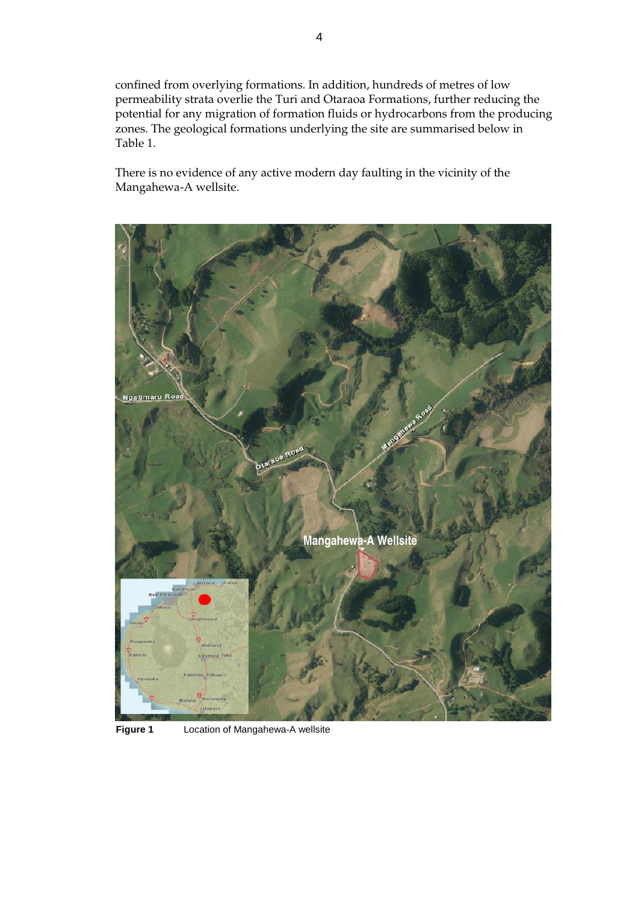confined from overlying formations. In addition, hundreds of metres of low permeability strata overlie the Turi and Otaraoa Formations, further reducing the potential for any migration of formation fluids or hydrocarbons from the producing zones. The geological formations underlying the site are summarised below in Table 1.

There is no evidence of any active modern day faulting in the vicinity of the Mangahewa-A wellsite.

**Figure 1** Location of Mangahewa-A wellsite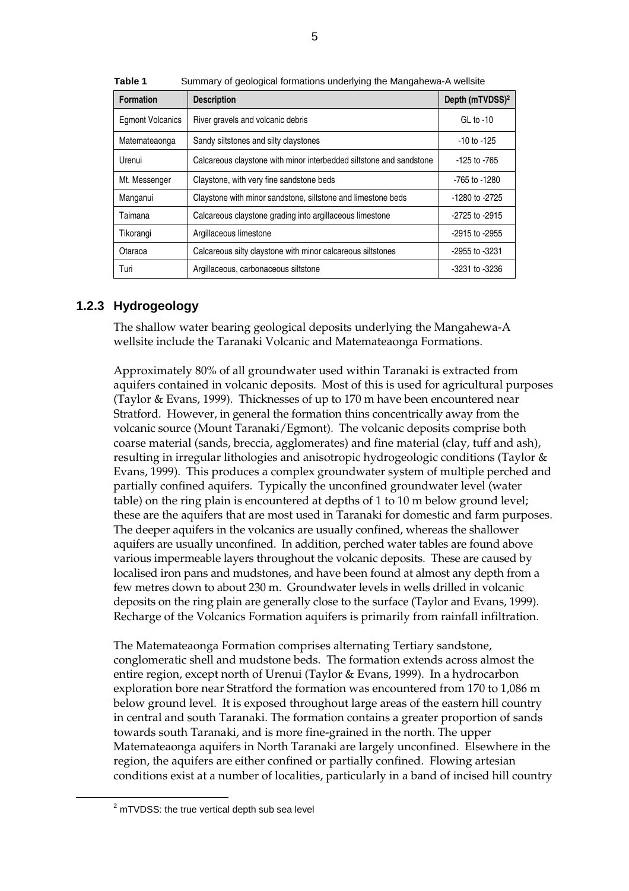**Table 1** Summary of geological formations underlying the Mangahewa-A wellsite

| Formation | Description | Depth (mTVDSS)[2] |
|---|---|---|
| Egmont Volcanics | River gravels and volcanic debris | GL to -10 |
| Matemateaonga | Sandy siltstones and silty claystones | -10 to -125 |
| Urenui | Calcareous claystone with minor interbedded siltstone and sandstone | -125 to -765 |
| Mt. Messenger | Claystone, with very fine sandstone beds | -765 to -1280 |
| Manganui | Claystone with minor sandstone, siltstone and limestone beds | -1280 to -2725 |
| Taimana | Calcareous claystone grading into argillaceous limestone | -2725 to -2915 |
| Tikorangi | Argillaceous limestone | -2915 to -2955 |
| Otaraoa | Calcareous silty claystone with minor calcareous siltstones | -2955 to -3231 |
| Turi | Argillaceous, carbonaceous siltstone | -3231 to -3236 |

### 1.2.3 Hydrogeology

The shallow water bearing geological deposits underlying the Mangahewa-A wellsite include the Taranaki Volcanic and Matemateaonga Formations.

Approximately 80% of all groundwater used within Taranaki is extracted from aquifers contained in volcanic deposits. Most of this is used for agricultural purposes (Taylor & Evans, 1999). Thicknesses of up to 170 m have been encountered near Stratford. However, in general the formation thins concentrically away from the volcanic source (Mount Taranaki/Egmont). The volcanic deposits comprise both coarse material (sands, breccia, agglomerates) and fine material (clay, tuff and ash), resulting in irregular lithologies and anisotropic hydrogeologic conditions (Taylor & Evans, 1999). This produces a complex groundwater system of multiple perched and partially confined aquifers. Typically the unconfined groundwater level (water table) on the ring plain is encountered at depths of 1 to 10 m below ground level; these are the aquifers that are most used in Taranaki for domestic and farm purposes. The deeper aquifers in the volcanics are usually confined, whereas the shallower aquifers are usually unconfined. In addition, perched water tables are found above various impermeable layers throughout the volcanic deposits. These are caused by localised iron pans and mudstones, and have been found at almost any depth from a few metres down to about 230 m. Groundwater levels in wells drilled in volcanic deposits on the ring plain are generally close to the surface (Taylor and Evans, 1999). Recharge of the Volcanics Formation aquifers is primarily from rainfall infiltration.

The Matemateaonga Formation comprises alternating Tertiary sandstone, conglomeratic shell and mudstone beds. The formation extends across almost the entire region, except north of Urenui (Taylor & Evans, 1999). In a hydrocarbon exploration bore near Stratford the formation was encountered from 170 to 1,086 m below ground level. It is exposed throughout large areas of the eastern hill country in central and south Taranaki. The formation contains a greater proportion of sands towards south Taranaki, and is more fine-grained in the north. The upper Matemateaonga aquifers in North Taranaki are largely unconfined. Elsewhere in the region, the aquifers are either confined or partially confined. Flowing artesian conditions exist at a number of localities, particularly in a band of incised hill country

[2] mTVDSS: the true vertical depth sub sea level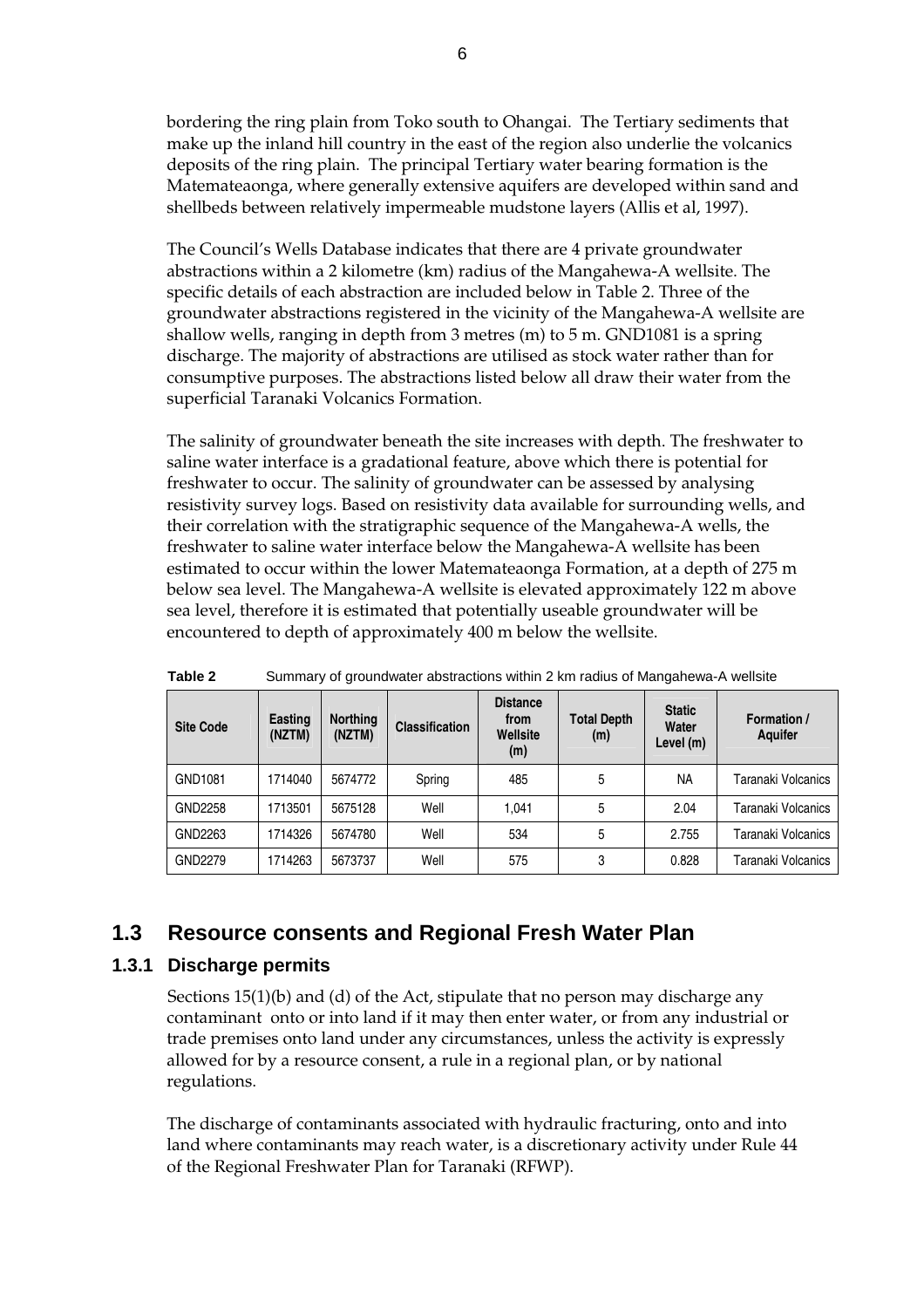bordering the ring plain from Toko south to Ohangai. The Tertiary sediments that make up the inland hill country in the east of the region also underlie the volcanics deposits of the ring plain. The principal Tertiary water bearing formation is the Matemateaonga, where generally extensive aquifers are developed within sand and shellbeds between relatively impermeable mudstone layers (Allis et al, 1997).

The Council's Wells Database indicates that there are 4 private groundwater abstractions within a 2 kilometre (km) radius of the Mangahewa-A wellsite. The specific details of each abstraction are included below in Table 2. Three of the groundwater abstractions registered in the vicinity of the Mangahewa-A wellsite are shallow wells, ranging in depth from 3 metres (m) to 5 m. GND1081 is a spring discharge. The majority of abstractions are utilised as stock water rather than for consumptive purposes. The abstractions listed below all draw their water from the superficial Taranaki Volcanics Formation.

The salinity of groundwater beneath the site increases with depth. The freshwater to saline water interface is a gradational feature, above which there is potential for freshwater to occur. The salinity of groundwater can be assessed by analysing resistivity survey logs. Based on resistivity data available for surrounding wells, and their correlation with the stratigraphic sequence of the Mangahewa-A wells, the freshwater to saline water interface below the Mangahewa-A wellsite has been estimated to occur within the lower Matemateaonga Formation, at a depth of 275 m below sea level. The Mangahewa-A wellsite is elevated approximately 122 m above sea level, therefore it is estimated that potentially useable groundwater will be encountered to depth of approximately 400 m below the wellsite.

**Table 2** Summary of groundwater abstractions within 2 km radius of Mangahewa-A wellsite

| Site Code | Easting (NZTM) | Northing (NZTM) | Classification | Distance from Wellsite (m) | Total Depth (m) | Static Water Level (m) | Formation / Aquifer |
|---|---|---|---|---|---|---|---|
| GND1081 | 1714040 | 5674772 | Spring | 485 | 5 | NA | Taranaki Volcanics |
| GND2258 | 1713501 | 5675128 | Well | 1,041 | 5 | 2.04 | Taranaki Volcanics |
| GND2263 | 1714326 | 5674780 | Well | 534 | 5 | 2.755 | Taranaki Volcanics |
| GND2279 | 1714263 | 5673737 | Well | 575 | 3 | 0.828 | Taranaki Volcanics |

## 1.3 Resource consents and Regional Fresh Water Plan

### 1.3.1 Discharge permits

Sections 15(1)(b) and (d) of the Act, stipulate that no person may discharge any contaminant onto or into land if it may then enter water, or from any industrial or trade premises onto land under any circumstances, unless the activity is expressly allowed for by a resource consent, a rule in a regional plan, or by national regulations.

The discharge of contaminants associated with hydraulic fracturing, onto and into land where contaminants may reach water, is a discretionary activity under Rule 44 of the Regional Freshwater Plan for Taranaki (RFWP).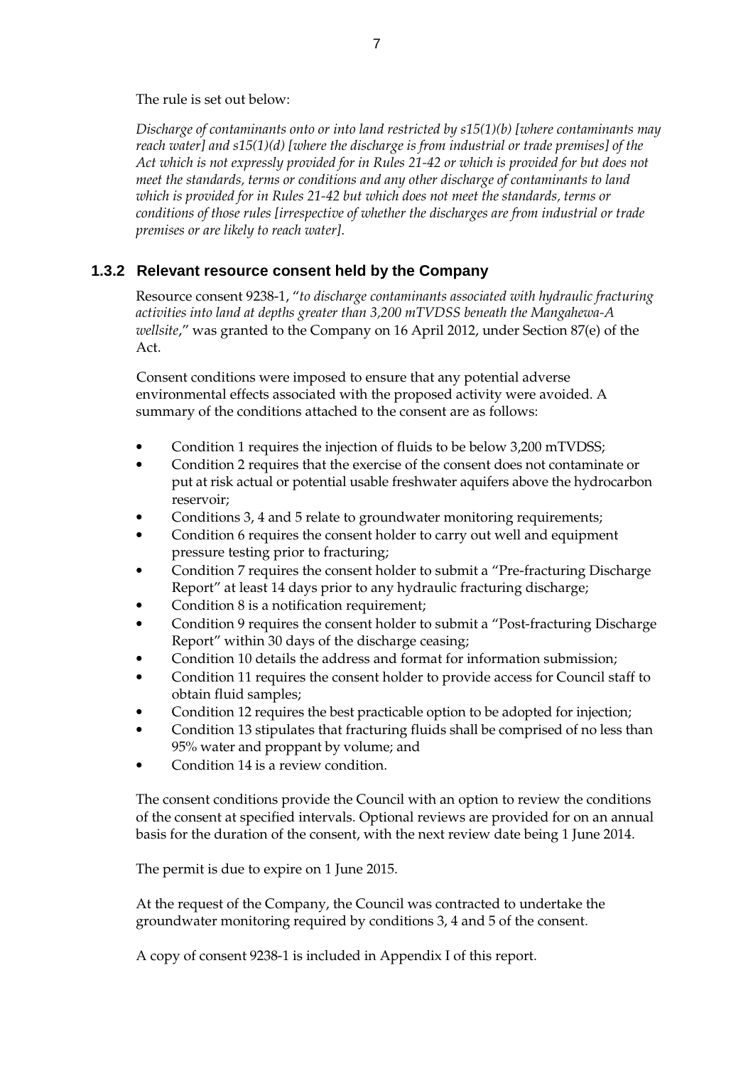The rule is set out below:

*Discharge of contaminants onto or into land restricted by s15(1)(b) [where contaminants may reach water] and s15(1)(d) [where the discharge is from industrial or trade premises] of the Act which is not expressly provided for in Rules 21-42 or which is provided for but does not meet the standards, terms or conditions and any other discharge of contaminants to land which is provided for in Rules 21-42 but which does not meet the standards, terms or conditions of those rules [irrespective of whether the discharges are from industrial or trade premises or are likely to reach water].*

### 1.3.2 Relevant resource consent held by the Company

Resource consent 9238-1, "*to discharge contaminants associated with hydraulic fracturing activities into land at depths greater than 3,200 mTVDSS beneath the Mangahewa-A wellsite*," was granted to the Company on 16 April 2012, under Section 87(e) of the Act.

Consent conditions were imposed to ensure that any potential adverse environmental effects associated with the proposed activity were avoided. A summary of the conditions attached to the consent are as follows:

- Condition 1 requires the injection of fluids to be below 3,200 mTVDSS;
- Condition 2 requires that the exercise of the consent does not contaminate or put at risk actual or potential usable freshwater aquifers above the hydrocarbon reservoir;
- Conditions 3, 4 and 5 relate to groundwater monitoring requirements;
- Condition 6 requires the consent holder to carry out well and equipment pressure testing prior to fracturing;
- Condition 7 requires the consent holder to submit a "Pre-fracturing Discharge Report" at least 14 days prior to any hydraulic fracturing discharge;
- Condition 8 is a notification requirement;
- Condition 9 requires the consent holder to submit a "Post-fracturing Discharge Report" within 30 days of the discharge ceasing;
- Condition 10 details the address and format for information submission;
- Condition 11 requires the consent holder to provide access for Council staff to obtain fluid samples;
- Condition 12 requires the best practicable option to be adopted for injection;
- Condition 13 stipulates that fracturing fluids shall be comprised of no less than 95% water and proppant by volume; and
- Condition 14 is a review condition.

The consent conditions provide the Council with an option to review the conditions of the consent at specified intervals. Optional reviews are provided for on an annual basis for the duration of the consent, with the next review date being 1 June 2014.

The permit is due to expire on 1 June 2015.

At the request of the Company, the Council was contracted to undertake the groundwater monitoring required by conditions 3, 4 and 5 of the consent.

A copy of consent 9238-1 is included in Appendix I of this report.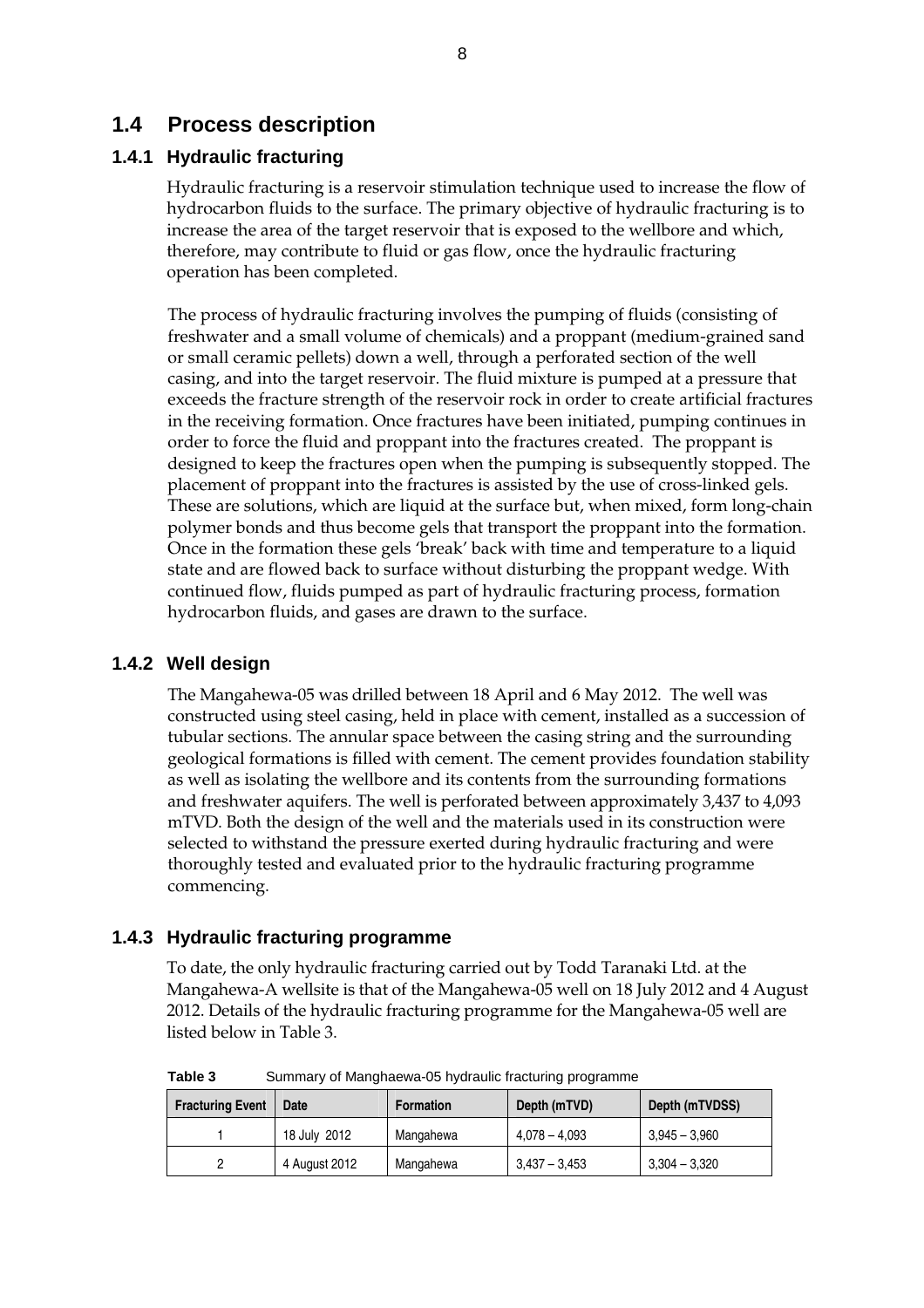## 1.4 Process description

### 1.4.1 Hydraulic fracturing

Hydraulic fracturing is a reservoir stimulation technique used to increase the flow of hydrocarbon fluids to the surface. The primary objective of hydraulic fracturing is to increase the area of the target reservoir that is exposed to the wellbore and which, therefore, may contribute to fluid or gas flow, once the hydraulic fracturing operation has been completed.

The process of hydraulic fracturing involves the pumping of fluids (consisting of freshwater and a small volume of chemicals) and a proppant (medium-grained sand or small ceramic pellets) down a well, through a perforated section of the well casing, and into the target reservoir. The fluid mixture is pumped at a pressure that exceeds the fracture strength of the reservoir rock in order to create artificial fractures in the receiving formation. Once fractures have been initiated, pumping continues in order to force the fluid and proppant into the fractures created. The proppant is designed to keep the fractures open when the pumping is subsequently stopped. The placement of proppant into the fractures is assisted by the use of cross-linked gels. These are solutions, which are liquid at the surface but, when mixed, form long-chain polymer bonds and thus become gels that transport the proppant into the formation. Once in the formation these gels 'break' back with time and temperature to a liquid state and are flowed back to surface without disturbing the proppant wedge. With continued flow, fluids pumped as part of hydraulic fracturing process, formation hydrocarbon fluids, and gases are drawn to the surface.

### 1.4.2 Well design

The Mangahewa-05 was drilled between 18 April and 6 May 2012. The well was constructed using steel casing, held in place with cement, installed as a succession of tubular sections. The annular space between the casing string and the surrounding geological formations is filled with cement. The cement provides foundation stability as well as isolating the wellbore and its contents from the surrounding formations and freshwater aquifers. The well is perforated between approximately 3,437 to 4,093 mTVD. Both the design of the well and the materials used in its construction were selected to withstand the pressure exerted during hydraulic fracturing and were thoroughly tested and evaluated prior to the hydraulic fracturing programme commencing.

### 1.4.3 Hydraulic fracturing programme

To date, the only hydraulic fracturing carried out by Todd Taranaki Ltd. at the Mangahewa-A wellsite is that of the Mangahewa-05 well on 18 July 2012 and 4 August 2012. Details of the hydraulic fracturing programme for the Mangahewa-05 well are listed below in Table 3.

**Table 3** Summary of Manghaewa-05 hydraulic fracturing programme

| Fracturing Event | Date | Formation | Depth (mTVD) | Depth (mTVDSS) |
|---|---|---|---|---|
| 1 | 18 July 2012 | Mangahewa | 4,078 – 4,093 | 3,945 – 3,960 |
| 2 | 4 August 2012 | Mangahewa | 3,437 – 3,453 | 3,304 – 3,320 |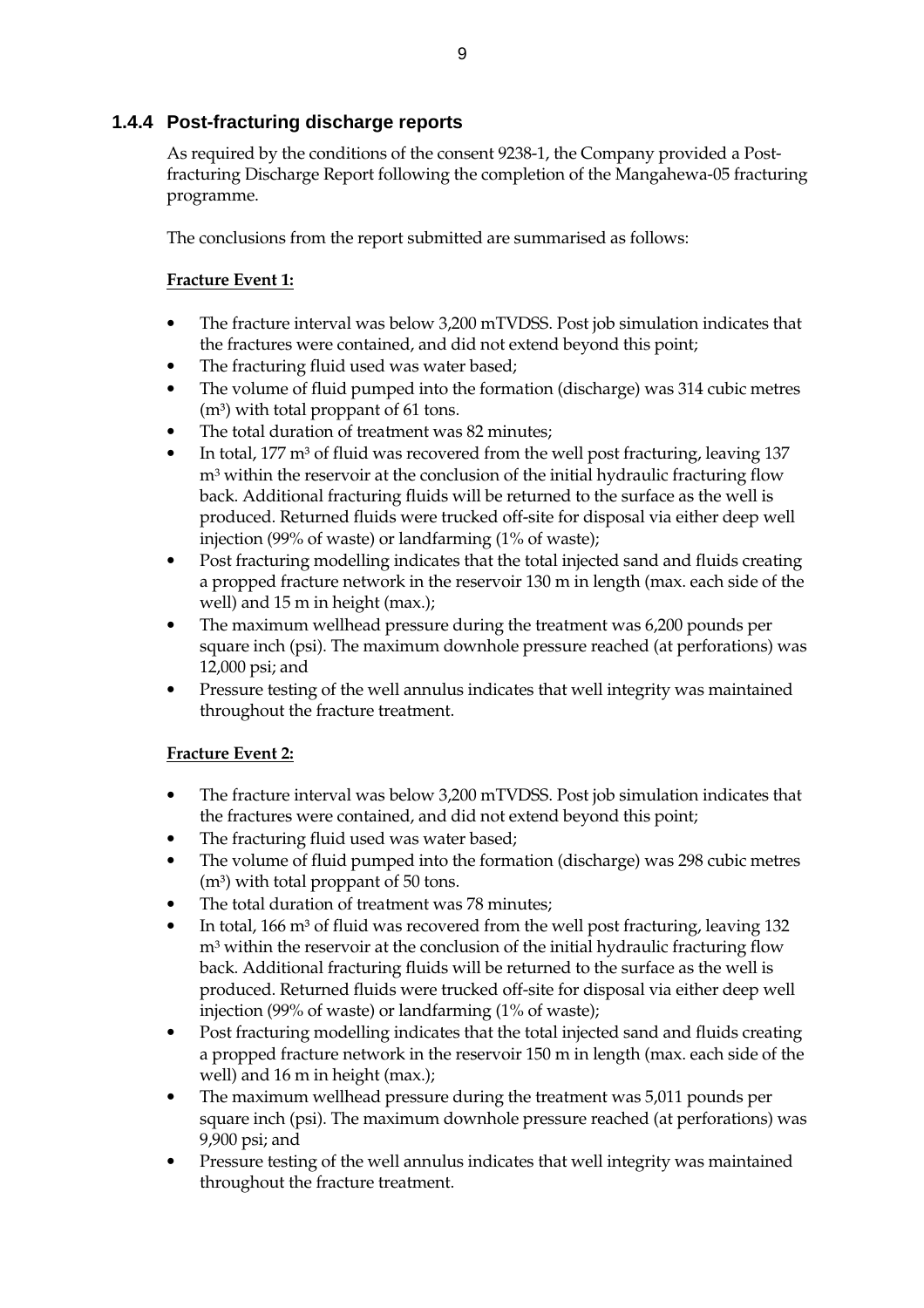### 1.4.4 Post-fracturing discharge reports

As required by the conditions of the consent 9238-1, the Company provided a Post-fracturing Discharge Report following the completion of the Mangahewa-05 fracturing programme.

The conclusions from the report submitted are summarised as follows:

**Fracture Event 1:**

- The fracture interval was below 3,200 mTVDSS. Post job simulation indicates that the fractures were contained, and did not extend beyond this point;
- The fracturing fluid used was water based;
- The volume of fluid pumped into the formation (discharge) was 314 cubic metres ($m^3$) with total proppant of 61 tons.
- The total duration of treatment was 82 minutes;
- In total, 177 $m^3$ of fluid was recovered from the well post fracturing, leaving 137 $m^3$ within the reservoir at the conclusion of the initial hydraulic fracturing flow back. Additional fracturing fluids will be returned to the surface as the well is produced. Returned fluids were trucked off-site for disposal via either deep well injection (99% of waste) or landfarming (1% of waste);
- Post fracturing modelling indicates that the total injected sand and fluids creating a propped fracture network in the reservoir 130 m in length (max. each side of the well) and 15 m in height (max.);
- The maximum wellhead pressure during the treatment was 6,200 pounds per square inch (psi). The maximum downhole pressure reached (at perforations) was 12,000 psi; and
- Pressure testing of the well annulus indicates that well integrity was maintained throughout the fracture treatment.

**Fracture Event 2:**

- The fracture interval was below 3,200 mTVDSS. Post job simulation indicates that the fractures were contained, and did not extend beyond this point;
- The fracturing fluid used was water based;
- The volume of fluid pumped into the formation (discharge) was 298 cubic metres ($m^3$) with total proppant of 50 tons.
- The total duration of treatment was 78 minutes;
- In total, 166 $m^3$ of fluid was recovered from the well post fracturing, leaving 132 $m^3$ within the reservoir at the conclusion of the initial hydraulic fracturing flow back. Additional fracturing fluids will be returned to the surface as the well is produced. Returned fluids were trucked off-site for disposal via either deep well injection (99% of waste) or landfarming (1% of waste);
- Post fracturing modelling indicates that the total injected sand and fluids creating a propped fracture network in the reservoir 150 m in length (max. each side of the well) and 16 m in height (max.);
- The maximum wellhead pressure during the treatment was 5,011 pounds per square inch (psi). The maximum downhole pressure reached (at perforations) was 9,900 psi; and
- Pressure testing of the well annulus indicates that well integrity was maintained throughout the fracture treatment.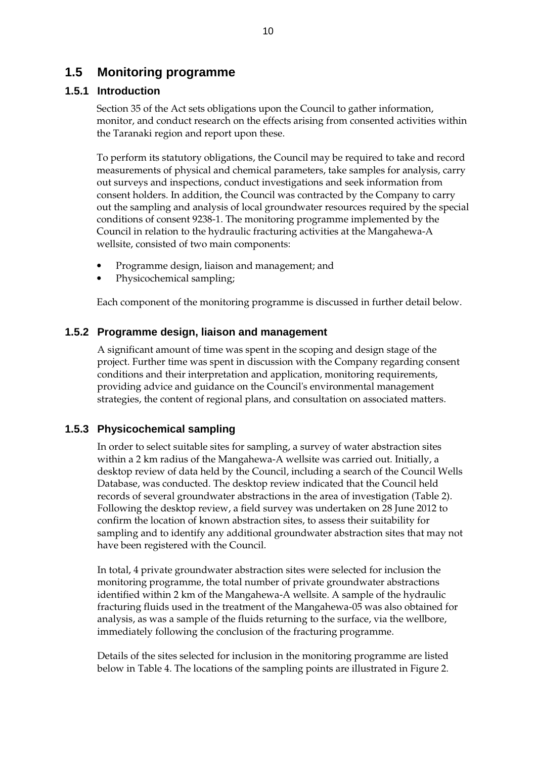## 1.5 Monitoring programme

### 1.5.1 Introduction

Section 35 of the Act sets obligations upon the Council to gather information, monitor, and conduct research on the effects arising from consented activities within the Taranaki region and report upon these.

To perform its statutory obligations, the Council may be required to take and record measurements of physical and chemical parameters, take samples for analysis, carry out surveys and inspections, conduct investigations and seek information from consent holders. In addition, the Council was contracted by the Company to carry out the sampling and analysis of local groundwater resources required by the special conditions of consent 9238-1. The monitoring programme implemented by the Council in relation to the hydraulic fracturing activities at the Mangahewa-A wellsite, consisted of two main components:

- Programme design, liaison and management; and
- Physicochemical sampling;

Each component of the monitoring programme is discussed in further detail below.

### 1.5.2 Programme design, liaison and management

A significant amount of time was spent in the scoping and design stage of the project. Further time was spent in discussion with the Company regarding consent conditions and their interpretation and application, monitoring requirements, providing advice and guidance on the Council's environmental management strategies, the content of regional plans, and consultation on associated matters.

### 1.5.3 Physicochemical sampling

In order to select suitable sites for sampling, a survey of water abstraction sites within a 2 km radius of the Mangahewa-A wellsite was carried out. Initially, a desktop review of data held by the Council, including a search of the Council Wells Database, was conducted. The desktop review indicated that the Council held records of several groundwater abstractions in the area of investigation (Table 2). Following the desktop review, a field survey was undertaken on 28 June 2012 to confirm the location of known abstraction sites, to assess their suitability for sampling and to identify any additional groundwater abstraction sites that may not have been registered with the Council.

In total, 4 private groundwater abstraction sites were selected for inclusion the monitoring programme, the total number of private groundwater abstractions identified within 2 km of the Mangahewa-A wellsite. A sample of the hydraulic fracturing fluids used in the treatment of the Mangahewa-05 was also obtained for analysis, as was a sample of the fluids returning to the surface, via the wellbore, immediately following the conclusion of the fracturing programme.

Details of the sites selected for inclusion in the monitoring programme are listed below in Table 4. The locations of the sampling points are illustrated in Figure 2.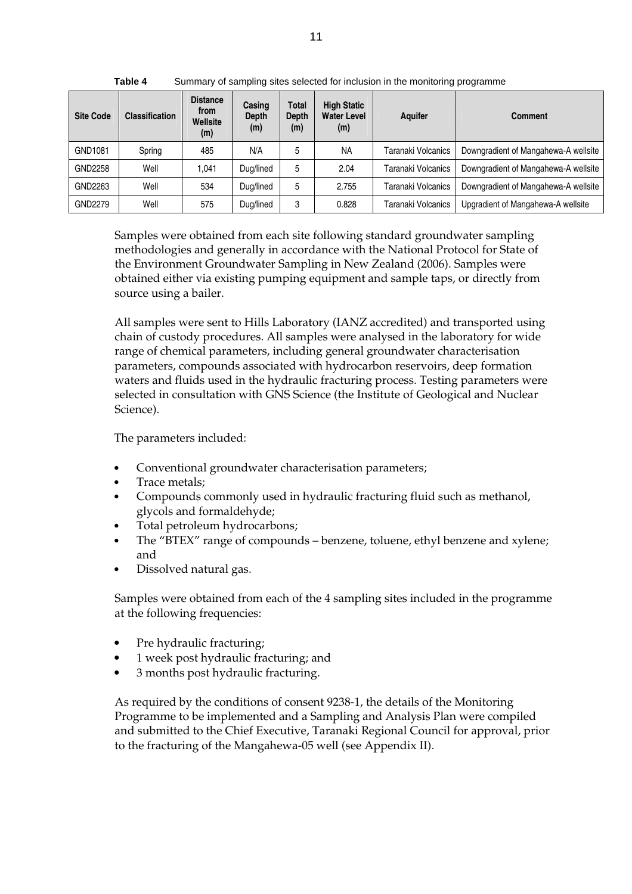**Table 4** Summary of sampling sites selected for inclusion in the monitoring programme

| Site Code | Classification | Distance from Wellsite (m) | Casing Depth (m) | Total Depth (m) | High Static Water Level (m) | Aquifer | Comment |
|---|---|---|---|---|---|---|---|
| GND1081 | Spring | 485 | N/A | 5 | NA | Taranaki Volcanics | Downgradient of Mangahewa-A wellsite |
| GND2258 | Well | 1,041 | Dug/lined | 5 | 2.04 | Taranaki Volcanics | Downgradient of Mangahewa-A wellsite |
| GND2263 | Well | 534 | Dug/lined | 5 | 2.755 | Taranaki Volcanics | Downgradient of Mangahewa-A wellsite |
| GND2279 | Well | 575 | Dug/lined | 3 | 0.828 | Taranaki Volcanics | Upgradient of Mangahewa-A wellsite |

Samples were obtained from each site following standard groundwater sampling methodologies and generally in accordance with the National Protocol for State of the Environment Groundwater Sampling in New Zealand (2006). Samples were obtained either via existing pumping equipment and sample taps, or directly from source using a bailer.

All samples were sent to Hills Laboratory (IANZ accredited) and transported using chain of custody procedures. All samples were analysed in the laboratory for wide range of chemical parameters, including general groundwater characterisation parameters, compounds associated with hydrocarbon reservoirs, deep formation waters and fluids used in the hydraulic fracturing process. Testing parameters were selected in consultation with GNS Science (the Institute of Geological and Nuclear Science).

The parameters included:

- Conventional groundwater characterisation parameters;
- Trace metals;
- Compounds commonly used in hydraulic fracturing fluid such as methanol, glycols and formaldehyde;
- Total petroleum hydrocarbons;
- The "BTEX" range of compounds – benzene, toluene, ethyl benzene and xylene; and
- Dissolved natural gas.

Samples were obtained from each of the 4 sampling sites included in the programme at the following frequencies:

- Pre hydraulic fracturing;
- 1 week post hydraulic fracturing; and
- 3 months post hydraulic fracturing.

As required by the conditions of consent 9238-1, the details of the Monitoring Programme to be implemented and a Sampling and Analysis Plan were compiled and submitted to the Chief Executive, Taranaki Regional Council for approval, prior to the fracturing of the Mangahewa-05 well (see Appendix II).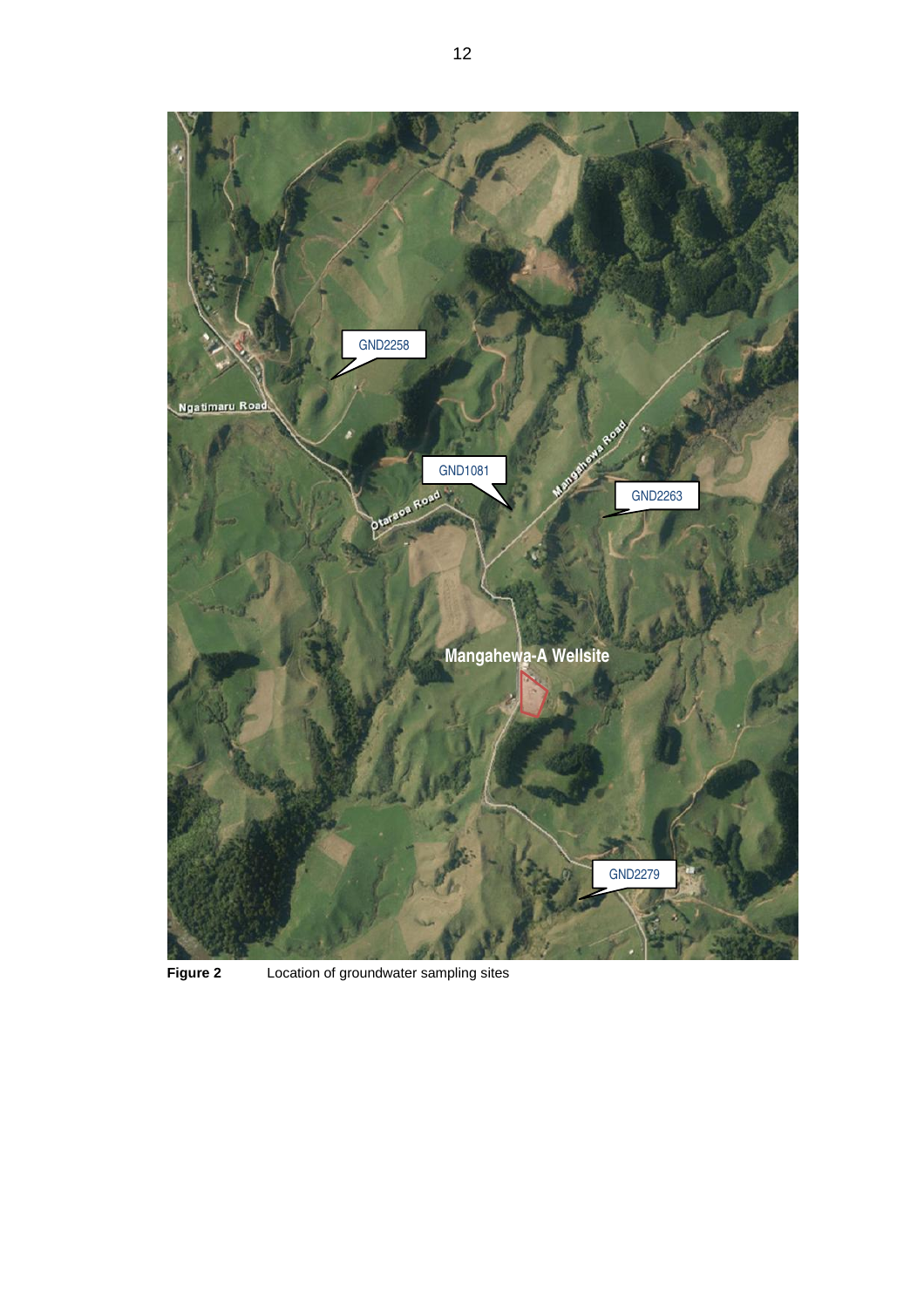**Figure 2** Location of groundwater sampling sites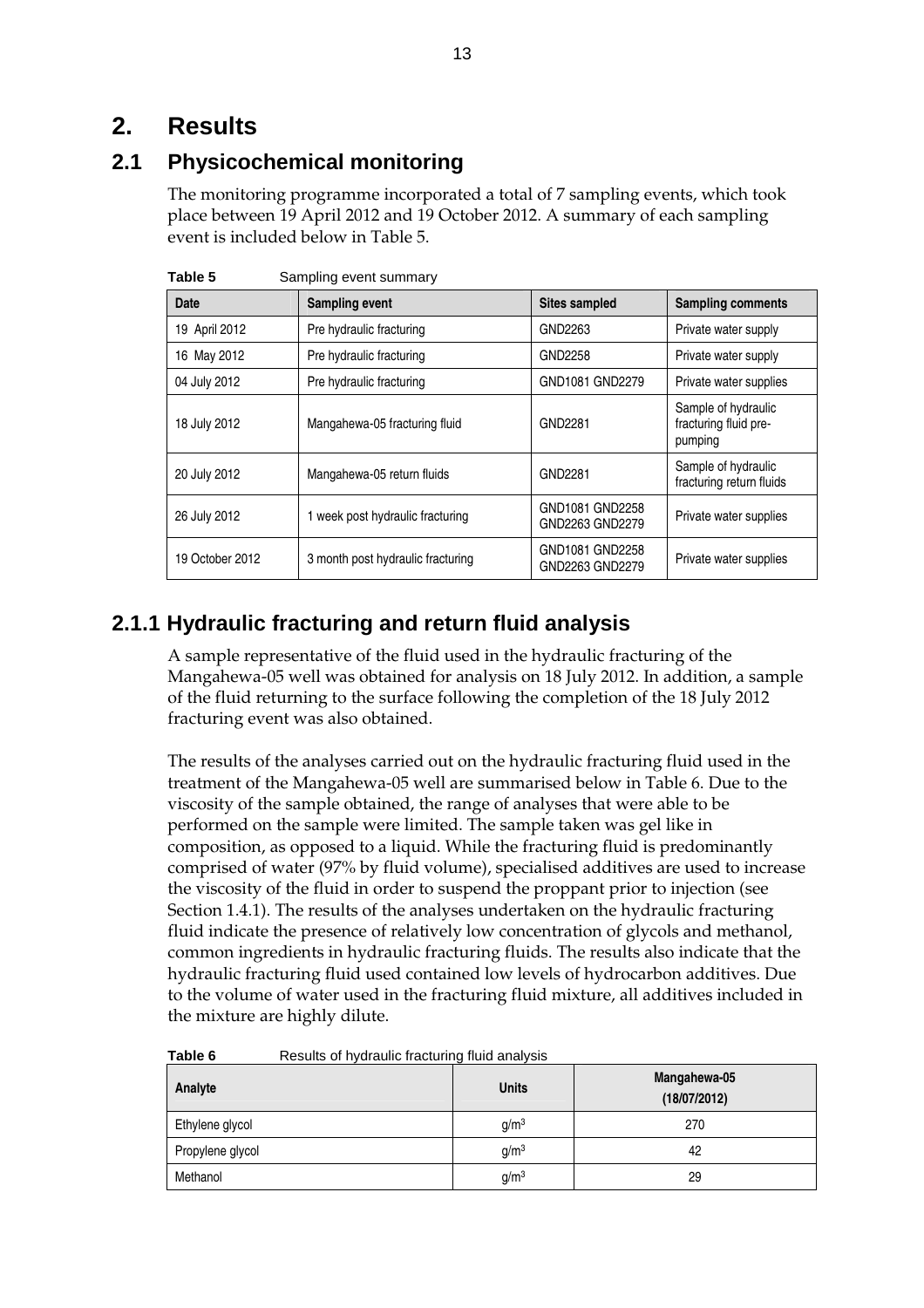# 2. Results

## 2.1 Physicochemical monitoring

The monitoring programme incorporated a total of 7 sampling events, which took place between 19 April 2012 and 19 October 2012. A summary of each sampling event is included below in Table 5.

**Table 5** Sampling event summary

| Date | Sampling event | Sites sampled | Sampling comments |
|---|---|---|---|
| 19 April 2012 | Pre hydraulic fracturing | GND2263 | Private water supply |
| 16 May 2012 | Pre hydraulic fracturing | GND2258 | Private water supply |
| 04 July 2012 | Pre hydraulic fracturing | GND1081 GND2279 | Private water supplies |
| 18 July 2012 | Mangahewa-05 fracturing fluid | GND2281 | Sample of hydraulic fracturing fluid pre-pumping |
| 20 July 2012 | Mangahewa-05 return fluids | GND2281 | Sample of hydraulic fracturing return fluids |
| 26 July 2012 | 1 week post hydraulic fracturing | GND1081 GND2258 GND2263 GND2279 | Private water supplies |
| 19 October 2012 | 3 month post hydraulic fracturing | GND1081 GND2258 GND2263 GND2279 | Private water supplies |

### 2.1.1 Hydraulic fracturing and return fluid analysis

A sample representative of the fluid used in the hydraulic fracturing of the Mangahewa-05 well was obtained for analysis on 18 July 2012. In addition, a sample of the fluid returning to the surface following the completion of the 18 July 2012 fracturing event was also obtained.

The results of the analyses carried out on the hydraulic fracturing fluid used in the treatment of the Mangahewa-05 well are summarised below in Table 6. Due to the viscosity of the sample obtained, the range of analyses that were able to be performed on the sample were limited. The sample taken was gel like in composition, as opposed to a liquid. While the fracturing fluid is predominantly comprised of water (97% by fluid volume), specialised additives are used to increase the viscosity of the fluid in order to suspend the proppant prior to injection (see Section 1.4.1). The results of the analyses undertaken on the hydraulic fracturing fluid indicate the presence of relatively low concentration of glycols and methanol, common ingredients in hydraulic fracturing fluids. The results also indicate that the hydraulic fracturing fluid used contained low levels of hydrocarbon additives. Due to the volume of water used in the fracturing fluid mixture, all additives included in the mixture are highly dilute.

**Table 6** Results of hydraulic fracturing fluid analysis

| Analyte | Units | Mangahewa-05 (18/07/2012) |
|---|---|---|
| Ethylene glycol | $g/m^3$ | 270 |
| Propylene glycol | $g/m^3$ | 42 |
| Methanol | $g/m^3$ | 29 |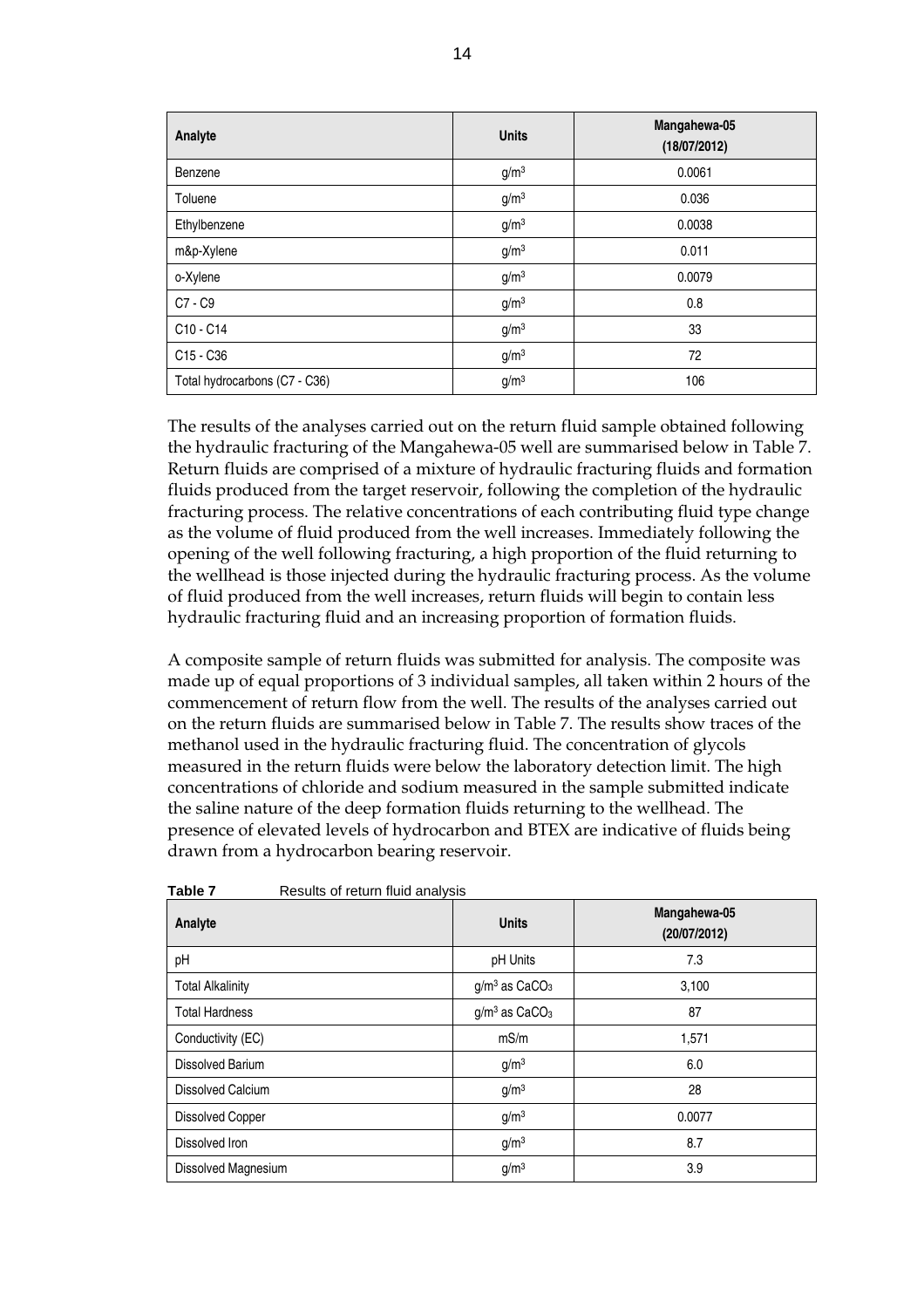| Analyte | Units | Mangahewa-05 (18/07/2012) |
|---|---|---|
| Benzene | $g/m^3$ | 0.0061 |
| Toluene | $g/m^3$ | 0.036 |
| Ethylbenzene | $g/m^3$ | 0.0038 |
| m&p-Xylene | $g/m^3$ | 0.011 |
| o-Xylene | $g/m^3$ | 0.0079 |
| C7 - C9 | $g/m^3$ | 0.8 |
| C10 - C14 | $g/m^3$ | 33 |
| C15 - C36 | $g/m^3$ | 72 |
| Total hydrocarbons (C7 - C36) | $g/m^3$ | 106 |

The results of the analyses carried out on the return fluid sample obtained following the hydraulic fracturing of the Mangahewa-05 well are summarised below in Table 7. Return fluids are comprised of a mixture of hydraulic fracturing fluids and formation fluids produced from the target reservoir, following the completion of the hydraulic fracturing process. The relative concentrations of each contributing fluid type change as the volume of fluid produced from the well increases. Immediately following the opening of the well following fracturing, a high proportion of the fluid returning to the wellhead is those injected during the hydraulic fracturing process. As the volume of fluid produced from the well increases, return fluids will begin to contain less hydraulic fracturing fluid and an increasing proportion of formation fluids.

A composite sample of return fluids was submitted for analysis. The composite was made up of equal proportions of 3 individual samples, all taken within 2 hours of the commencement of return flow from the well. The results of the analyses carried out on the return fluids are summarised below in Table 7. The results show traces of the methanol used in the hydraulic fracturing fluid. The concentration of glycols measured in the return fluids were below the laboratory detection limit. The high concentrations of chloride and sodium measured in the sample submitted indicate the saline nature of the deep formation fluids returning to the wellhead. The presence of elevated levels of hydrocarbon and BTEX are indicative of fluids being drawn from a hydrocarbon bearing reservoir.

**Table 7** Results of return fluid analysis

| Analyte | Units | Mangahewa-05 (20/07/2012) |
|---|---|---|
| pH | pH Units | 7.3 |
| Total Alkalinity | $g/m^3$ as $CaCO_3$ | 3,100 |
| Total Hardness | $g/m^3$ as $CaCO_3$ | 87 |
| Conductivity (EC) | mS/m | 1,571 |
| Dissolved Barium | $g/m^3$ | 6.0 |
| Dissolved Calcium | $g/m^3$ | 28 |
| Dissolved Copper | $g/m^3$ | 0.0077 |
| Dissolved Iron | $g/m^3$ | 8.7 |
| Dissolved Magnesium | $g/m^3$ | 3.9 |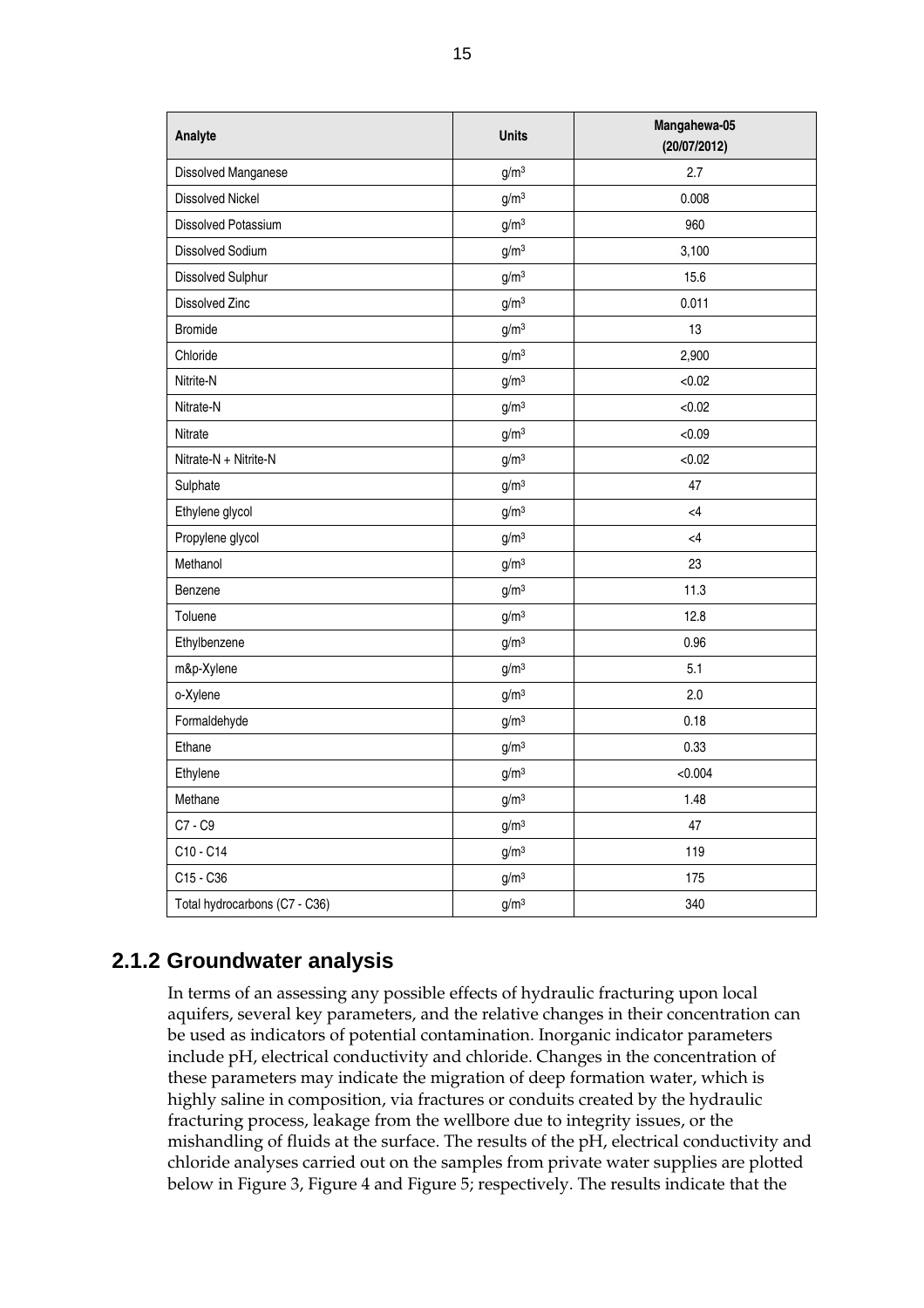| Analyte | Units | Mangahewa-05 (20/07/2012) |
|---|---|---|
| Dissolved Manganese | $g/m^3$ | 2.7 |
| Dissolved Nickel | $g/m^3$ | 0.008 |
| Dissolved Potassium | $g/m^3$ | 960 |
| Dissolved Sodium | $g/m^3$ | 3,100 |
| Dissolved Sulphur | $g/m^3$ | 15.6 |
| Dissolved Zinc | $g/m^3$ | 0.011 |
| Bromide | $g/m^3$ | 13 |
| Chloride | $g/m^3$ | 2,900 |
| Nitrite-N | $g/m^3$ | <0.02 |
| Nitrate-N | $g/m^3$ | <0.02 |
| Nitrate | $g/m^3$ | <0.09 |
| Nitrate-N + Nitrite-N | $g/m^3$ | <0.02 |
| Sulphate | $g/m^3$ | 47 |
| Ethylene glycol | $g/m^3$ | <4 |
| Propylene glycol | $g/m^3$ | <4 |
| Methanol | $g/m^3$ | 23 |
| Benzene | $g/m^3$ | 11.3 |
| Toluene | $g/m^3$ | 12.8 |
| Ethylbenzene | $g/m^3$ | 0.96 |
| m&p-Xylene | $g/m^3$ | 5.1 |
| o-Xylene | $g/m^3$ | 2.0 |
| Formaldehyde | $g/m^3$ | 0.18 |
| Ethane | $g/m^3$ | 0.33 |
| Ethylene | $g/m^3$ | <0.004 |
| Methane | $g/m^3$ | 1.48 |
| C7 - C9 | $g/m^3$ | 47 |
| C10 - C14 | $g/m^3$ | 119 |
| C15 - C36 | $g/m^3$ | 175 |
| Total hydrocarbons (C7 - C36) | $g/m^3$ | 340 |

## 2.1.2 Groundwater analysis

In terms of an assessing any possible effects of hydraulic fracturing upon local aquifers, several key parameters, and the relative changes in their concentration can be used as indicators of potential contamination. Inorganic indicator parameters include pH, electrical conductivity and chloride. Changes in the concentration of these parameters may indicate the migration of deep formation water, which is highly saline in composition, via fractures or conduits created by the hydraulic fracturing process, leakage from the wellbore due to integrity issues, or the mishandling of fluids at the surface. The results of the pH, electrical conductivity and chloride analyses carried out on the samples from private water supplies are plotted below in Figure 3, Figure 4 and Figure 5; respectively. The results indicate that the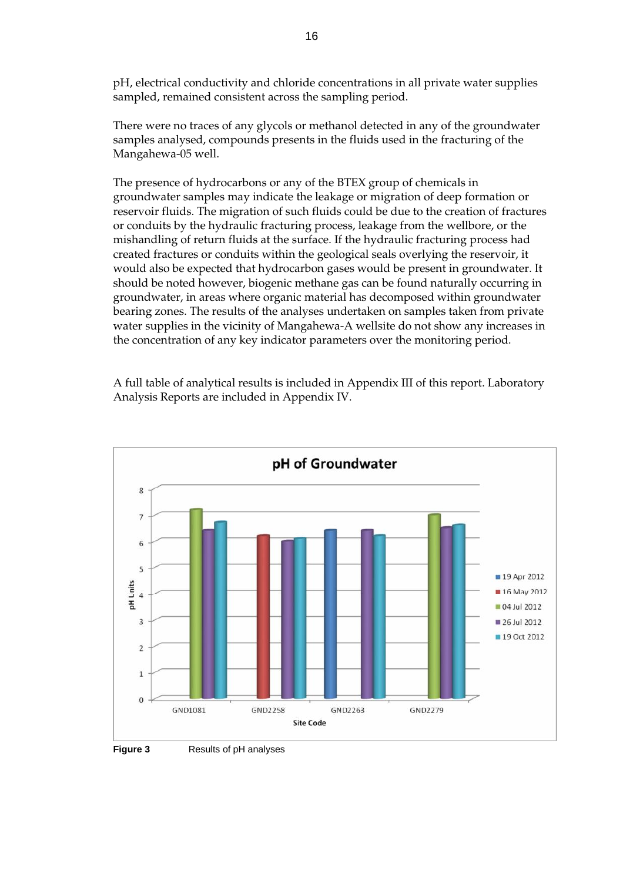pH, electrical conductivity and chloride concentrations in all private water supplies sampled, remained consistent across the sampling period.

There were no traces of any glycols or methanol detected in any of the groundwater samples analysed, compounds presents in the fluids used in the fracturing of the Mangahewa-05 well.

The presence of hydrocarbons or any of the BTEX group of chemicals in groundwater samples may indicate the leakage or migration of deep formation or reservoir fluids. The migration of such fluids could be due to the creation of fractures or conduits by the hydraulic fracturing process, leakage from the wellbore, or the mishandling of return fluids at the surface. If the hydraulic fracturing process had created fractures or conduits within the geological seals overlying the reservoir, it would also be expected that hydrocarbon gases would be present in groundwater. It should be noted however, biogenic methane gas can be found naturally occurring in groundwater, in areas where organic material has decomposed within groundwater bearing zones. The results of the analyses undertaken on samples taken from private water supplies in the vicinity of Mangahewa-A wellsite do not show any increases in the concentration of any key indicator parameters over the monitoring period.

A full table of analytical results is included in Appendix III of this report. Laboratory Analysis Reports are included in Appendix IV.

**Figure 3** Results of pH analyses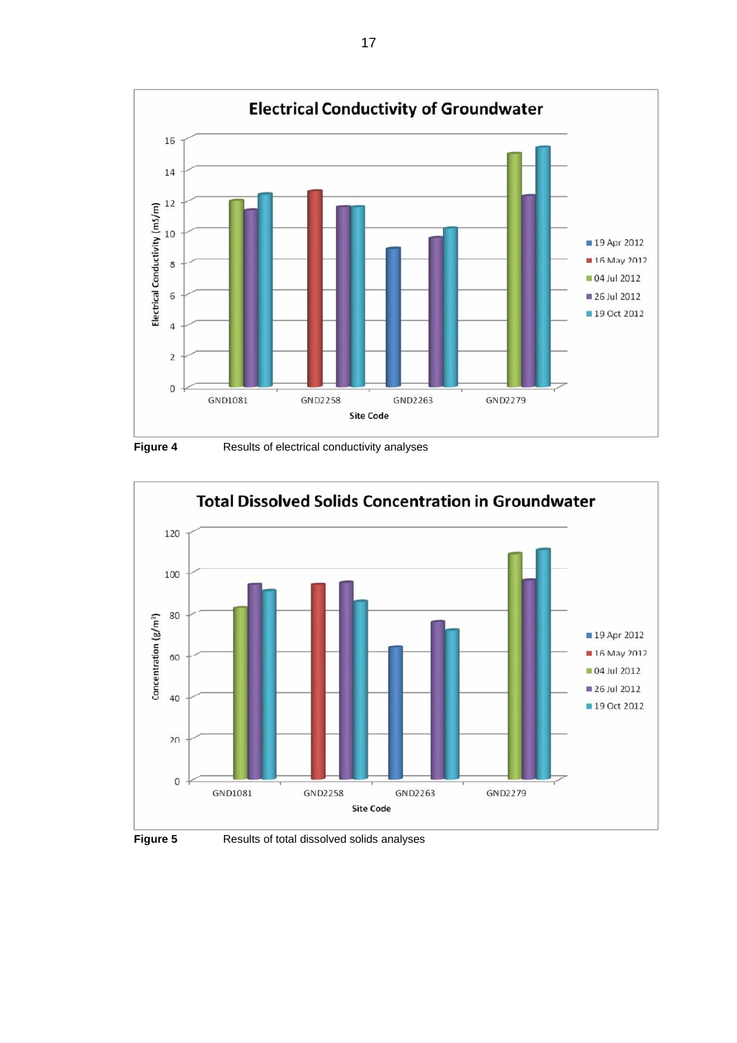Figure 4 Results of electrical conductivity analyses

Figure 5 Results of total dissolved solids analyses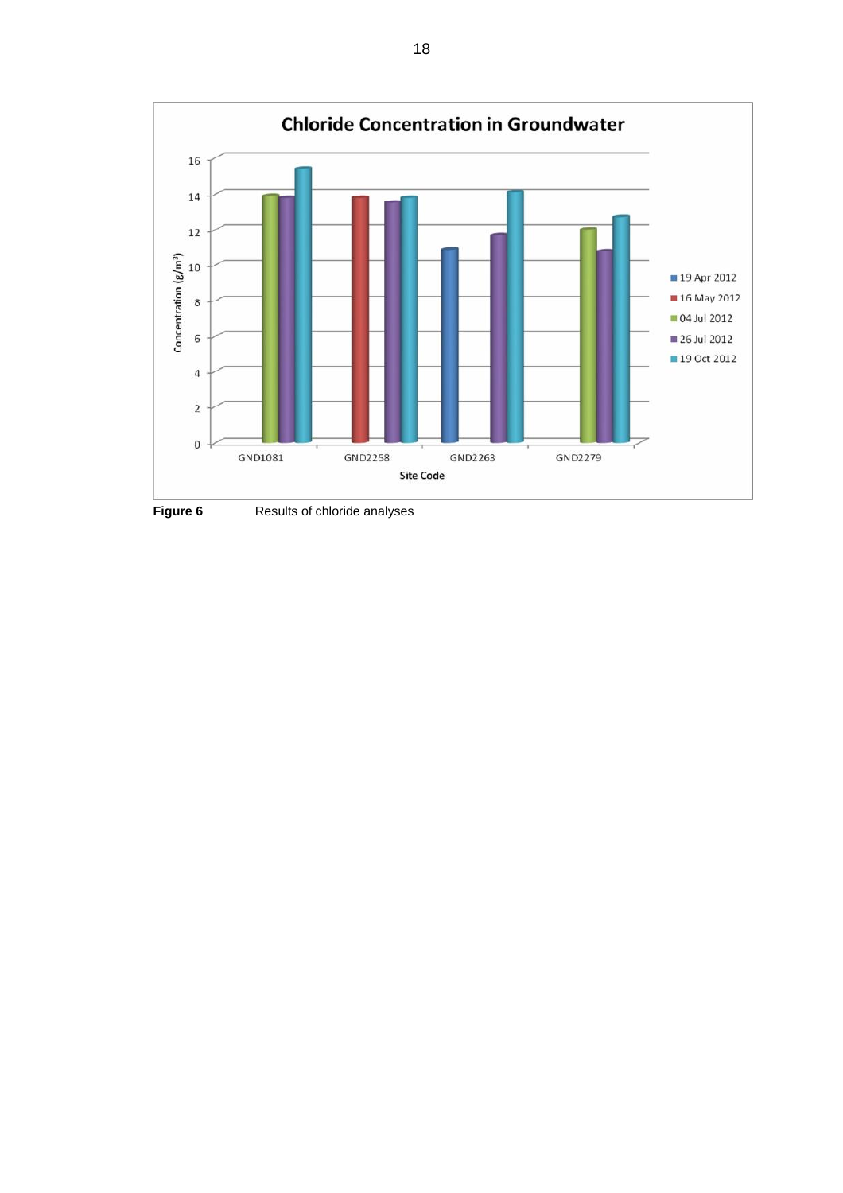Figure 6 Results of chloride analyses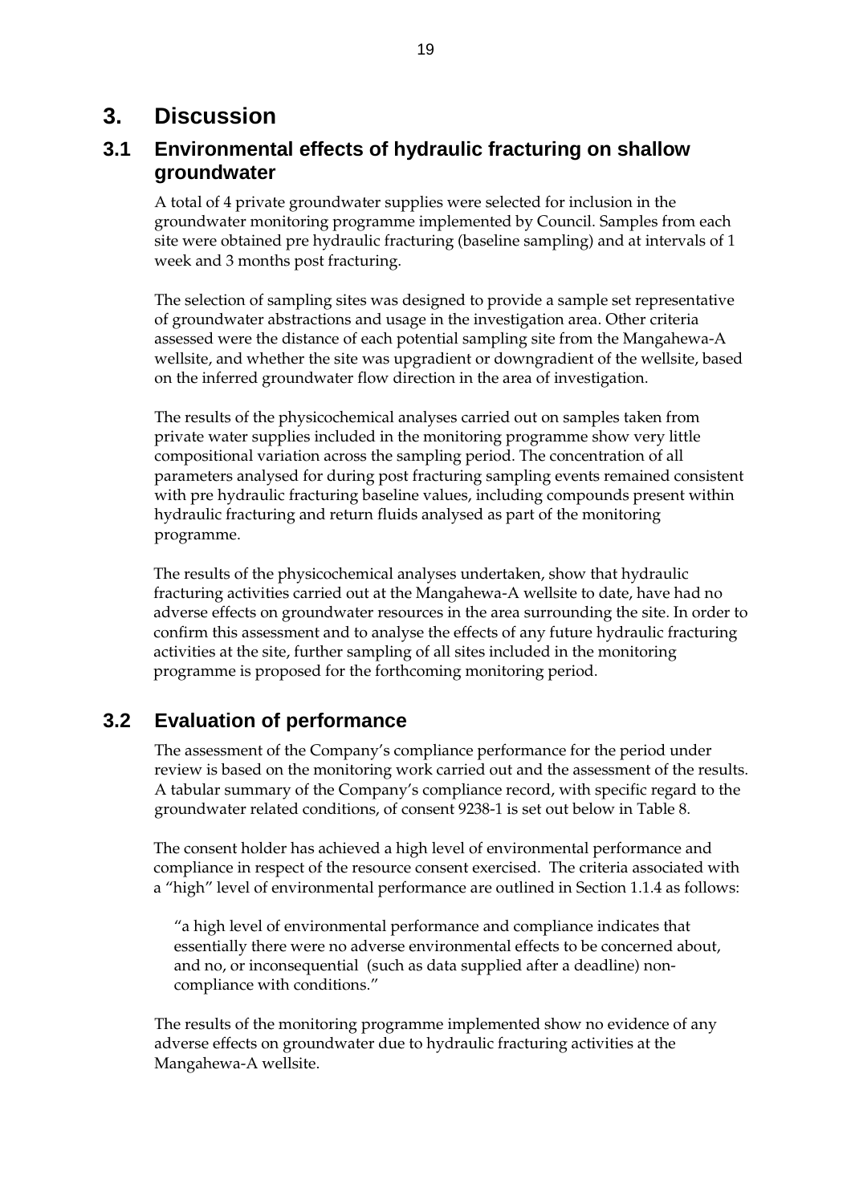# 3. Discussion

## 3.1 Environmental effects of hydraulic fracturing on shallow groundwater

A total of 4 private groundwater supplies were selected for inclusion in the groundwater monitoring programme implemented by Council. Samples from each site were obtained pre hydraulic fracturing (baseline sampling) and at intervals of 1 week and 3 months post fracturing.

The selection of sampling sites was designed to provide a sample set representative of groundwater abstractions and usage in the investigation area. Other criteria assessed were the distance of each potential sampling site from the Mangahewa-A wellsite, and whether the site was upgradient or downgradient of the wellsite, based on the inferred groundwater flow direction in the area of investigation.

The results of the physicochemical analyses carried out on samples taken from private water supplies included in the monitoring programme show very little compositional variation across the sampling period. The concentration of all parameters analysed for during post fracturing sampling events remained consistent with pre hydraulic fracturing baseline values, including compounds present within hydraulic fracturing and return fluids analysed as part of the monitoring programme.

The results of the physicochemical analyses undertaken, show that hydraulic fracturing activities carried out at the Mangahewa-A wellsite to date, have had no adverse effects on groundwater resources in the area surrounding the site. In order to confirm this assessment and to analyse the effects of any future hydraulic fracturing activities at the site, further sampling of all sites included in the monitoring programme is proposed for the forthcoming monitoring period.

## 3.2 Evaluation of performance

The assessment of the Company's compliance performance for the period under review is based on the monitoring work carried out and the assessment of the results. A tabular summary of the Company's compliance record, with specific regard to the groundwater related conditions, of consent 9238-1 is set out below in Table 8.

The consent holder has achieved a high level of environmental performance and compliance in respect of the resource consent exercised. The criteria associated with a "high" level of environmental performance are outlined in Section 1.1.4 as follows:

> "a high level of environmental performance and compliance indicates that essentially there were no adverse environmental effects to be concerned about, and no, or inconsequential (such as data supplied after a deadline) non-compliance with conditions."

The results of the monitoring programme implemented show no evidence of any adverse effects on groundwater due to hydraulic fracturing activities at the Mangahewa-A wellsite.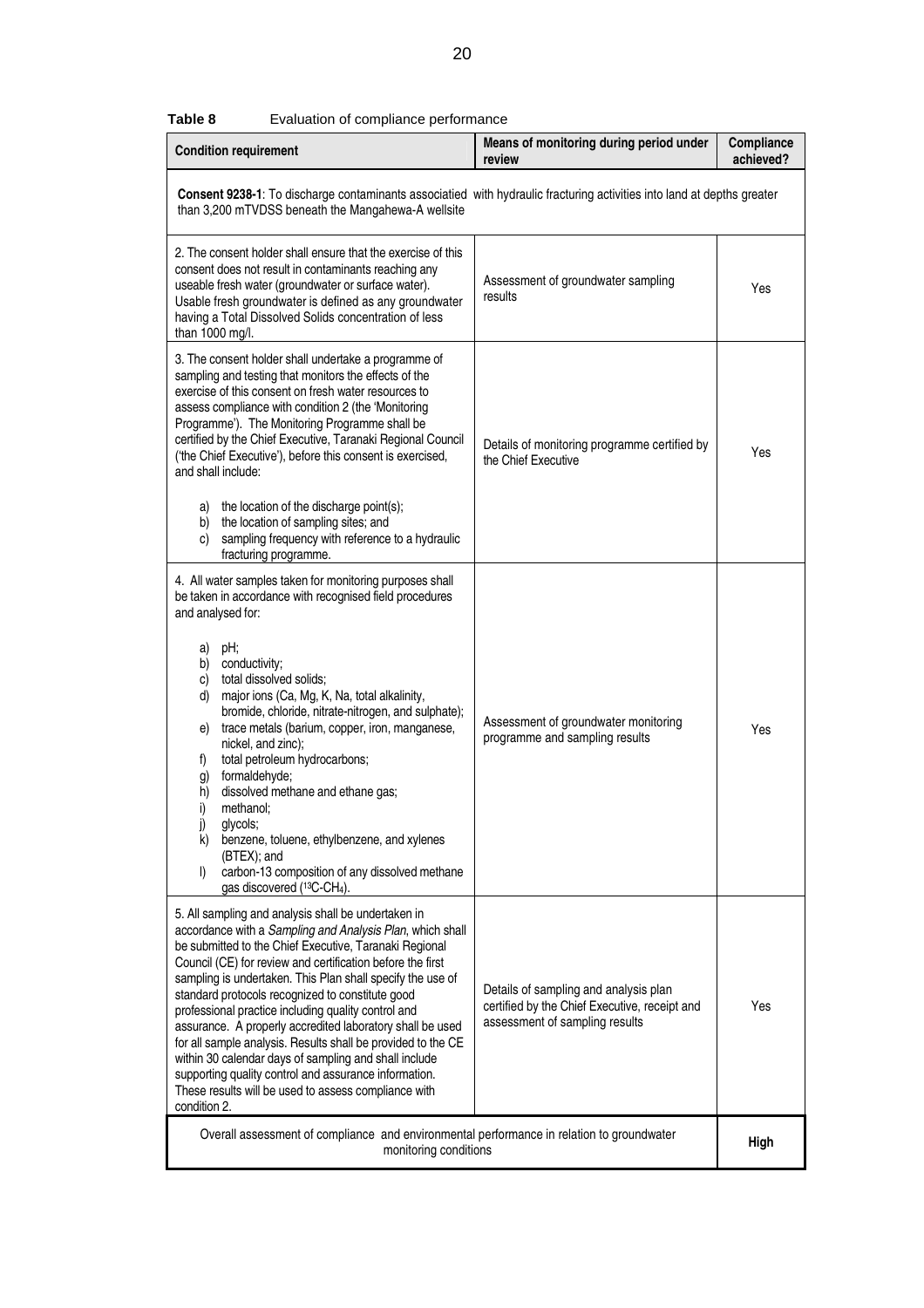**Table 8** Evaluation of compliance performance

| Condition requirement | Means of monitoring during period under review | Compliance achieved? |
|---|---|---|
| **Consent 9238-1**: To discharge contaminants associatied with hydraulic fracturing activities into land at depths greater than 3,200 mTVDSS beneath the Mangahewa-A wellsite | | |
| 2. The consent holder shall ensure that the exercise of this consent does not result in contaminants reaching any useable fresh water (groundwater or surface water). Usable fresh groundwater is defined as any groundwater having a Total Dissolved Solids concentration of less than 1000 mg/l. | Assessment of groundwater sampling results | Yes |
| 3. The consent holder shall undertake a programme of sampling and testing that monitors the effects of the exercise of this consent on fresh water resources to assess compliance with condition 2 (the 'Monitoring Programme'). The Monitoring Programme shall be certified by the Chief Executive, Taranaki Regional Council ('the Chief Executive'), before this consent is exercised, and shall include: <br> a) the location of the discharge point(s); <br> b) the location of sampling sites; and <br> c) sampling frequency with reference to a hydraulic fracturing programme. | Details of monitoring programme certified by the Chief Executive | Yes |
| 4. All water samples taken for monitoring purposes shall be taken in accordance with recognised field procedures and analysed for: <br> a) pH; <br> b) conductivity; <br> c) total dissolved solids; <br> d) major ions (Ca, Mg, K, Na, total alkalinity, bromide, chloride, nitrate-nitrogen, and sulphate); <br> e) trace metals (barium, copper, iron, manganese, nickel, and zinc); <br> f) total petroleum hydrocarbons; <br> g) formaldehyde; <br> h) dissolved methane and ethane gas; <br> i) methanol; <br> j) glycols; <br> k) benzene, toluene, ethylbenzene, and xylenes (BTEX); and <br> l) carbon-13 composition of any dissolved methane gas discovered ($^{13}C$-$CH_4$). | Assessment of groundwater monitoring programme and sampling results | Yes |
| 5. All sampling and analysis shall be undertaken in accordance with a *Sampling and Analysis Plan*, which shall be submitted to the Chief Executive, Taranaki Regional Council (CE) for review and certification before the first sampling is undertaken. This Plan shall specify the use of standard protocols recognized to constitute good professional practice including quality control and assurance. A properly accredited laboratory shall be used for all sample analysis. Results shall be provided to the CE within 30 calendar days of sampling and shall include supporting quality control and assurance information. These results will be used to assess compliance with condition 2. | Details of sampling and analysis plan certified by the Chief Executive, receipt and assessment of sampling results | Yes |
| Overall assessment of compliance and environmental performance in relation to groundwater monitoring conditions | | **High** |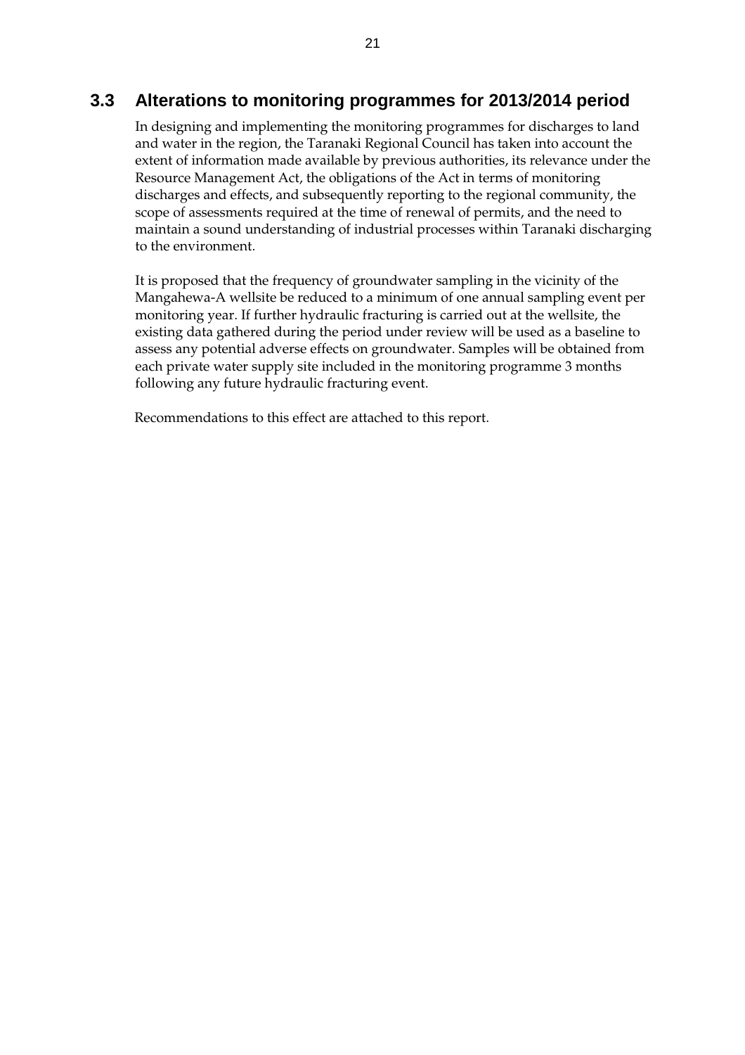## 3.3 Alterations to monitoring programmes for 2013/2014 period

In designing and implementing the monitoring programmes for discharges to land and water in the region, the Taranaki Regional Council has taken into account the extent of information made available by previous authorities, its relevance under the Resource Management Act, the obligations of the Act in terms of monitoring discharges and effects, and subsequently reporting to the regional community, the scope of assessments required at the time of renewal of permits, and the need to maintain a sound understanding of industrial processes within Taranaki discharging to the environment.

It is proposed that the frequency of groundwater sampling in the vicinity of the Mangahewa-A wellsite be reduced to a minimum of one annual sampling event per monitoring year. If further hydraulic fracturing is carried out at the wellsite, the existing data gathered during the period under review will be used as a baseline to assess any potential adverse effects on groundwater. Samples will be obtained from each private water supply site included in the monitoring programme 3 months following any future hydraulic fracturing event.

Recommendations to this effect are attached to this report.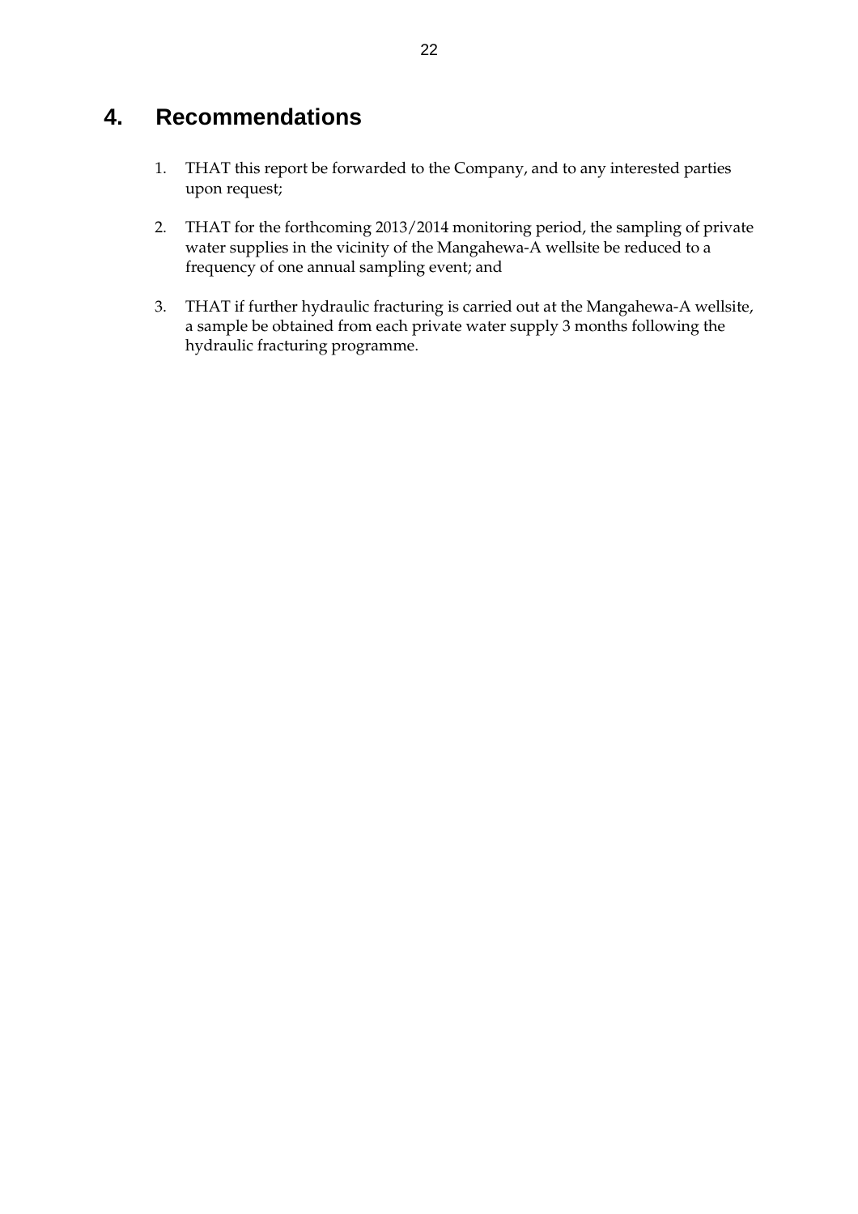# 4. Recommendations

1. THAT this report be forwarded to the Company, and to any interested parties upon request;

2. THAT for the forthcoming 2013/2014 monitoring period, the sampling of private water supplies in the vicinity of the Mangahewa-A wellsite be reduced to a frequency of one annual sampling event; and

3. THAT if further hydraulic fracturing is carried out at the Mangahewa-A wellsite, a sample be obtained from each private water supply 3 months following the hydraulic fracturing programme.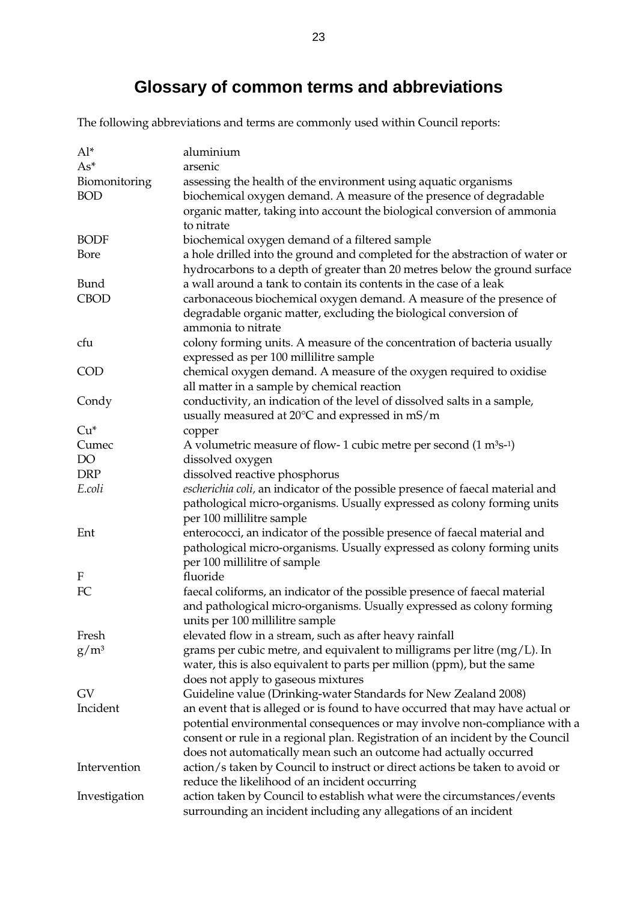# Glossary of common terms and abbreviations

The following abbreviations and terms are commonly used within Council reports:

| | |
|---|---|
| Al* | aluminium |
| As* | arsenic |
| Biomonitoring | assessing the health of the environment using aquatic organisms |
| BOD | biochemical oxygen demand. A measure of the presence of degradable organic matter, taking into account the biological conversion of ammonia to nitrate |
| BODF | biochemical oxygen demand of a filtered sample |
| Bore | a hole drilled into the ground and completed for the abstraction of water or hydrocarbons to a depth of greater than 20 metres below the ground surface |
| Bund | a wall around a tank to contain its contents in the case of a leak |
| CBOD | carbonaceous biochemical oxygen demand. A measure of the presence of degradable organic matter, excluding the biological conversion of ammonia to nitrate |
| cfu | colony forming units. A measure of the concentration of bacteria usually expressed as per 100 millilitre sample |
| COD | chemical oxygen demand. A measure of the oxygen required to oxidise all matter in a sample by chemical reaction |
| Condy | conductivity, an indication of the level of dissolved salts in a sample, usually measured at 20°C and expressed in mS/m |
| Cu* | copper |
| Cumec | A volumetric measure of flow- 1 cubic metre per second ($1\ m^3s^{-1}$) |
| DO | dissolved oxygen |
| DRP | dissolved reactive phosphorus |
| *E.coli* | *escherichia coli*, an indicator of the possible presence of faecal material and pathological micro-organisms. Usually expressed as colony forming units per 100 millilitre sample |
| Ent | enterococci, an indicator of the possible presence of faecal material and pathological micro-organisms. Usually expressed as colony forming units per 100 millilitre of sample |
| F | fluoride |
| FC | faecal coliforms, an indicator of the possible presence of faecal material and pathological micro-organisms. Usually expressed as colony forming units per 100 millilitre sample |
| Fresh | elevated flow in a stream, such as after heavy rainfall |
| $g/m^3$ | grams per cubic metre, and equivalent to milligrams per litre (mg/L). In water, this is also equivalent to parts per million (ppm), but the same does not apply to gaseous mixtures |
| GV | Guideline value (Drinking-water Standards for New Zealand 2008) |
| Incident | an event that is alleged or is found to have occurred that may have actual or potential environmental consequences or may involve non-compliance with a consent or rule in a regional plan. Registration of an incident by the Council does not automatically mean such an outcome had actually occurred |
| Intervention | action/s taken by Council to instruct or direct actions be taken to avoid or reduce the likelihood of an incident occurring |
| Investigation | action taken by Council to establish what were the circumstances/events surrounding an incident including any allegations of an incident |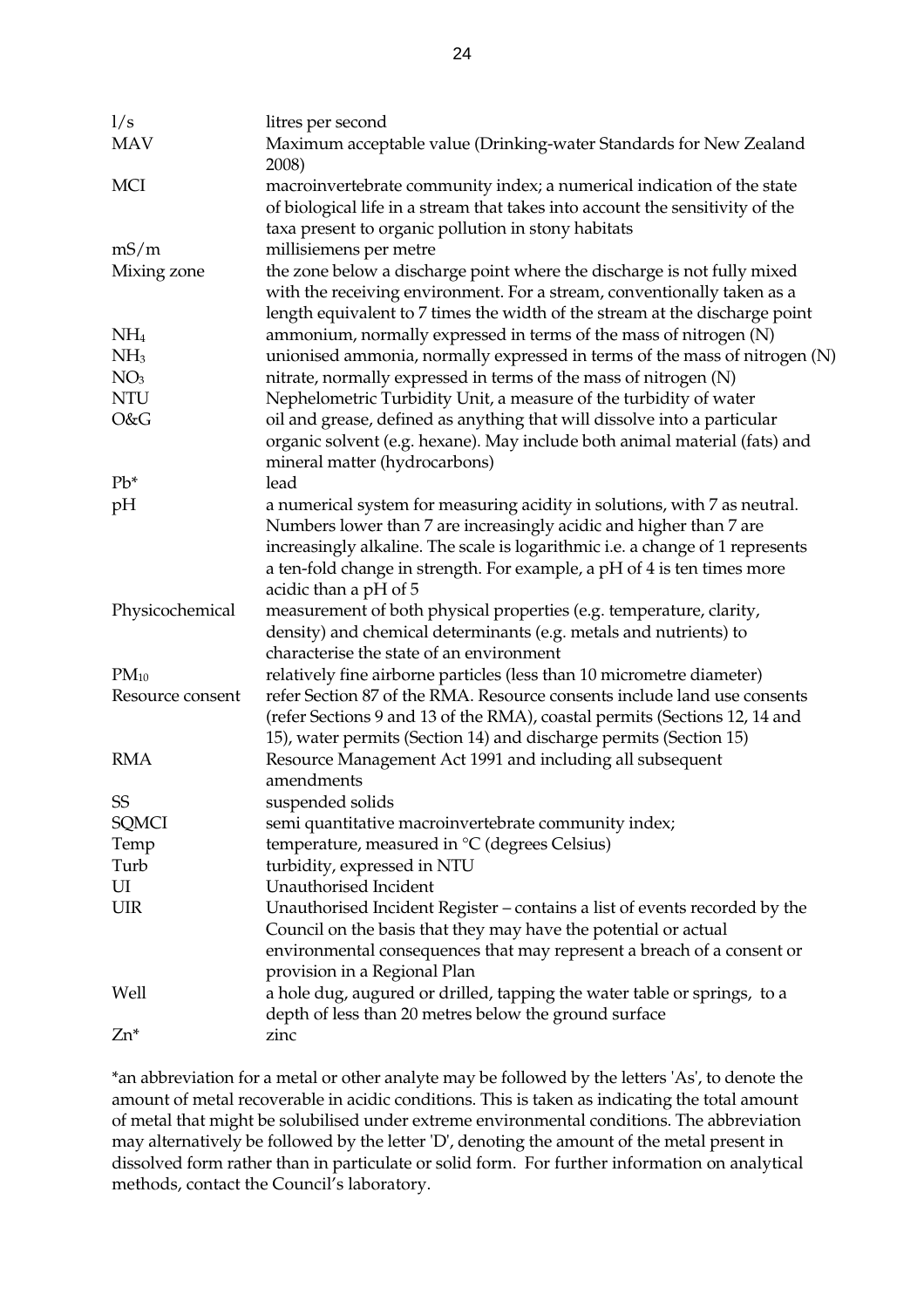| | |
|---|---|
| l/s | litres per second |
| MAV | Maximum acceptable value (Drinking-water Standards for New Zealand 2008) |
| MCI | macroinvertebrate community index; a numerical indication of the state of biological life in a stream that takes into account the sensitivity of the taxa present to organic pollution in stony habitats |
| mS/m | millisiemens per metre |
| Mixing zone | the zone below a discharge point where the discharge is not fully mixed with the receiving environment. For a stream, conventionally taken as a length equivalent to 7 times the width of the stream at the discharge point |
| $NH_4$ | ammonium, normally expressed in terms of the mass of nitrogen (N) |
| $NH_3$ | unionised ammonia, normally expressed in terms of the mass of nitrogen (N) |
| $NO_3$ | nitrate, normally expressed in terms of the mass of nitrogen (N) |
| NTU | Nephelometric Turbidity Unit, a measure of the turbidity of water |
| O&G | oil and grease, defined as anything that will dissolve into a particular organic solvent (e.g. hexane). May include both animal material (fats) and mineral matter (hydrocarbons) |
| Pb* | lead |
| pH | a numerical system for measuring acidity in solutions, with 7 as neutral. Numbers lower than 7 are increasingly acidic and higher than 7 are increasingly alkaline. The scale is logarithmic i.e. a change of 1 represents a ten-fold change in strength. For example, a pH of 4 is ten times more acidic than a pH of 5 |
| Physicochemical | measurement of both physical properties (e.g. temperature, clarity, density) and chemical determinants (e.g. metals and nutrients) to characterise the state of an environment |
| $PM_{10}$ | relatively fine airborne particles (less than 10 micrometre diameter) |
| Resource consent | refer Section 87 of the RMA. Resource consents include land use consents (refer Sections 9 and 13 of the RMA), coastal permits (Sections 12, 14 and 15), water permits (Section 14) and discharge permits (Section 15) |
| RMA | Resource Management Act 1991 and including all subsequent amendments |
| SS | suspended solids |
| SQMCI | semi quantitative macroinvertebrate community index; |
| Temp | temperature, measured in °C (degrees Celsius) |
| Turb | turbidity, expressed in NTU |
| UI | Unauthorised Incident |
| UIR | Unauthorised Incident Register – contains a list of events recorded by the Council on the basis that they may have the potential or actual environmental consequences that may represent a breach of a consent or provision in a Regional Plan |
| Well | a hole dug, augured or drilled, tapping the water table or springs, to a depth of less than 20 metres below the ground surface |
| Zn* | zinc |

*an abbreviation for a metal or other analyte may be followed by the letters 'As', to denote the amount of metal recoverable in acidic conditions. This is taken as indicating the total amount of metal that might be solubilised under extreme environmental conditions. The abbreviation may alternatively be followed by the letter 'D', denoting the amount of the metal present in dissolved form rather than in particulate or solid form. For further information on analytical methods, contact the Council's laboratory.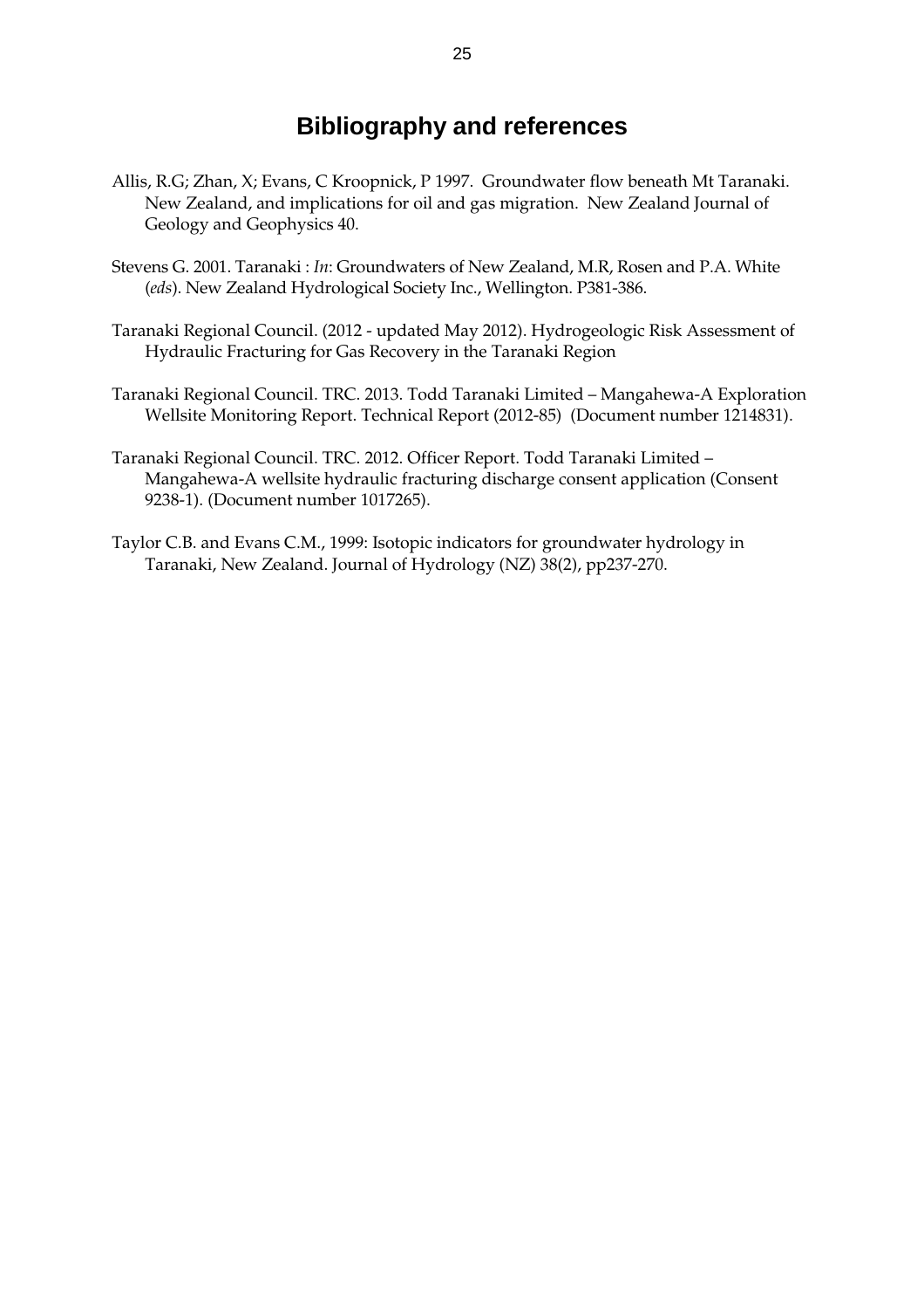# Bibliography and references

Allis, R.G; Zhan, X; Evans, C Kroopnick, P 1997. Groundwater flow beneath Mt Taranaki. New Zealand, and implications for oil and gas migration. New Zealand Journal of Geology and Geophysics 40.

Stevens G. 2001. Taranaki : *In*: Groundwaters of New Zealand, M.R, Rosen and P.A. White (*eds*). New Zealand Hydrological Society Inc., Wellington. P381-386.

Taranaki Regional Council. (2012 - updated May 2012). Hydrogeologic Risk Assessment of Hydraulic Fracturing for Gas Recovery in the Taranaki Region

Taranaki Regional Council. TRC. 2013. Todd Taranaki Limited – Mangahewa-A Exploration Wellsite Monitoring Report. Technical Report (2012-85) (Document number 1214831).

Taranaki Regional Council. TRC. 2012. Officer Report. Todd Taranaki Limited – Mangahewa-A wellsite hydraulic fracturing discharge consent application (Consent 9238-1). (Document number 1017265).

Taylor C.B. and Evans C.M., 1999: Isotopic indicators for groundwater hydrology in Taranaki, New Zealand. Journal of Hydrology (NZ) 38(2), pp237-270.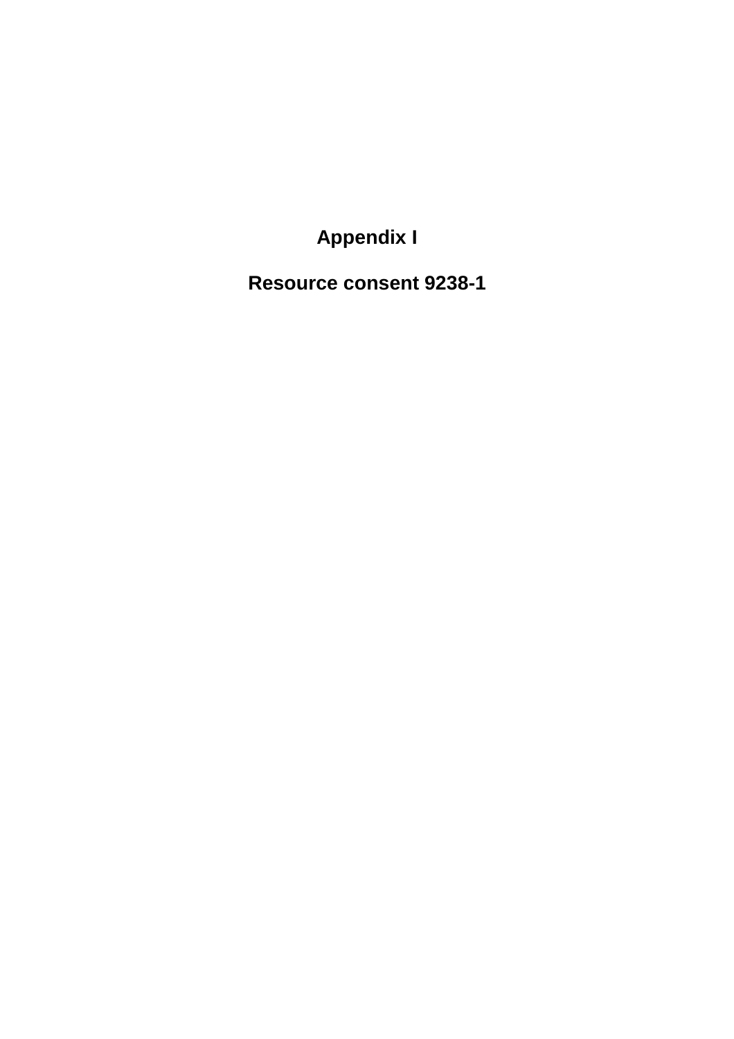# Appendix I

## Resource consent 9238-1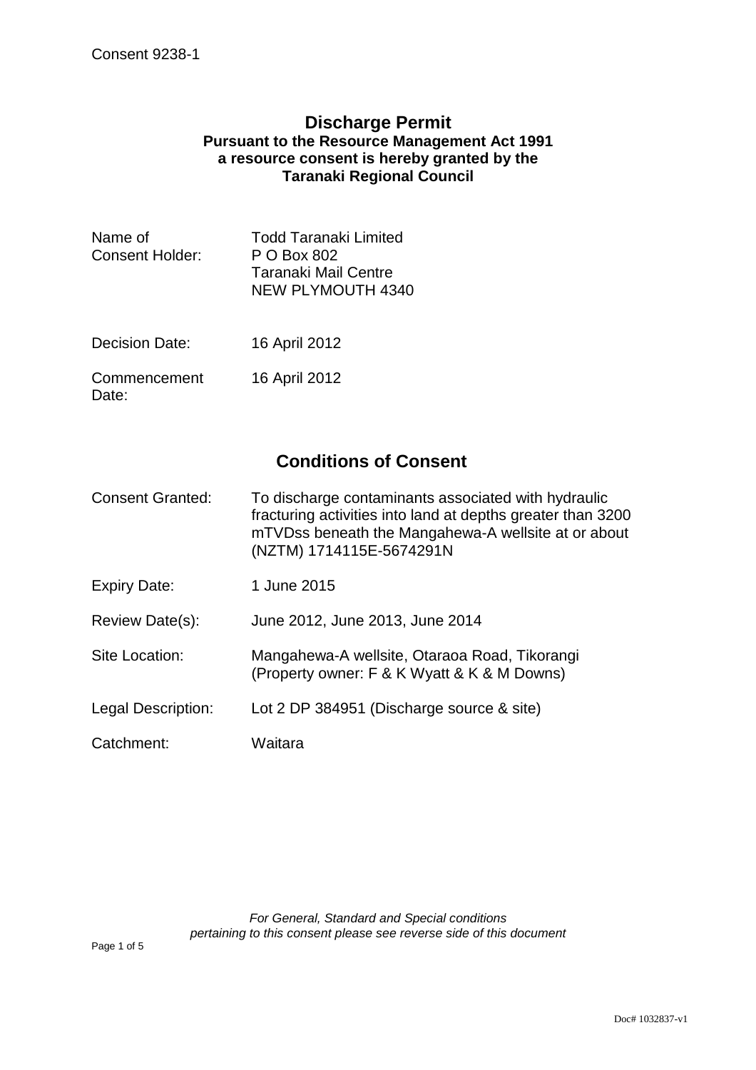Consent 9238-1

## Discharge Permit

**Pursuant to the Resource Management Act 1991**
**a resource consent is hereby granted by the**
**Taranaki Regional Council**

| | |
|---|---|
| Name of Consent Holder: | Todd Taranaki Limited<br>P O Box 802<br>Taranaki Mail Centre<br>NEW PLYMOUTH 4340 |
| Decision Date: | 16 April 2012 |
| Commencement Date: | 16 April 2012 |

## Conditions of Consent

| | |
|---|---|
| Consent Granted: | To discharge contaminants associated with hydraulic fracturing activities into land at depths greater than 3200 mTVDss beneath the Mangahewa-A wellsite at or about (NZTM) 1714115E-5674291N |
| Expiry Date: | 1 June 2015 |
| Review Date(s): | June 2012, June 2013, June 2014 |
| Site Location: | Mangahewa-A wellsite, Otaraoa Road, Tikorangi (Property owner: F & K Wyatt & K & M Downs) |
| Legal Description: | Lot 2 DP 384951 (Discharge source & site) |
| Catchment: | Waitara |

*For General, Standard and Special conditions pertaining to this consent please see reverse side of this document*

Doc# 1032837-v1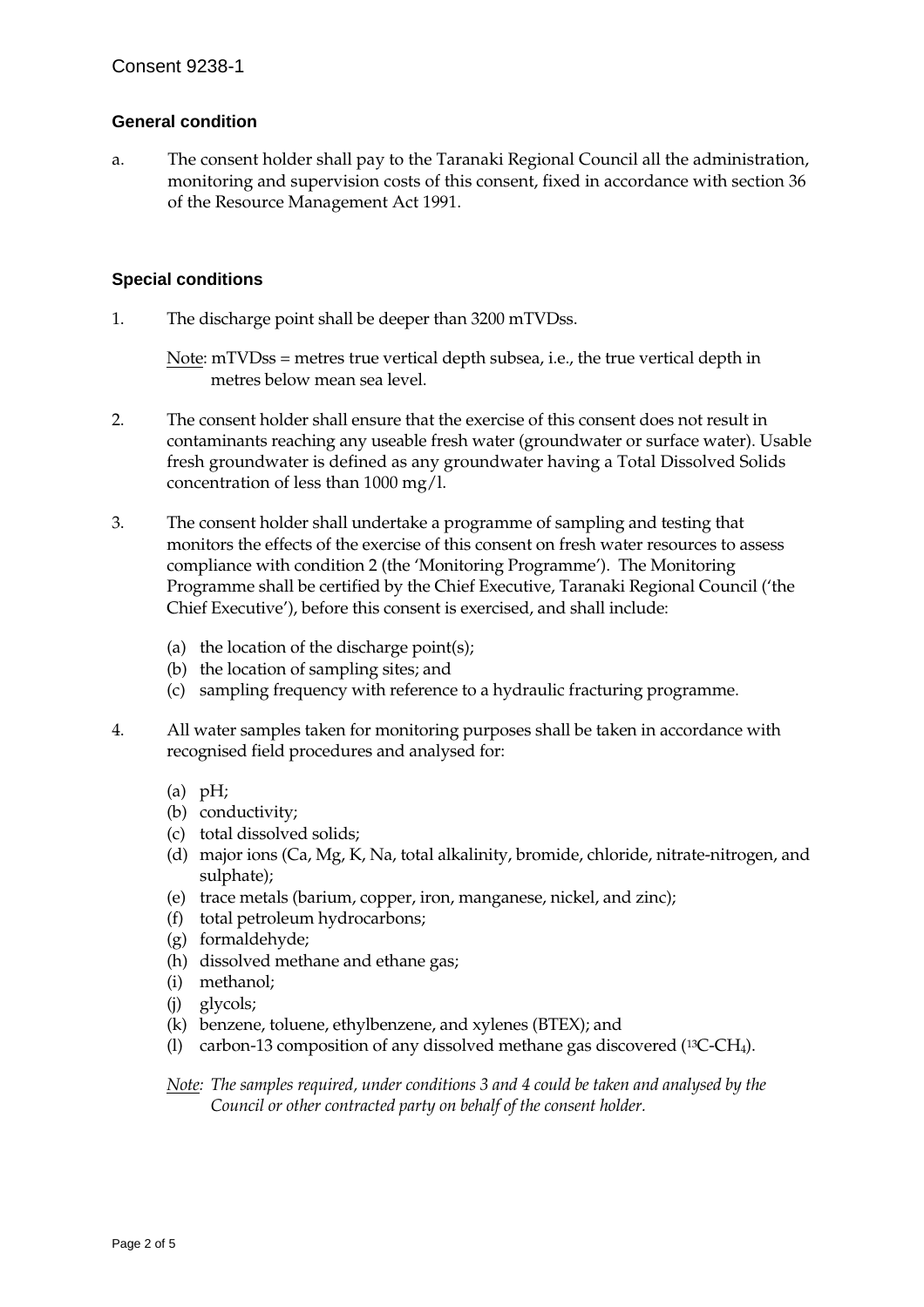Consent 9238-1

### General condition

a. The consent holder shall pay to the Taranaki Regional Council all the administration, monitoring and supervision costs of this consent, fixed in accordance with section 36 of the Resource Management Act 1991.

### Special conditions

1. The discharge point shall be deeper than 3200 mTVDss.

   Note: mTVDss = metres true vertical depth subsea, i.e., the true vertical depth in metres below mean sea level.

2. The consent holder shall ensure that the exercise of this consent does not result in contaminants reaching any useable fresh water (groundwater or surface water). Usable fresh groundwater is defined as any groundwater having a Total Dissolved Solids concentration of less than 1000 mg/l.

3. The consent holder shall undertake a programme of sampling and testing that monitors the effects of the exercise of this consent on fresh water resources to assess compliance with condition 2 (the 'Monitoring Programme'). The Monitoring Programme shall be certified by the Chief Executive, Taranaki Regional Council ('the Chief Executive'), before this consent is exercised, and shall include:

   (a) the location of the discharge point(s);
   (b) the location of sampling sites; and
   (c) sampling frequency with reference to a hydraulic fracturing programme.

4. All water samples taken for monitoring purposes shall be taken in accordance with recognised field procedures and analysed for:

   (a) pH;
   (b) conductivity;
   (c) total dissolved solids;
   (d) major ions (Ca, Mg, K, Na, total alkalinity, bromide, chloride, nitrate-nitrogen, and sulphate);
   (e) trace metals (barium, copper, iron, manganese, nickel, and zinc);
   (f) total petroleum hydrocarbons;
   (g) formaldehyde;
   (h) dissolved methane and ethane gas;
   (i) methanol;
   (j) glycols;
   (k) benzene, toluene, ethylbenzene, and xylenes (BTEX); and
   (l) carbon-13 composition of any dissolved methane gas discovered ($^{13}C$-$CH_4$).

   *Note: The samples required, under conditions 3 and 4 could be taken and analysed by the Council or other contracted party on behalf of the consent holder.*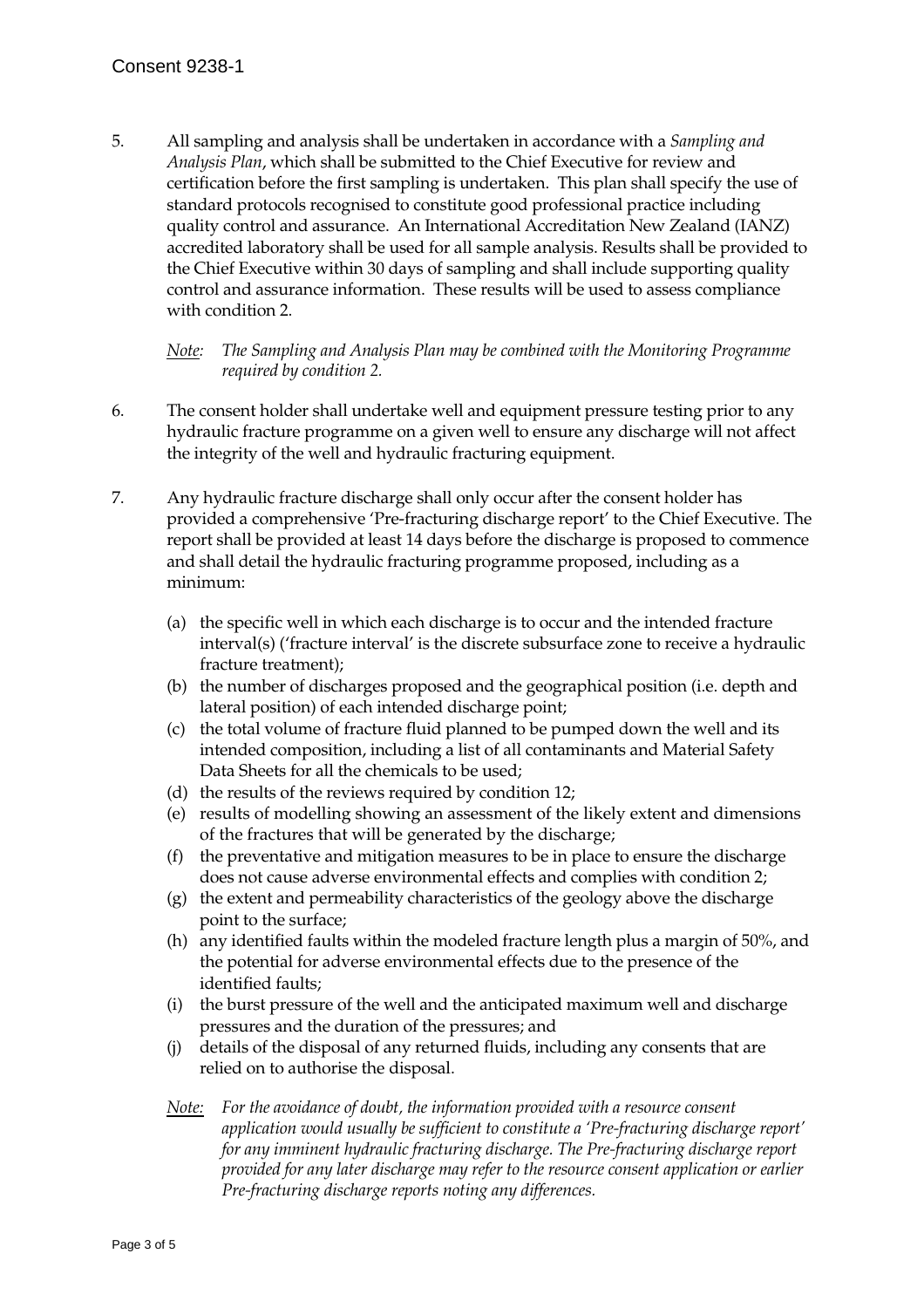5. All sampling and analysis shall be undertaken in accordance with a *Sampling and Analysis Plan*, which shall be submitted to the Chief Executive for review and certification before the first sampling is undertaken. This plan shall specify the use of standard protocols recognised to constitute good professional practice including quality control and assurance. An International Accreditation New Zealand (IANZ) accredited laboratory shall be used for all sample analysis. Results shall be provided to the Chief Executive within 30 days of sampling and shall include supporting quality control and assurance information. These results will be used to assess compliance with condition 2.

   *Note: The Sampling and Analysis Plan may be combined with the Monitoring Programme required by condition 2.*

6. The consent holder shall undertake well and equipment pressure testing prior to any hydraulic fracture programme on a given well to ensure any discharge will not affect the integrity of the well and hydraulic fracturing equipment.

7. Any hydraulic fracture discharge shall only occur after the consent holder has provided a comprehensive 'Pre-fracturing discharge report' to the Chief Executive. The report shall be provided at least 14 days before the discharge is proposed to commence and shall detail the hydraulic fracturing programme proposed, including as a minimum:

   (a) the specific well in which each discharge is to occur and the intended fracture interval(s) ('fracture interval' is the discrete subsurface zone to receive a hydraulic fracture treatment);
   (b) the number of discharges proposed and the geographical position (i.e. depth and lateral position) of each intended discharge point;
   (c) the total volume of fracture fluid planned to be pumped down the well and its intended composition, including a list of all contaminants and Material Safety Data Sheets for all the chemicals to be used;
   (d) the results of the reviews required by condition 12;
   (e) results of modelling showing an assessment of the likely extent and dimensions of the fractures that will be generated by the discharge;
   (f) the preventative and mitigation measures to be in place to ensure the discharge does not cause adverse environmental effects and complies with condition 2;
   (g) the extent and permeability characteristics of the geology above the discharge point to the surface;
   (h) any identified faults within the modeled fracture length plus a margin of 50%, and the potential for adverse environmental effects due to the presence of the identified faults;
   (i) the burst pressure of the well and the anticipated maximum well and discharge pressures and the duration of the pressures; and
   (j) details of the disposal of any returned fluids, including any consents that are relied on to authorise the disposal.

   *Note: For the avoidance of doubt, the information provided with a resource consent application would usually be sufficient to constitute a 'Pre-fracturing discharge report' for any imminent hydraulic fracturing discharge. The Pre-fracturing discharge report provided for any later discharge may refer to the resource consent application or earlier Pre-fracturing discharge reports noting any differences.*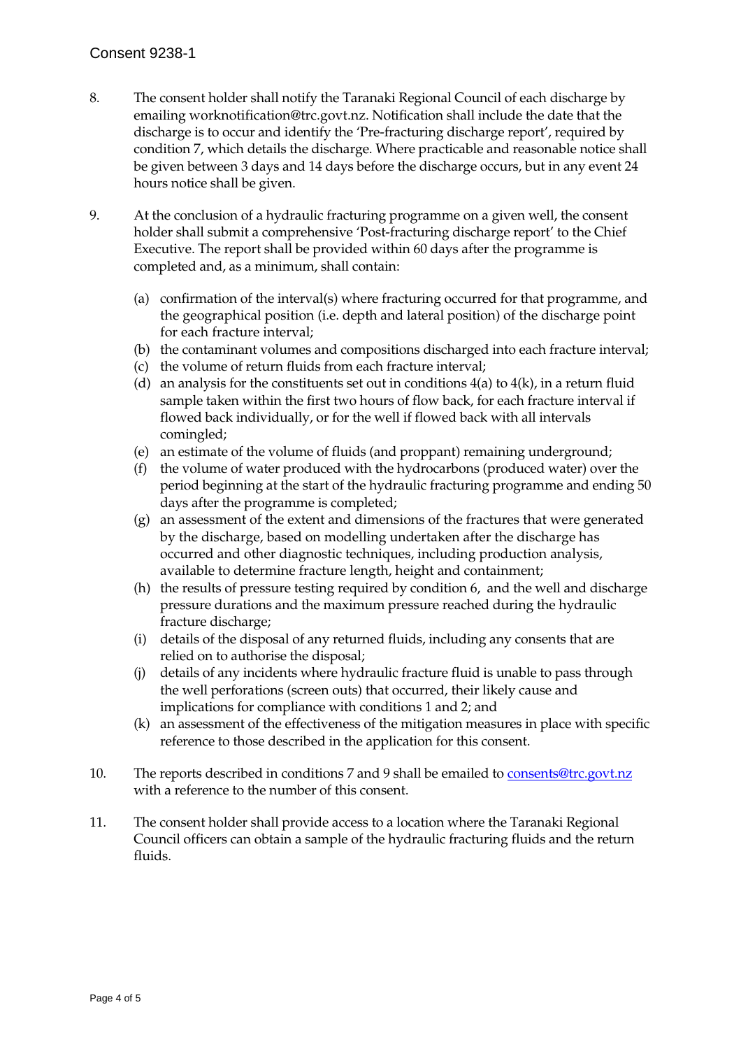8. The consent holder shall notify the Taranaki Regional Council of each discharge by emailing worknotification@trc.govt.nz. Notification shall include the date that the discharge is to occur and identify the 'Pre-fracturing discharge report', required by condition 7, which details the discharge. Where practicable and reasonable notice shall be given between 3 days and 14 days before the discharge occurs, but in any event 24 hours notice shall be given.

9. At the conclusion of a hydraulic fracturing programme on a given well, the consent holder shall submit a comprehensive 'Post-fracturing discharge report' to the Chief Executive. The report shall be provided within 60 days after the programme is completed and, as a minimum, shall contain:

   (a) confirmation of the interval(s) where fracturing occurred for that programme, and the geographical position (i.e. depth and lateral position) of the discharge point for each fracture interval;
   (b) the contaminant volumes and compositions discharged into each fracture interval;
   (c) the volume of return fluids from each fracture interval;
   (d) an analysis for the constituents set out in conditions 4(a) to 4(k), in a return fluid sample taken within the first two hours of flow back, for each fracture interval if flowed back individually, or for the well if flowed back with all intervals comingled;
   (e) an estimate of the volume of fluids (and proppant) remaining underground;
   (f) the volume of water produced with the hydrocarbons (produced water) over the period beginning at the start of the hydraulic fracturing programme and ending 50 days after the programme is completed;
   (g) an assessment of the extent and dimensions of the fractures that were generated by the discharge, based on modelling undertaken after the discharge has occurred and other diagnostic techniques, including production analysis, available to determine fracture length, height and containment;
   (h) the results of pressure testing required by condition 6, and the well and discharge pressure durations and the maximum pressure reached during the hydraulic fracture discharge;
   (i) details of the disposal of any returned fluids, including any consents that are relied on to authorise the disposal;
   (j) details of any incidents where hydraulic fracture fluid is unable to pass through the well perforations (screen outs) that occurred, their likely cause and implications for compliance with conditions 1 and 2; and
   (k) an assessment of the effectiveness of the mitigation measures in place with specific reference to those described in the application for this consent.

10. The reports described in conditions 7 and 9 shall be emailed to consents@trc.govt.nz with a reference to the number of this consent.

11. The consent holder shall provide access to a location where the Taranaki Regional Council officers can obtain a sample of the hydraulic fracturing fluids and the return fluids.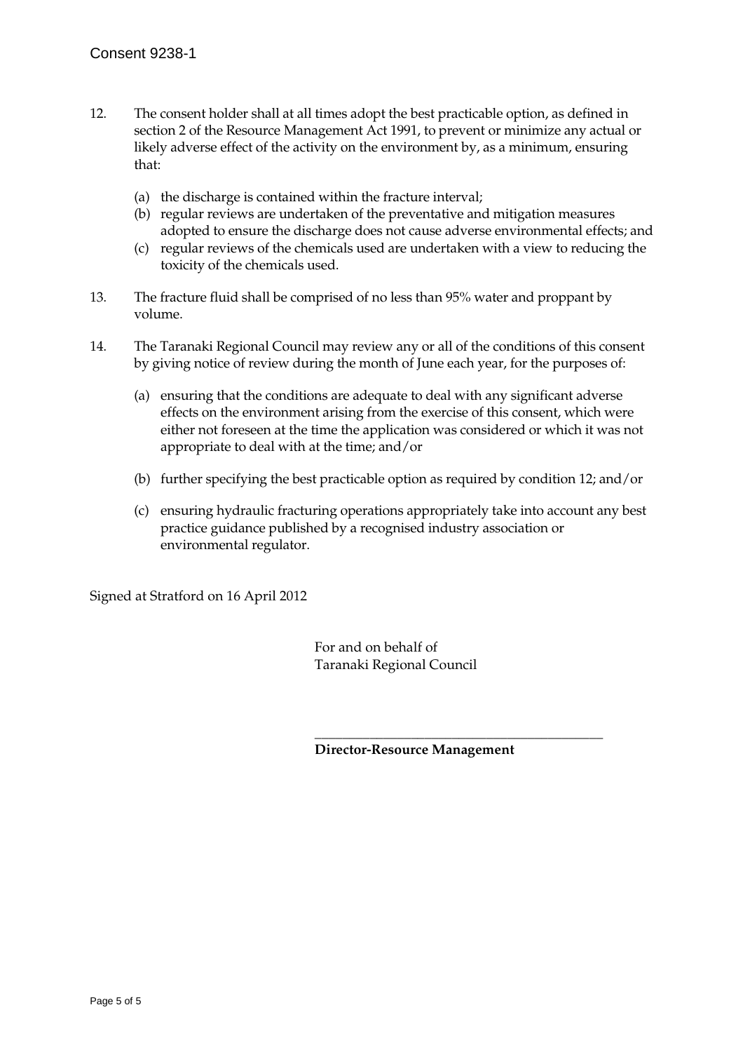12. The consent holder shall at all times adopt the best practicable option, as defined in section 2 of the Resource Management Act 1991, to prevent or minimize any actual or likely adverse effect of the activity on the environment by, as a minimum, ensuring that:

    (a) the discharge is contained within the fracture interval;
    (b) regular reviews are undertaken of the preventative and mitigation measures adopted to ensure the discharge does not cause adverse environmental effects; and
    (c) regular reviews of the chemicals used are undertaken with a view to reducing the toxicity of the chemicals used.

13. The fracture fluid shall be comprised of no less than 95% water and proppant by volume.

14. The Taranaki Regional Council may review any or all of the conditions of this consent by giving notice of review during the month of June each year, for the purposes of:

    (a) ensuring that the conditions are adequate to deal with any significant adverse effects on the environment arising from the exercise of this consent, which were either not foreseen at the time the application was considered or which it was not appropriate to deal with at the time; and/or

    (b) further specifying the best practicable option as required by condition 12; and/or

    (c) ensuring hydraulic fracturing operations appropriately take into account any best practice guidance published by a recognised industry association or environmental regulator.

Signed at Stratford on 16 April 2012

For and on behalf of
Taranaki Regional Council

\_\_\_\_\_\_\_\_\_\_\_\_\_\_\_\_\_\_\_\_\_\_\_\_\_\_\_\_\_\_\_\_\_\_\_\_\_\_\_\_\_\_\_\_

**Director-Resource Management**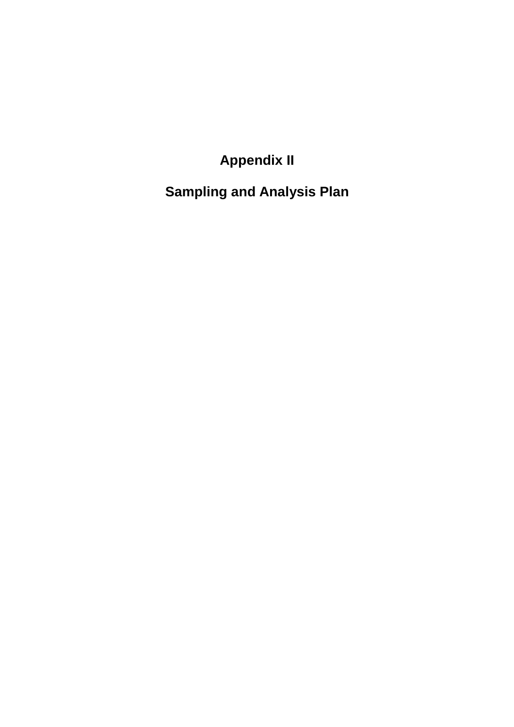# Appendix II

# Sampling and Analysis Plan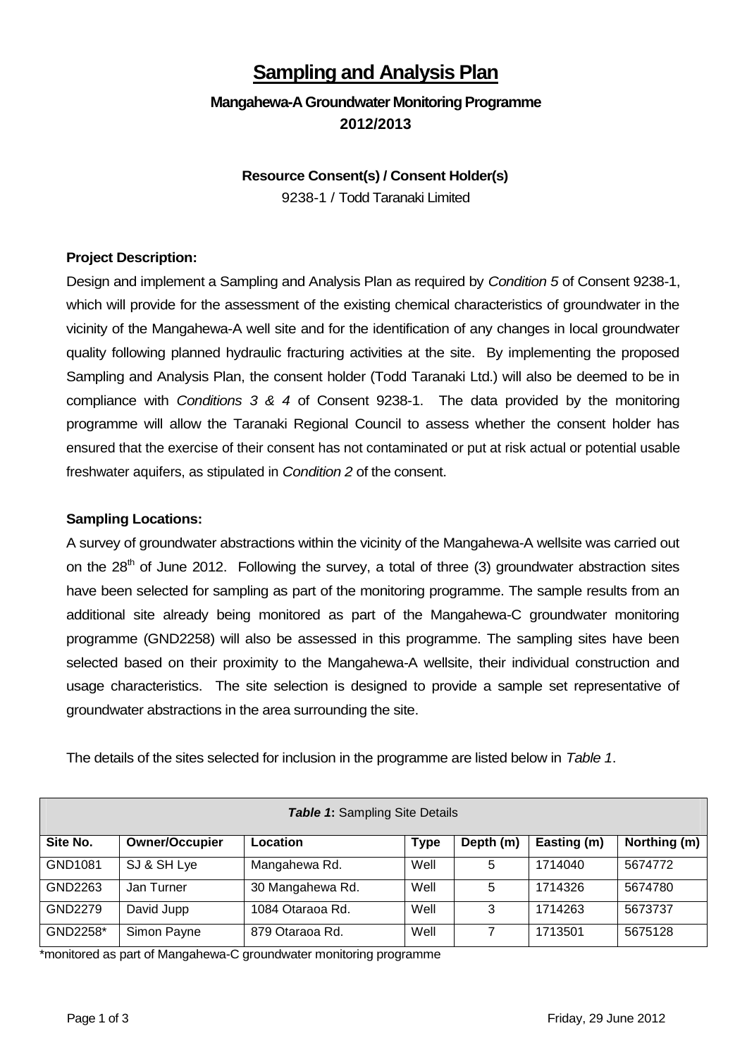# Sampling and Analysis Plan

## Mangahewa-A Groundwater Monitoring Programme 2012/2013

**Resource Consent(s) / Consent Holder(s)**

9238-1 / Todd Taranaki Limited

**Project Description:**

Design and implement a Sampling and Analysis Plan as required by *Condition 5* of Consent 9238-1, which will provide for the assessment of the existing chemical characteristics of groundwater in the vicinity of the Mangahewa-A well site and for the identification of any changes in local groundwater quality following planned hydraulic fracturing activities at the site. By implementing the proposed Sampling and Analysis Plan, the consent holder (Todd Taranaki Ltd.) will also be deemed to be in compliance with *Conditions 3 & 4* of Consent 9238-1. The data provided by the monitoring programme will allow the Taranaki Regional Council to assess whether the consent holder has ensured that the exercise of their consent has not contaminated or put at risk actual or potential usable freshwater aquifers, as stipulated in *Condition 2* of the consent.

**Sampling Locations:**

A survey of groundwater abstractions within the vicinity of the Mangahewa-A wellsite was carried out on the 28th of June 2012. Following the survey, a total of three (3) groundwater abstraction sites have been selected for sampling as part of the monitoring programme. The sample results from an additional site already being monitored as part of the Mangahewa-C groundwater monitoring programme (GND2258) will also be assessed in this programme. The sampling sites have been selected based on their proximity to the Mangahewa-A wellsite, their individual construction and usage characteristics. The site selection is designed to provide a sample set representative of groundwater abstractions in the area surrounding the site.

The details of the sites selected for inclusion in the programme are listed below in *Table 1*.

***Table 1*: Sampling Site Details**

| Site No. | Owner/Occupier | Location | Type | Depth (m) | Easting (m) | Northing (m) |
|---|---|---|---|---|---|---|
| GND1081 | SJ & SH Lye | Mangahewa Rd. | Well | 5 | 1714040 | 5674772 |
| GND2263 | Jan Turner | 30 Mangahewa Rd. | Well | 5 | 1714326 | 5674780 |
| GND2279 | David Jupp | 1084 Otaraoa Rd. | Well | 3 | 1714263 | 5673737 |
| GND2258* | Simon Payne | 879 Otaraoa Rd. | Well | 7 | 1713501 | 5675128 |

*monitored as part of Mangahewa-C groundwater monitoring programme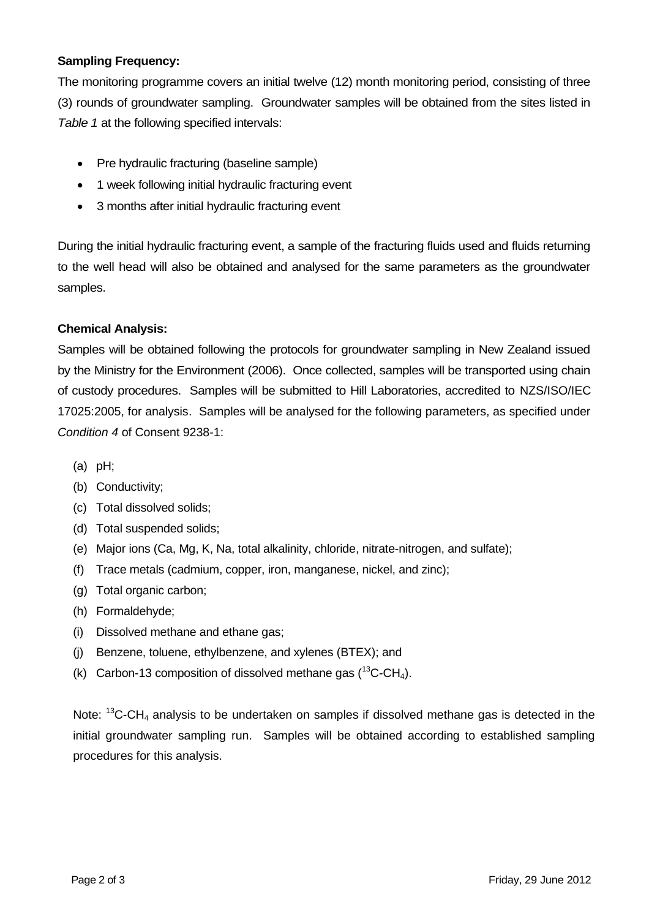**Sampling Frequency:**

The monitoring programme covers an initial twelve (12) month monitoring period, consisting of three (3) rounds of groundwater sampling. Groundwater samples will be obtained from the sites listed in *Table 1* at the following specified intervals:

- Pre hydraulic fracturing (baseline sample)
- 1 week following initial hydraulic fracturing event
- 3 months after initial hydraulic fracturing event

During the initial hydraulic fracturing event, a sample of the fracturing fluids used and fluids returning to the well head will also be obtained and analysed for the same parameters as the groundwater samples.

**Chemical Analysis:**

Samples will be obtained following the protocols for groundwater sampling in New Zealand issued by the Ministry for the Environment (2006). Once collected, samples will be transported using chain of custody procedures. Samples will be submitted to Hill Laboratories, accredited to NZS/ISO/IEC 17025:2005, for analysis. Samples will be analysed for the following parameters, as specified under *Condition 4* of Consent 9238-1:

(a) pH;
(b) Conductivity;
(c) Total dissolved solids;
(d) Total suspended solids;
(e) Major ions (Ca, Mg, K, Na, total alkalinity, chloride, nitrate-nitrogen, and sulfate);
(f) Trace metals (cadmium, copper, iron, manganese, nickel, and zinc);
(g) Total organic carbon;
(h) Formaldehyde;
(i) Dissolved methane and ethane gas;
(j) Benzene, toluene, ethylbenzene, and xylenes (BTEX); and
(k) Carbon-13 composition of dissolved methane gas ($^{13}C$-$CH_4$).

Note: $^{13}C$-$CH_4$ analysis to be undertaken on samples if dissolved methane gas is detected in the initial groundwater sampling run. Samples will be obtained according to established sampling procedures for this analysis.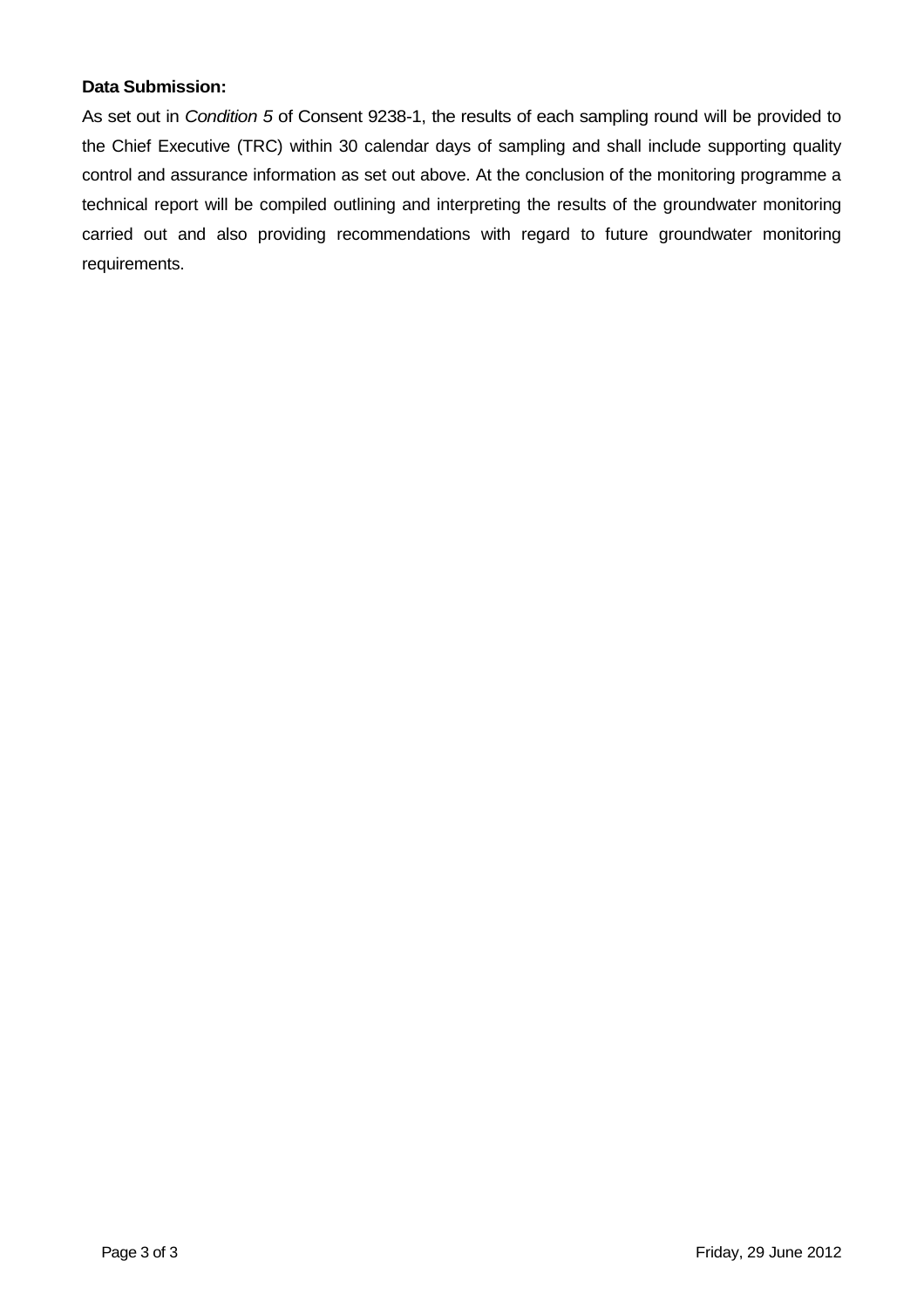**Data Submission:**

As set out in *Condition 5* of Consent 9238-1, the results of each sampling round will be provided to the Chief Executive (TRC) within 30 calendar days of sampling and shall include supporting quality control and assurance information as set out above. At the conclusion of the monitoring programme a technical report will be compiled outlining and interpreting the results of the groundwater monitoring carried out and also providing recommendations with regard to future groundwater monitoring requirements.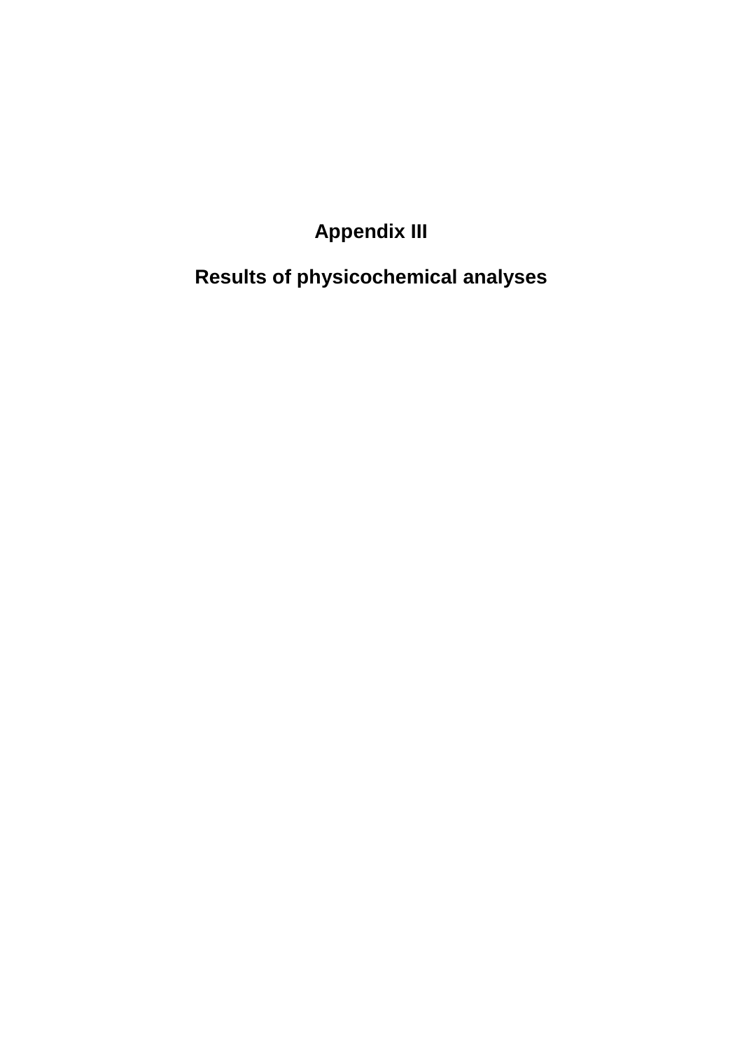# Appendix III

## Results of physicochemical analyses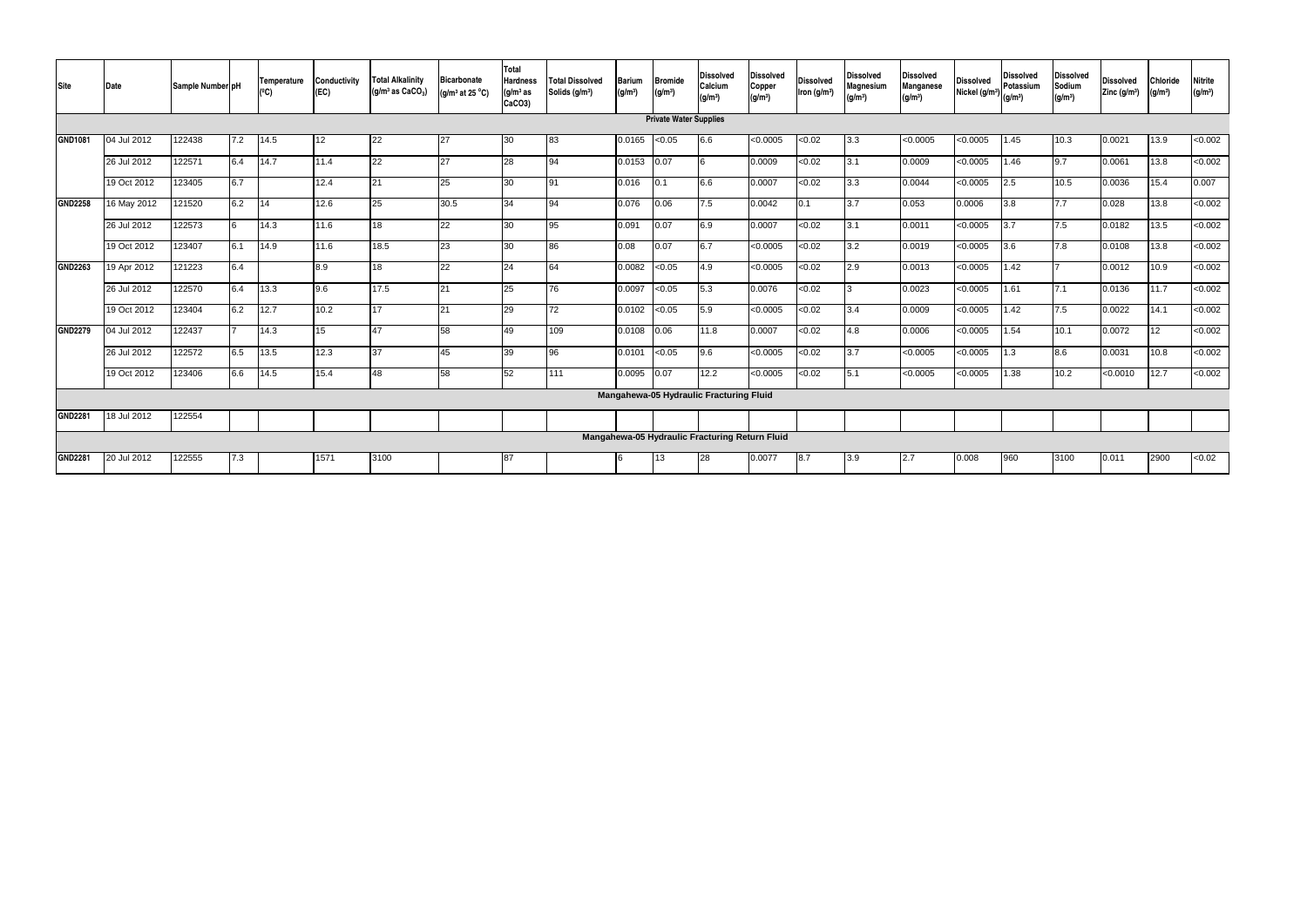| Site | Date | Sample Number | pH | Temperature (°C) | Conductivity (EC) | Total Alkalinity ($g/m^3$ as $CaCO_3$) | Bicarbonate ($g/m^3$ at 25 °C) | Total Hardness ($g/m^3$ as $CaCO_3$) | Total Dissolved Solids ($g/m^3$) | Barium ($g/m^3$) | Bromide ($g/m^3$) | Dissolved Calcium ($g/m^3$) | Dissolved Copper ($g/m^3$) | Dissolved Iron ($g/m^3$) | Dissolved Magnesium ($g/m^3$) | Dissolved Manganese ($g/m^3$) | Dissolved Nickel ($g/m^3$) | Dissolved Potassium ($g/m^3$) | Dissolved Sodium ($g/m^3$) | Dissolved Zinc ($g/m^3$) | Chloride ($g/m^3$) | Nitrite ($g/m^3$) |
|---|---|---|---|---|---|---|---|---|---|---|---|---|---|---|---|---|---|---|---|---|---|---|
| **Private Water Supplies** | | | | | | | | | | | | | | | | | | | | | | |
| **GND1081** | 04 Jul 2012 | 122438 | 7.2 | 14.5 | 12 | 22 | 27 | 30 | 83 | 0.0165 | <0.05 | 6.6 | <0.0005 | <0.02 | 3.3 | <0.0005 | <0.0005 | 1.45 | 10.3 | 0.0021 | 13.9 | <0.002 |
| | 26 Jul 2012 | 122571 | 6.4 | 14.7 | 11.4 | 22 | 27 | 28 | 94 | 0.0153 | 0.07 | 6 | 0.0009 | <0.02 | 3.1 | 0.0009 | <0.0005 | 1.46 | 9.7 | 0.0061 | 13.8 | <0.002 |
| | 19 Oct 2012 | 123405 | 6.7 | | 12.4 | 21 | 25 | 30 | 91 | 0.016 | 0.1 | 6.6 | 0.0007 | <0.02 | 3.3 | 0.0044 | <0.0005 | 2.5 | 10.5 | 0.0036 | 15.4 | 0.007 |
| **GND2258** | 16 May 2012 | 121520 | 6.2 | 14 | 12.6 | 25 | 30.5 | 34 | 94 | 0.076 | 0.06 | 7.5 | 0.0042 | 0.1 | 3.7 | 0.053 | 0.0006 | 3.8 | 7.7 | 0.028 | 13.8 | <0.002 |
| | 26 Jul 2012 | 122573 | 6 | 14.3 | 11.6 | 18 | 22 | 30 | 95 | 0.091 | 0.07 | 6.9 | 0.0007 | <0.02 | 3.1 | 0.0011 | <0.0005 | 3.7 | 7.5 | 0.0182 | 13.5 | <0.002 |
| | 19 Oct 2012 | 123407 | 6.1 | 14.9 | 11.6 | 18.5 | 23 | 30 | 86 | 0.08 | 0.07 | 6.7 | <0.0005 | <0.02 | 3.2 | 0.0019 | <0.0005 | 3.6 | 7.8 | 0.0108 | 13.8 | <0.002 |
| **GND2263** | 19 Apr 2012 | 121223 | 6.4 | | 8.9 | 18 | 22 | 24 | 64 | 0.0082 | <0.05 | 4.9 | <0.0005 | <0.02 | 2.9 | 0.0013 | <0.0005 | 1.42 | 7 | 0.0012 | 10.9 | <0.002 |
| | 26 Jul 2012 | 122570 | 6.4 | 13.3 | 9.6 | 17.5 | 21 | 25 | 76 | 0.0097 | <0.05 | 5.3 | 0.0076 | <0.02 | 3 | 0.0023 | <0.0005 | 1.61 | 7.1 | 0.0136 | 11.7 | <0.002 |
| | 19 Oct 2012 | 123404 | 6.2 | 12.7 | 10.2 | 17 | 21 | 29 | 72 | 0.0102 | <0.05 | 5.9 | <0.0005 | <0.02 | 3.4 | 0.0009 | <0.0005 | 1.42 | 7.5 | 0.0022 | 14.1 | <0.002 |
| **GND2279** | 04 Jul 2012 | 122437 | 7 | 14.3 | 15 | 47 | 58 | 49 | 109 | 0.0108 | 0.06 | 11.8 | 0.0007 | <0.02 | 4.8 | 0.0006 | <0.0005 | 1.54 | 10.1 | 0.0072 | 12 | <0.002 |
| | 26 Jul 2012 | 122572 | 6.5 | 13.5 | 12.3 | 37 | 45 | 39 | 96 | 0.0101 | <0.05 | 9.6 | <0.0005 | <0.02 | 3.7 | <0.0005 | <0.0005 | 1.3 | 8.6 | 0.0031 | 10.8 | <0.002 |
| | 19 Oct 2012 | 123406 | 6.6 | 14.5 | 15.4 | 48 | 58 | 52 | 111 | 0.0095 | 0.07 | 12.2 | <0.0005 | <0.02 | 5.1 | <0.0005 | <0.0005 | 1.38 | 10.2 | <0.0010 | 12.7 | <0.002 |
| **Mangahewa-05 Hydraulic Fracturing Fluid** | | | | | | | | | | | | | | | | | | | | | | |
| **GND2281** | 18 Jul 2012 | 122554 | | | | | | | | | | | | | | | | | | | | |
| **Mangahewa-05 Hydraulic Fracturing Return Fluid** | | | | | | | | | | | | | | | | | | | | | | |
| **GND2281** | 20 Jul 2012 | 122555 | 7.3 | | 1571 | 3100 | | 87 | | 6 | 13 | 28 | 0.0077 | 8.7 | 3.9 | 2.7 | 0.008 | 960 | 3100 | 0.011 | 2900 | <0.02 |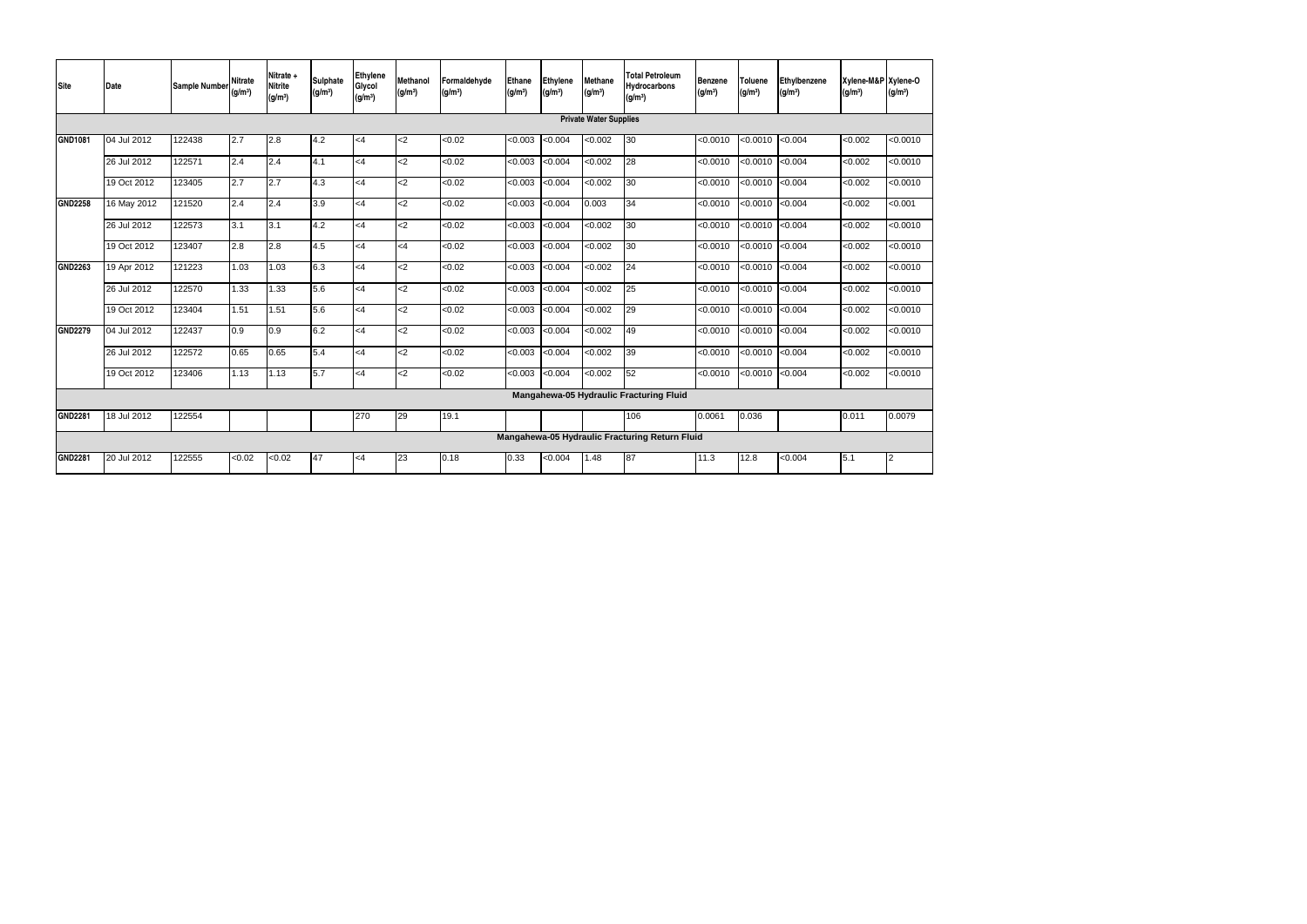| Site | Date | Sample Number | Nitrate $(g/m^3)$ | Nitrate + Nitrite $(g/m^3)$ | Sulphate $(g/m^3)$ | Ethylene Glycol $(g/m^3)$ | Methanol $(g/m^3)$ | Formaldehyde $(g/m^3)$ | Ethane $(g/m^3)$ | Ethylene $(g/m^3)$ | Methane $(g/m^3)$ | Total Petroleum Hydrocarbons $(g/m^3)$ | Benzene $(g/m^3)$ | Toluene $(g/m^3)$ | Ethylbenzene $(g/m^3)$ | Xylene-M&P $(g/m^3)$ | Xylene-O $(g/m^3)$ |
|---|---|---|---|---|---|---|---|---|---|---|---|---|---|---|---|---|---|
| **Private Water Supplies** | | | | | | | | | | | | | | | | | |
| **GND1081** | 04 Jul 2012 | 122438 | 2.7 | 2.8 | 4.2 | <4 | <2 | <0.02 | <0.003 | <0.004 | <0.002 | 30 | <0.0010 | <0.0010 | <0.004 | <0.002 | <0.0010 |
| | 26 Jul 2012 | 122571 | 2.4 | 2.4 | 4.1 | <4 | <2 | <0.02 | <0.003 | <0.004 | <0.002 | 28 | <0.0010 | <0.0010 | <0.004 | <0.002 | <0.0010 |
| | 19 Oct 2012 | 123405 | 2.7 | 2.7 | 4.3 | <4 | <2 | <0.02 | <0.003 | <0.004 | <0.002 | 30 | <0.0010 | <0.0010 | <0.004 | <0.002 | <0.0010 |
| **GND2258** | 16 May 2012 | 121520 | 2.4 | 2.4 | 3.9 | <4 | <2 | <0.02 | <0.003 | <0.004 | 0.003 | 34 | <0.0010 | <0.0010 | <0.004 | <0.002 | <0.001 |
| | 26 Jul 2012 | 122573 | 3.1 | 3.1 | 4.2 | <4 | <2 | <0.02 | <0.003 | <0.004 | <0.002 | 30 | <0.0010 | <0.0010 | <0.004 | <0.002 | <0.0010 |
| | 19 Oct 2012 | 123407 | 2.8 | 2.8 | 4.5 | <4 | <4 | <0.02 | <0.003 | <0.004 | <0.002 | 30 | <0.0010 | <0.0010 | <0.004 | <0.002 | <0.0010 |
| **GND2263** | 19 Apr 2012 | 121223 | 1.03 | 1.03 | 6.3 | <4 | <2 | <0.02 | <0.003 | <0.004 | <0.002 | 24 | <0.0010 | <0.0010 | <0.004 | <0.002 | <0.0010 |
| | 26 Jul 2012 | 122570 | 1.33 | 1.33 | 5.6 | <4 | <2 | <0.02 | <0.003 | <0.004 | <0.002 | 25 | <0.0010 | <0.0010 | <0.004 | <0.002 | <0.0010 |
| | 19 Oct 2012 | 123404 | 1.51 | 1.51 | 5.6 | <4 | <2 | <0.02 | <0.003 | <0.004 | <0.002 | 29 | <0.0010 | <0.0010 | <0.004 | <0.002 | <0.0010 |
| **GND2279** | 04 Jul 2012 | 122437 | 0.9 | 0.9 | 6.2 | <4 | <2 | <0.02 | <0.003 | <0.004 | <0.002 | 49 | <0.0010 | <0.0010 | <0.004 | <0.002 | <0.0010 |
| | 26 Jul 2012 | 122572 | 0.65 | 0.65 | 5.4 | <4 | <2 | <0.02 | <0.003 | <0.004 | <0.002 | 39 | <0.0010 | <0.0010 | <0.004 | <0.002 | <0.0010 |
| | 19 Oct 2012 | 123406 | 1.13 | 1.13 | 5.7 | <4 | <2 | <0.02 | <0.003 | <0.004 | <0.002 | 52 | <0.0010 | <0.0010 | <0.004 | <0.002 | <0.0010 |
| **Mangahewa-05 Hydraulic Fracturing Fluid** | | | | | | | | | | | | | | | | | |
| **GND2281** | 18 Jul 2012 | 122554 | | | | 270 | 29 | 19.1 | | | | 106 | 0.0061 | 0.036 | | 0.011 | 0.0079 |
| **Mangahewa-05 Hydraulic Fracturing Return Fluid** | | | | | | | | | | | | | | | | | |
| **GND2281** | 20 Jul 2012 | 122555 | <0.02 | <0.02 | 47 | <4 | 23 | 0.18 | 0.33 | <0.004 | 1.48 | 87 | 11.3 | 12.8 | <0.004 | 5.1 | 2 |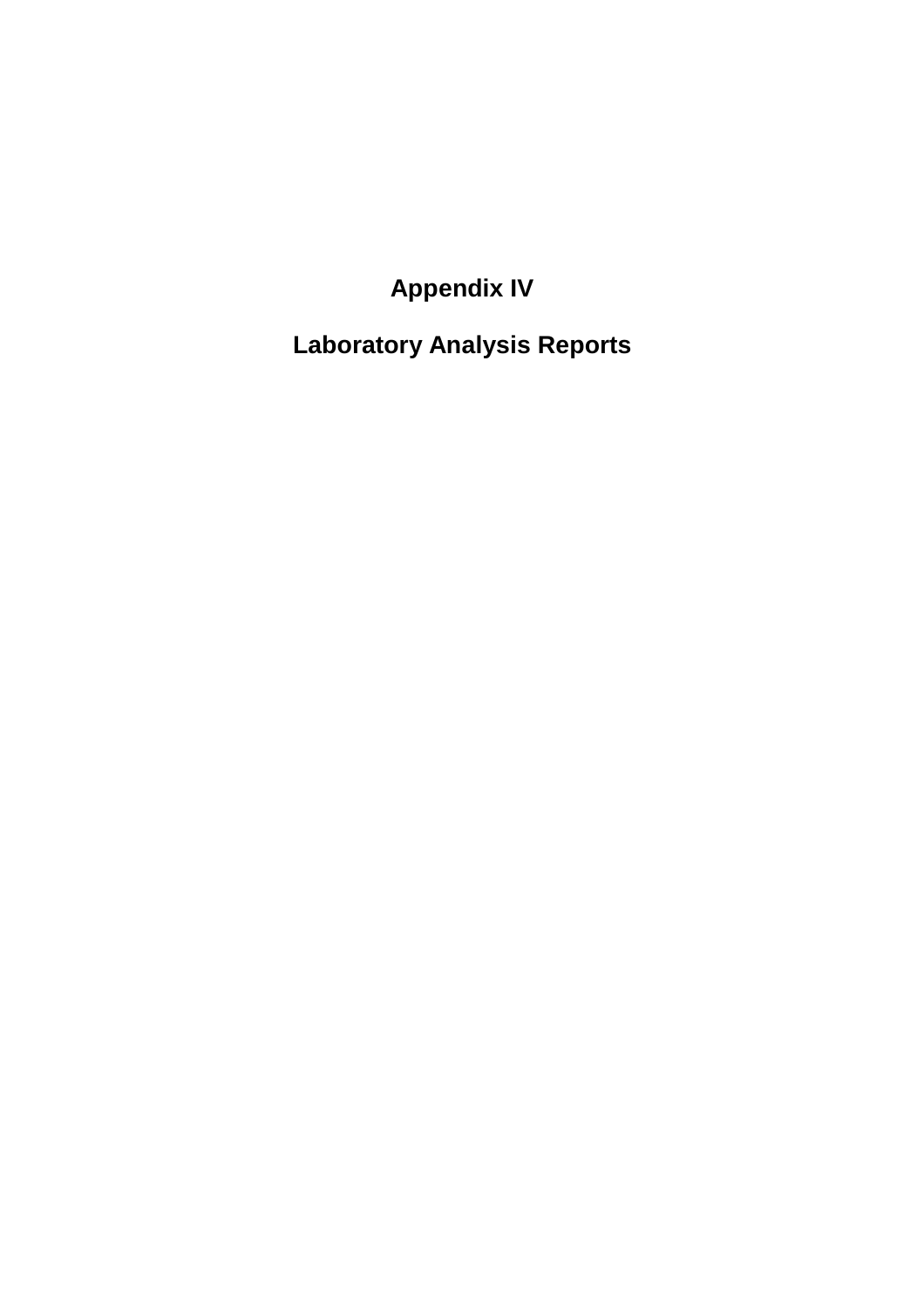# Appendix IV

# Laboratory Analysis Reports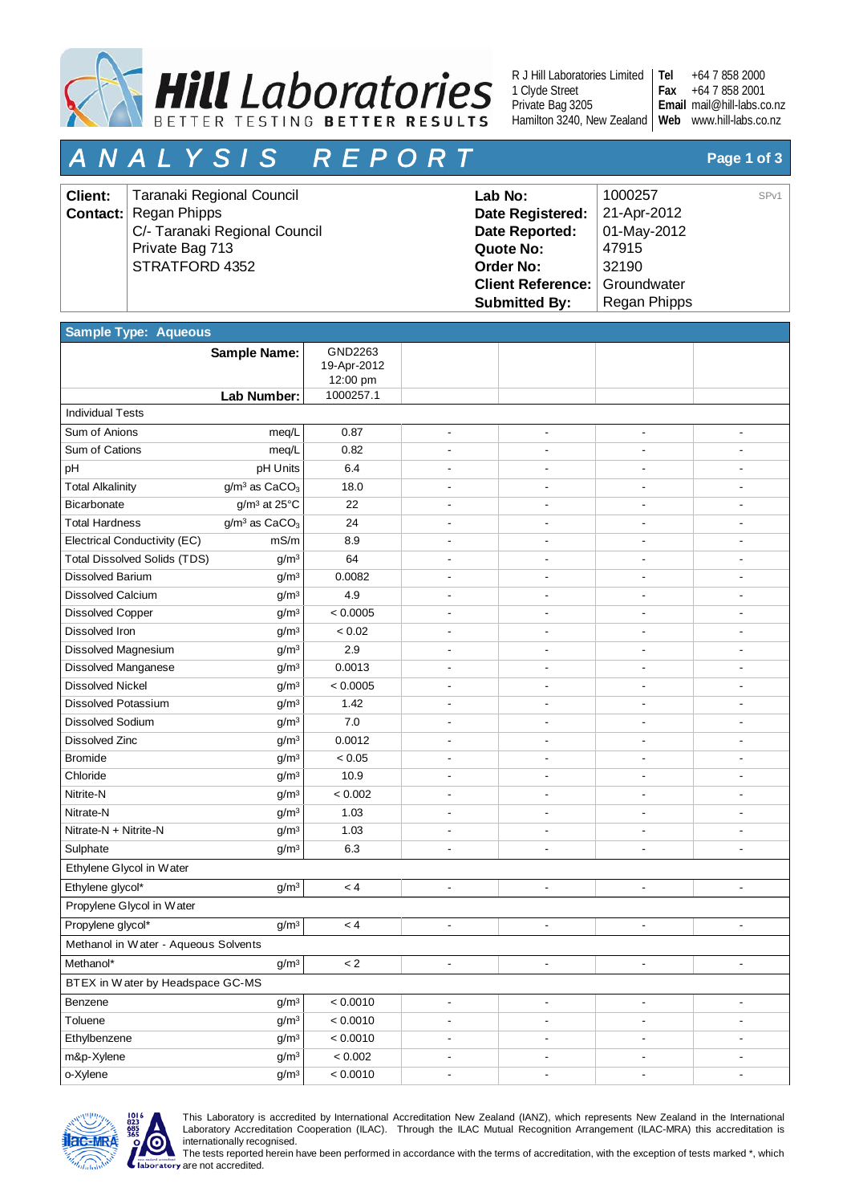**Hill Laboratories**
BETTER TESTING BETTER RESULTS

R J Hill Laboratories Limited
1 Clyde Street
Private Bag 3205
Hamilton 3240, New Zealand

**Tel** +64 7 858 2000
**Fax** +64 7 858 2001
**Email** mail@hill-labs.co.nz
**Web** www.hill-labs.co.nz

# ANALYSIS REPORT

| | | | |
|---|---|---|---|
| **Client:** | Taranaki Regional Council | **Lab No:** | 1000257 SPv1 |
| **Contact:** | Regan Phipps | **Date Registered:** | 21-Apr-2012 |
| | C/- Taranaki Regional Council | **Date Reported:** | 01-May-2012 |
| | Private Bag 713 | **Quote No:** | 47915 |
| | STRATFORD 4352 | **Order No:** | 32190 |
| | | **Client Reference:** | Groundwater |
| | | **Submitted By:** | Regan Phipps |

**Sample Type: Aqueous**

| | **Sample Name:** | GND2263 19-Apr-2012 12:00 pm | | | | |
|---|---|---|---|---|---|---|
| | **Lab Number:** | 1000257.1 | | | | |
| **Individual Tests** | | | | | | |
| Sum of Anions | meq/L | 0.87 | - | - | - | - |
| Sum of Cations | meq/L | 0.82 | - | - | - | - |
| pH | pH Units | 6.4 | - | - | - | - |
| Total Alkalinity | $g/m^3$ as $CaCO_3$ | 18.0 | - | - | - | - |
| Bicarbonate | $g/m^3$ at 25°C | 22 | - | - | - | - |
| Total Hardness | $g/m^3$ as $CaCO_3$ | 24 | - | - | - | - |
| Electrical Conductivity (EC) | mS/m | 8.9 | - | - | - | - |
| Total Dissolved Solids (TDS) | $g/m^3$ | 64 | - | - | - | - |
| Dissolved Barium | $g/m^3$ | 0.0082 | - | - | - | - |
| Dissolved Calcium | $g/m^3$ | 4.9 | - | - | - | - |
| Dissolved Copper | $g/m^3$ | < 0.0005 | - | - | - | - |
| Dissolved Iron | $g/m^3$ | < 0.02 | - | - | - | - |
| Dissolved Magnesium | $g/m^3$ | 2.9 | - | - | - | - |
| Dissolved Manganese | $g/m^3$ | 0.0013 | - | - | - | - |
| Dissolved Nickel | $g/m^3$ | < 0.0005 | - | - | - | - |
| Dissolved Potassium | $g/m^3$ | 1.42 | - | - | - | - |
| Dissolved Sodium | $g/m^3$ | 7.0 | - | - | - | - |
| Dissolved Zinc | $g/m^3$ | 0.0012 | - | - | - | - |
| Bromide | $g/m^3$ | < 0.05 | - | - | - | - |
| Chloride | $g/m^3$ | 10.9 | - | - | - | - |
| Nitrite-N | $g/m^3$ | < 0.002 | - | - | - | - |
| Nitrate-N | $g/m^3$ | 1.03 | - | - | - | - |
| Nitrate-N + Nitrite-N | $g/m^3$ | 1.03 | - | - | - | - |
| Sulphate | $g/m^3$ | 6.3 | - | - | - | - |
| **Ethylene Glycol in Water** | | | | | | |
| Ethylene glycol* | $g/m^3$ | < 4 | - | - | - | - |
| **Propylene Glycol in Water** | | | | | | |
| Propylene glycol* | $g/m^3$ | < 4 | - | - | - | - |
| **Methanol in Water - Aqueous Solvents** | | | | | | |
| Methanol* | $g/m^3$ | < 2 | - | - | - | - |
| **BTEX in Water by Headspace GC-MS** | | | | | | |
| Benzene | $g/m^3$ | < 0.0010 | - | - | - | - |
| Toluene | $g/m^3$ | < 0.0010 | - | - | - | - |
| Ethylbenzene | $g/m^3$ | < 0.0010 | - | - | - | - |
| m&p-Xylene | $g/m^3$ | < 0.002 | - | - | - | - |
| o-Xylene | $g/m^3$ | < 0.0010 | - | - | - | - |

This Laboratory is accredited by International Accreditation New Zealand (IANZ), which represents New Zealand in the International Laboratory Accreditation Cooperation (ILAC). Through the ILAC Mutual Recognition Arrangement (ILAC-MRA) this accreditation is internationally recognised.
The tests reported herein have been performed in accordance with the terms of accreditation, with the exception of tests marked *, which are not accredited.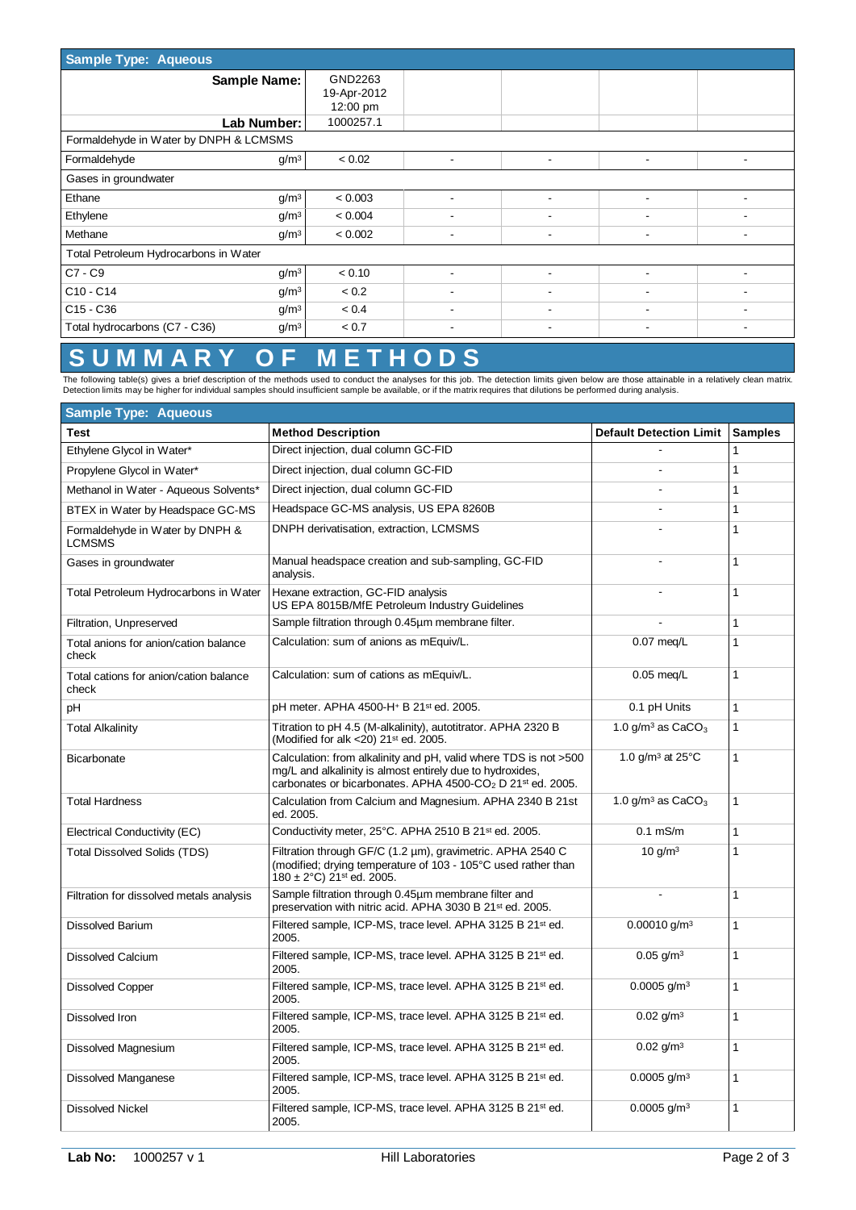| Sample Type: Aqueous | | | | | | |
|---|---|---|---|---|---|---|
| Sample Name: | | GND2263 19-Apr-2012 12:00 pm | | | | |
| Lab Number: | | 1000257.1 | | | | |
| Formaldehyde in Water by DNPH & LCMSMS | | | | | | |
| Formaldehyde | $g/m^3$ | < 0.02 | - | - | - | - |
| Gases in groundwater | | | | | | |
| Ethane | $g/m^3$ | < 0.003 | - | - | - | - |
| Ethylene | $g/m^3$ | < 0.004 | - | - | - | - |
| Methane | $g/m^3$ | < 0.002 | - | - | - | - |
| Total Petroleum Hydrocarbons in Water | | | | | | |
| C7 - C9 | $g/m^3$ | < 0.10 | - | - | - | - |
| C10 - C14 | $g/m^3$ | < 0.2 | - | - | - | - |
| C15 - C36 | $g/m^3$ | < 0.4 | - | - | - | - |
| Total hydrocarbons (C7 - C36) | $g/m^3$ | < 0.7 | - | - | - | - |

# SUMMARY OF METHODS

The following table(s) gives a brief description of the methods used to conduct the analyses for this job. The detection limits given below are those attainable in a relatively clean matrix. Detection limits may be higher for individual samples should insufficient sample be available, or if the matrix requires that dilutions be performed during analysis.

**Sample Type: Aqueous**

| Test | Method Description | Default Detection Limit | Samples |
|---|---|---|---|
| Ethylene Glycol in Water* | Direct injection, dual column GC-FID | - | 1 |
| Propylene Glycol in Water* | Direct injection, dual column GC-FID | - | 1 |
| Methanol in Water - Aqueous Solvents* | Direct injection, dual column GC-FID | - | 1 |
| BTEX in Water by Headspace GC-MS | Headspace GC-MS analysis, US EPA 8260B | - | 1 |
| Formaldehyde in Water by DNPH & LCMSMS | DNPH derivatisation, extraction, LCMSMS | - | 1 |
| Gases in groundwater | Manual headspace creation and sub-sampling, GC-FID analysis. | - | 1 |
| Total Petroleum Hydrocarbons in Water | Hexane extraction, GC-FID analysis US EPA 8015B/MfE Petroleum Industry Guidelines | - | 1 |
| Filtration, Unpreserved | Sample filtration through 0.45µm membrane filter. | - | 1 |
| Total anions for anion/cation balance check | Calculation: sum of anions as mEquiv/L. | 0.07 meq/L | 1 |
| Total cations for anion/cation balance check | Calculation: sum of cations as mEquiv/L. | 0.05 meq/L | 1 |
| pH | pH meter. APHA 4500-$H^+$ B 21st ed. 2005. | 0.1 pH Units | 1 |
| Total Alkalinity | Titration to pH 4.5 (M-alkalinity), autotitrator. APHA 2320 B (Modified for alk <20) 21st ed. 2005. | 1.0 $g/m^3$ as $CaCO_3$ | 1 |
| Bicarbonate | Calculation: from alkalinity and pH, valid where TDS is not >500 mg/L and alkalinity is almost entirely due to hydroxides, carbonates or bicarbonates. APHA 4500-$CO_2$ D 21st ed. 2005. | 1.0 $g/m^3$ at 25°C | 1 |
| Total Hardness | Calculation from Calcium and Magnesium. APHA 2340 B 21st ed. 2005. | 1.0 $g/m^3$ as $CaCO_3$ | 1 |
| Electrical Conductivity (EC) | Conductivity meter, 25°C. APHA 2510 B 21st ed. 2005. | 0.1 mS/m | 1 |
| Total Dissolved Solids (TDS) | Filtration through GF/C (1.2 µm), gravimetric. APHA 2540 C (modified; drying temperature of 103 - 105°C used rather than 180 ± 2°C) 21st ed. 2005. | 10 $g/m^3$ | 1 |
| Filtration for dissolved metals analysis | Sample filtration through 0.45µm membrane filter and preservation with nitric acid. APHA 3030 B 21st ed. 2005. | - | 1 |
| Dissolved Barium | Filtered sample, ICP-MS, trace level. APHA 3125 B 21st ed. 2005. | 0.00010 $g/m^3$ | 1 |
| Dissolved Calcium | Filtered sample, ICP-MS, trace level. APHA 3125 B 21st ed. 2005. | 0.05 $g/m^3$ | 1 |
| Dissolved Copper | Filtered sample, ICP-MS, trace level. APHA 3125 B 21st ed. 2005. | 0.0005 $g/m^3$ | 1 |
| Dissolved Iron | Filtered sample, ICP-MS, trace level. APHA 3125 B 21st ed. 2005. | 0.02 $g/m^3$ | 1 |
| Dissolved Magnesium | Filtered sample, ICP-MS, trace level. APHA 3125 B 21st ed. 2005. | 0.02 $g/m^3$ | 1 |
| Dissolved Manganese | Filtered sample, ICP-MS, trace level. APHA 3125 B 21st ed. 2005. | 0.0005 $g/m^3$ | 1 |
| Dissolved Nickel | Filtered sample, ICP-MS, trace level. APHA 3125 B 21st ed. 2005. | 0.0005 $g/m^3$ | 1 |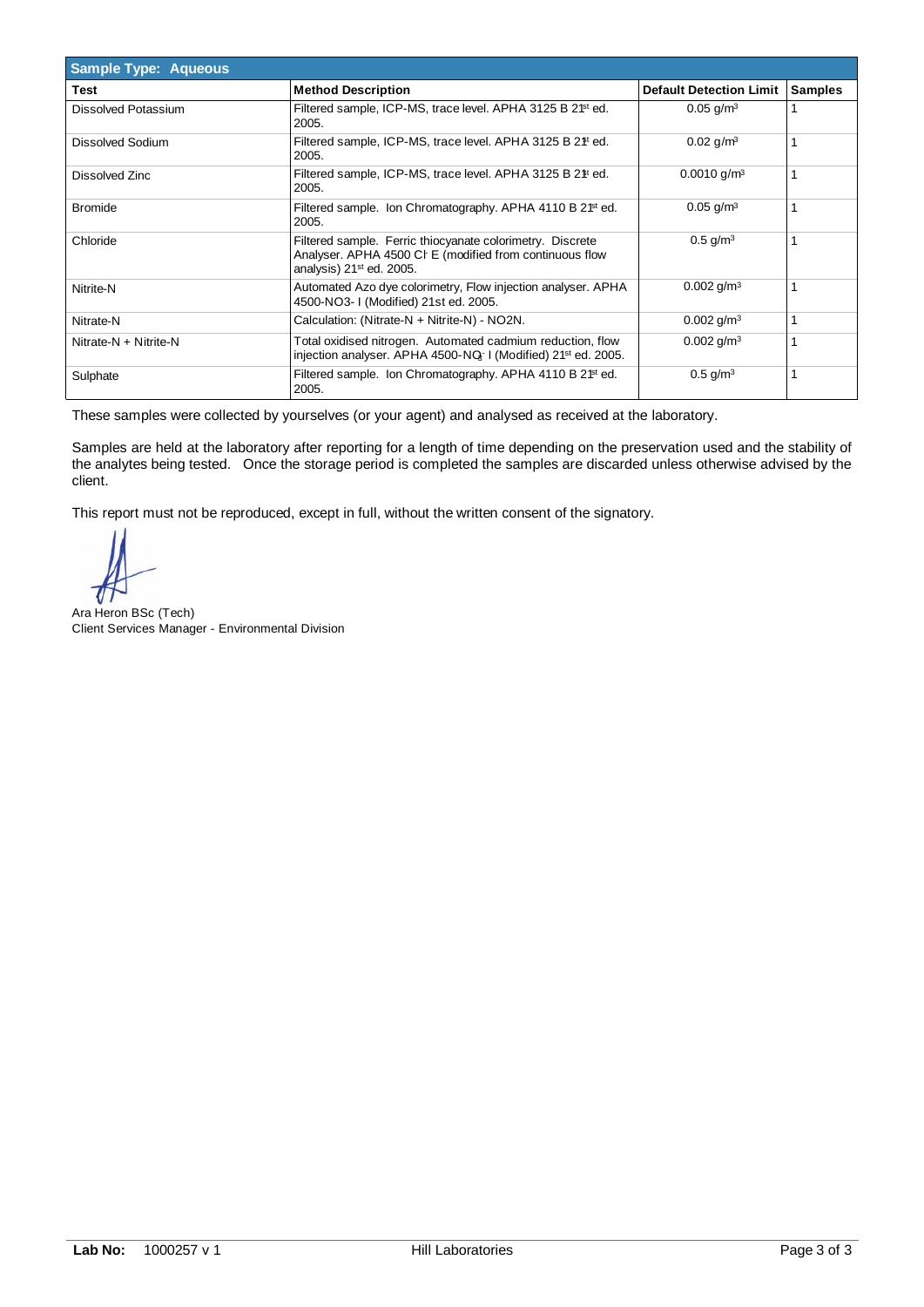| Sample Type: Aqueous | | | |
|---|---|---|---|
| **Test** | **Method Description** | **Default Detection Limit** | **Samples** |
| Dissolved Potassium | Filtered sample, ICP-MS, trace level. APHA 3125 B 21st ed. 2005. | 0.05 $g/m^3$ | 1 |
| Dissolved Sodium | Filtered sample, ICP-MS, trace level. APHA 3125 B 21st ed. 2005. | 0.02 $g/m^3$ | 1 |
| Dissolved Zinc | Filtered sample, ICP-MS, trace level. APHA 3125 B 21st ed. 2005. | 0.0010 $g/m^3$ | 1 |
| Bromide | Filtered sample. Ion Chromatography. APHA 4110 B 21st ed. 2005. | 0.05 $g/m^3$ | 1 |
| Chloride | Filtered sample. Ferric thiocyanate colorimetry. Discrete Analyser. APHA 4500 $Cl^-$ E (modified from continuous flow analysis) 21st ed. 2005. | 0.5 $g/m^3$ | 1 |
| Nitrite-N | Automated Azo dye colorimetry, Flow injection analyser. APHA 4500-NO3- I (Modified) 21st ed. 2005. | 0.002 $g/m^3$ | 1 |
| Nitrate-N | Calculation: (Nitrate-N + Nitrite-N) - NO2N. | 0.002 $g/m^3$ | 1 |
| Nitrate-N + Nitrite-N | Total oxidised nitrogen. Automated cadmium reduction, flow injection analyser. APHA 4500-$NO_3^-$ I (Modified) 21st ed. 2005. | 0.002 $g/m^3$ | 1 |
| Sulphate | Filtered sample. Ion Chromatography. APHA 4110 B 21st ed. 2005. | 0.5 $g/m^3$ | 1 |

These samples were collected by yourselves (or your agent) and analysed as received at the laboratory.

Samples are held at the laboratory after reporting for a length of time depending on the preservation used and the stability of the analytes being tested. Once the storage period is completed the samples are discarded unless otherwise advised by the client.

This report must not be reproduced, except in full, without the written consent of the signatory.

Ara Heron BSc (Tech)
Client Services Manager - Environmental Division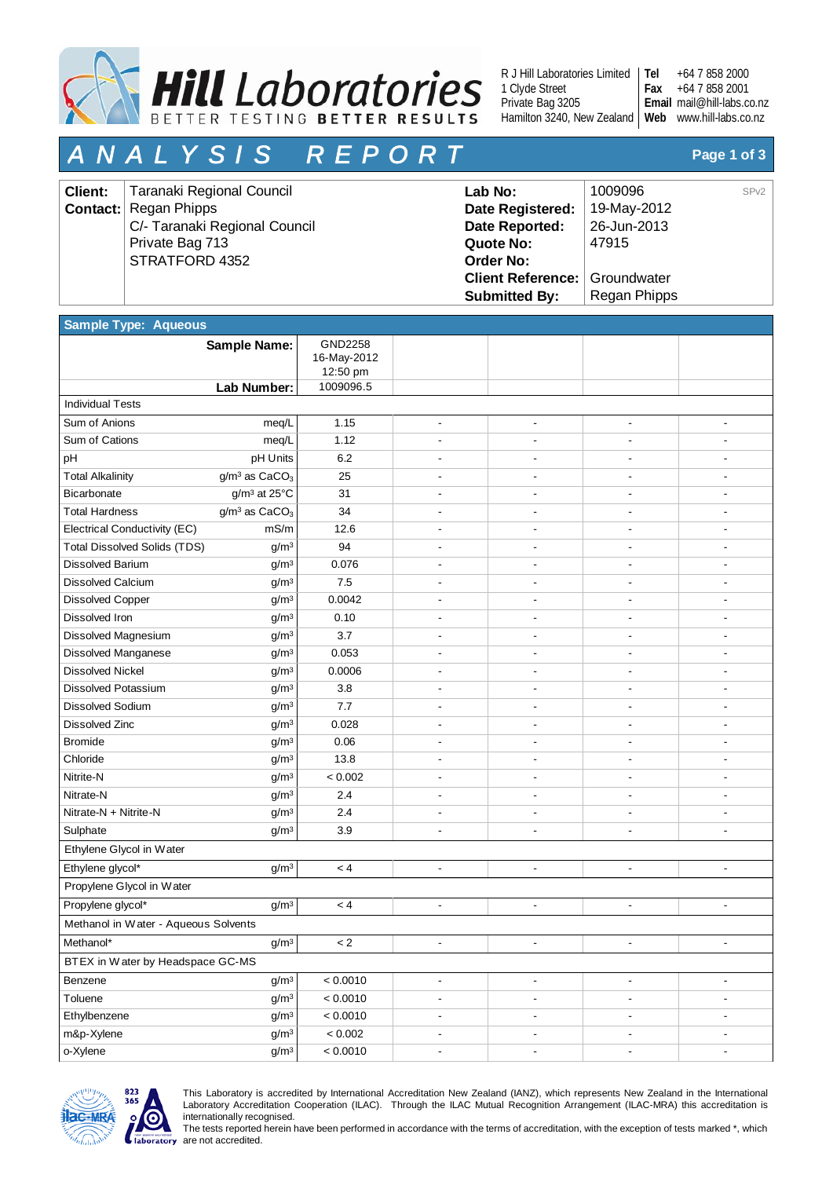**Hill Laboratories**
BETTER TESTING BETTER RESULTS

R J Hill Laboratories Limited
1 Clyde Street
Private Bag 3205
Hamilton 3240, New Zealand

**Tel** +64 7 858 2000
**Fax** +64 7 858 2001
**Email** mail@hill-labs.co.nz
**Web** www.hill-labs.co.nz

# ANALYSIS REPORT

| | | | |
|---|---|---|---|
| **Client:** | Taranaki Regional Council | **Lab No:** | 1009096 SPv2 |
| **Contact:** | Regan Phipps | **Date Registered:** | 19-May-2012 |
| | C/- Taranaki Regional Council | **Date Reported:** | 26-Jun-2013 |
| | Private Bag 713 | **Quote No:** | 47915 |
| | STRATFORD 4352 | **Order No:** | |
| | | **Client Reference:** | Groundwater |
| | | **Submitted By:** | Regan Phipps |

**Sample Type: Aqueous**

| Sample Name: | | GND2258 16-May-2012 12:50 pm | | | | |
|---|---|---|---|---|---|---|
| **Lab Number:** | | 1009096.5 | | | | |
| **Individual Tests** | | | | | | |
| Sum of Anions | meq/L | 1.15 | - | - | - | - |
| Sum of Cations | meq/L | 1.12 | - | - | - | - |
| pH | pH Units | 6.2 | - | - | - | - |
| Total Alkalinity | $g/m^3$ as $CaCO_3$ | 25 | - | - | - | - |
| Bicarbonate | $g/m^3$ at 25°C | 31 | - | - | - | - |
| Total Hardness | $g/m^3$ as $CaCO_3$ | 34 | - | - | - | - |
| Electrical Conductivity (EC) | mS/m | 12.6 | - | - | - | - |
| Total Dissolved Solids (TDS) | $g/m^3$ | 94 | - | - | - | - |
| Dissolved Barium | $g/m^3$ | 0.076 | - | - | - | - |
| Dissolved Calcium | $g/m^3$ | 7.5 | - | - | - | - |
| Dissolved Copper | $g/m^3$ | 0.0042 | - | - | - | - |
| Dissolved Iron | $g/m^3$ | 0.10 | - | - | - | - |
| Dissolved Magnesium | $g/m^3$ | 3.7 | - | - | - | - |
| Dissolved Manganese | $g/m^3$ | 0.053 | - | - | - | - |
| Dissolved Nickel | $g/m^3$ | 0.0006 | - | - | - | - |
| Dissolved Potassium | $g/m^3$ | 3.8 | - | - | - | - |
| Dissolved Sodium | $g/m^3$ | 7.7 | - | - | - | - |
| Dissolved Zinc | $g/m^3$ | 0.028 | - | - | - | - |
| Bromide | $g/m^3$ | 0.06 | - | - | - | - |
| Chloride | $g/m^3$ | 13.8 | - | - | - | - |
| Nitrite-N | $g/m^3$ | < 0.002 | - | - | - | - |
| Nitrate-N | $g/m^3$ | 2.4 | - | - | - | - |
| Nitrate-N + Nitrite-N | $g/m^3$ | 2.4 | - | - | - | - |
| Sulphate | $g/m^3$ | 3.9 | - | - | - | - |
| **Ethylene Glycol in Water** | | | | | | |
| Ethylene glycol* | $g/m^3$ | < 4 | - | - | - | - |
| **Propylene Glycol in Water** | | | | | | |
| Propylene glycol* | $g/m^3$ | < 4 | - | - | - | - |
| **Methanol in Water - Aqueous Solvents** | | | | | | |
| Methanol* | $g/m^3$ | < 2 | - | - | - | - |
| **BTEX in Water by Headspace GC-MS** | | | | | | |
| Benzene | $g/m^3$ | < 0.0010 | - | - | - | - |
| Toluene | $g/m^3$ | < 0.0010 | - | - | - | - |
| Ethylbenzene | $g/m^3$ | < 0.0010 | - | - | - | - |
| m&p-Xylene | $g/m^3$ | < 0.002 | - | - | - | - |
| o-Xylene | $g/m^3$ | < 0.0010 | - | - | - | - |

This Laboratory is accredited by International Accreditation New Zealand (IANZ), which represents New Zealand in the International Laboratory Accreditation Cooperation (ILAC). Through the ILAC Mutual Recognition Arrangement (ILAC-MRA) this accreditation is internationally recognised.
The tests reported herein have been performed in accordance with the terms of accreditation, with the exception of tests marked *, which are not accredited.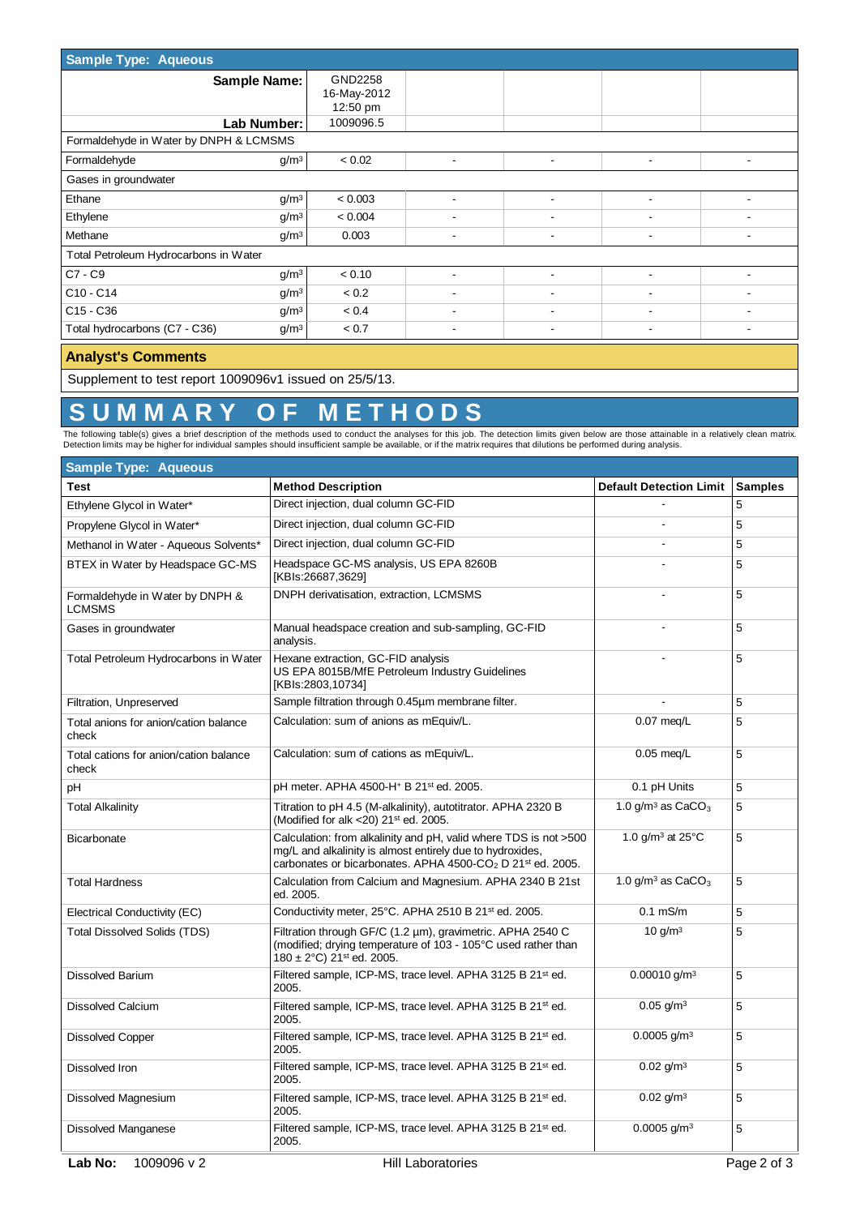| Sample Type: Aqueous | | | | | | |
|---|---|---|---|---|---|---|
| **Sample Name:** | | GND2258 16-May-2012 12:50 pm | | | | |
| **Lab Number:** | | 1009096.5 | | | | |
| Formaldehyde in Water by DNPH & LCMSMS | | | | | | |
| Formaldehyde | $g/m^3$ | < 0.02 | - | - | - | - |
| Gases in groundwater | | | | | | |
| Ethane | $g/m^3$ | < 0.003 | - | - | - | - |
| Ethylene | $g/m^3$ | < 0.004 | - | - | - | - |
| Methane | $g/m^3$ | 0.003 | - | - | - | - |
| Total Petroleum Hydrocarbons in Water | | | | | | |
| C7 - C9 | $g/m^3$ | < 0.10 | - | - | - | - |
| C10 - C14 | $g/m^3$ | < 0.2 | - | - | - | - |
| C15 - C36 | $g/m^3$ | < 0.4 | - | - | - | - |
| Total hydrocarbons (C7 - C36) | $g/m^3$ | < 0.7 | - | - | - | - |

## Analyst's Comments

Supplement to test report 1009096v1 issued on 25/5/13.

# SUMMARY OF METHODS

The following table(s) gives a brief description of the methods used to conduct the analyses for this job. The detection limits given below are those attainable in a relatively clean matrix. Detection limits may be higher for individual samples should insufficient sample be available, or if the matrix requires that dilutions be performed during analysis.

**Sample Type: Aqueous**

| Test | Method Description | Default Detection Limit | Samples |
|---|---|---|---|
| Ethylene Glycol in Water* | Direct injection, dual column GC-FID | - | 5 |
| Propylene Glycol in Water* | Direct injection, dual column GC-FID | - | 5 |
| Methanol in Water - Aqueous Solvents* | Direct injection, dual column GC-FID | - | 5 |
| BTEX in Water by Headspace GC-MS | Headspace GC-MS analysis, US EPA 8260B [KBIs:26687,3629] | - | 5 |
| Formaldehyde in Water by DNPH & LCMSMS | DNPH derivatisation, extraction, LCMSMS | - | 5 |
| Gases in groundwater | Manual headspace creation and sub-sampling, GC-FID analysis. | - | 5 |
| Total Petroleum Hydrocarbons in Water | Hexane extraction, GC-FID analysis US EPA 8015B/MfE Petroleum Industry Guidelines [KBIs:2803,10734] | - | 5 |
| Filtration, Unpreserved | Sample filtration through 0.45µm membrane filter. | - | 5 |
| Total anions for anion/cation balance check | Calculation: sum of anions as mEquiv/L. | 0.07 meq/L | 5 |
| Total cations for anion/cation balance check | Calculation: sum of cations as mEquiv/L. | 0.05 meq/L | 5 |
| pH | pH meter. APHA 4500-$H^+$ B 21st ed. 2005. | 0.1 pH Units | 5 |
| Total Alkalinity | Titration to pH 4.5 (M-alkalinity), autotitrator. APHA 2320 B (Modified for alk <20) 21st ed. 2005. | 1.0 $g/m^3$ as $CaCO_3$ | 5 |
| Bicarbonate | Calculation: from alkalinity and pH, valid where TDS is not >500 mg/L and alkalinity is almost entirely due to hydroxides, carbonates or bicarbonates. APHA 4500-$CO_2$ D 21st ed. 2005. | 1.0 $g/m^3$ at 25°C | 5 |
| Total Hardness | Calculation from Calcium and Magnesium. APHA 2340 B 21st ed. 2005. | 1.0 $g/m^3$ as $CaCO_3$ | 5 |
| Electrical Conductivity (EC) | Conductivity meter, 25°C. APHA 2510 B 21st ed. 2005. | 0.1 mS/m | 5 |
| Total Dissolved Solids (TDS) | Filtration through GF/C (1.2 µm), gravimetric. APHA 2540 C (modified; drying temperature of 103 - 105°C used rather than 180 ± 2°C) 21st ed. 2005. | 10 $g/m^3$ | 5 |
| Dissolved Barium | Filtered sample, ICP-MS, trace level. APHA 3125 B 21st ed. 2005. | 0.00010 $g/m^3$ | 5 |
| Dissolved Calcium | Filtered sample, ICP-MS, trace level. APHA 3125 B 21st ed. 2005. | 0.05 $g/m^3$ | 5 |
| Dissolved Copper | Filtered sample, ICP-MS, trace level. APHA 3125 B 21st ed. 2005. | 0.0005 $g/m^3$ | 5 |
| Dissolved Iron | Filtered sample, ICP-MS, trace level. APHA 3125 B 21st ed. 2005. | 0.02 $g/m^3$ | 5 |
| Dissolved Magnesium | Filtered sample, ICP-MS, trace level. APHA 3125 B 21st ed. 2005. | 0.02 $g/m^3$ | 5 |
| Dissolved Manganese | Filtered sample, ICP-MS, trace level. APHA 3125 B 21st ed. 2005. | 0.0005 $g/m^3$ | 5 |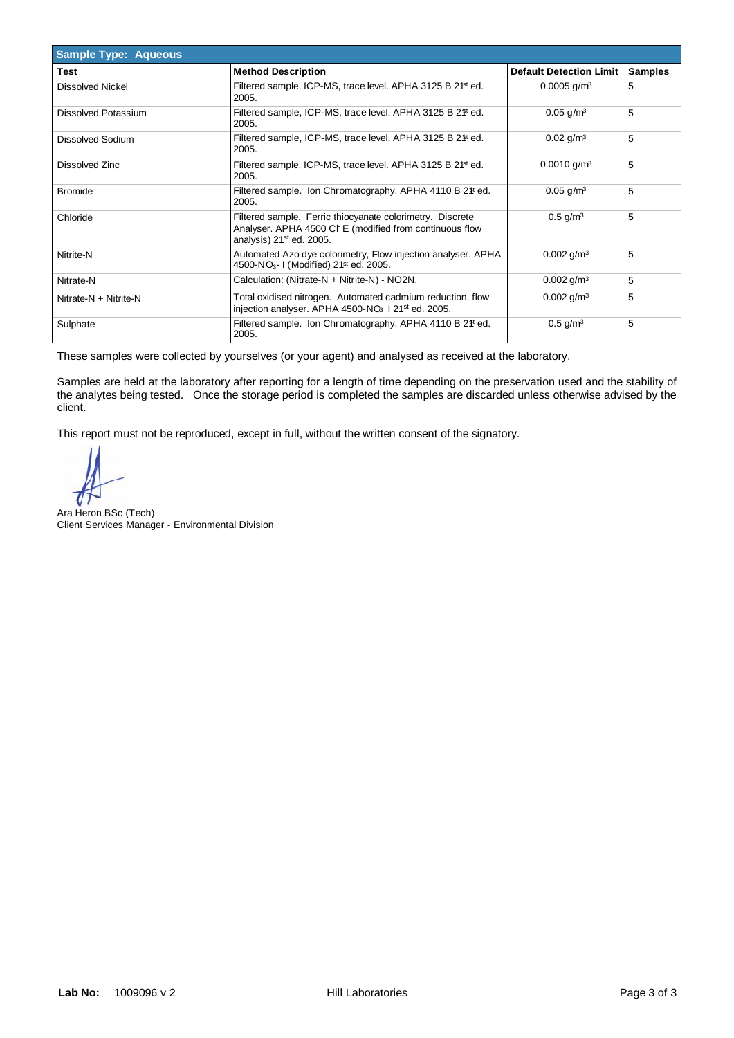| Sample Type: Aqueous | | | |
|---|---|---|---|
| **Test** | **Method Description** | **Default Detection Limit** | **Samples** |
| Dissolved Nickel | Filtered sample, ICP-MS, trace level. APHA 3125 B 21st ed. 2005. | 0.0005 $g/m^3$ | 5 |
| Dissolved Potassium | Filtered sample, ICP-MS, trace level. APHA 3125 B 21st ed. 2005. | 0.05 $g/m^3$ | 5 |
| Dissolved Sodium | Filtered sample, ICP-MS, trace level. APHA 3125 B 21st ed. 2005. | 0.02 $g/m^3$ | 5 |
| Dissolved Zinc | Filtered sample, ICP-MS, trace level. APHA 3125 B 21st ed. 2005. | 0.0010 $g/m^3$ | 5 |
| Bromide | Filtered sample. Ion Chromatography. APHA 4110 B 21st ed. 2005. | 0.05 $g/m^3$ | 5 |
| Chloride | Filtered sample. Ferric thiocyanate colorimetry. Discrete Analyser. APHA 4500 $Cl^-$ E (modified from continuous flow analysis) 21st ed. 2005. | 0.5 $g/m^3$ | 5 |
| Nitrite-N | Automated Azo dye colorimetry, Flow injection analyser. APHA 4500-$NO_3^-$ I (Modified) 21st ed. 2005. | 0.002 $g/m^3$ | 5 |
| Nitrate-N | Calculation: (Nitrate-N + Nitrite-N) - NO2N. | 0.002 $g/m^3$ | 5 |
| Nitrate-N + Nitrite-N | Total oxidised nitrogen. Automated cadmium reduction, flow injection analyser. APHA 4500-$NO_3^-$ I 21st ed. 2005. | 0.002 $g/m^3$ | 5 |
| Sulphate | Filtered sample. Ion Chromatography. APHA 4110 B 21st ed. 2005. | 0.5 $g/m^3$ | 5 |

These samples were collected by yourselves (or your agent) and analysed as received at the laboratory.

Samples are held at the laboratory after reporting for a length of time depending on the preservation used and the stability of the analytes being tested. Once the storage period is completed the samples are discarded unless otherwise advised by the client.

This report must not be reproduced, except in full, without the written consent of the signatory.

Ara Heron BSc (Tech)
Client Services Manager - Environmental Division

**Lab No:** 1009096 v 2 Hill Laboratories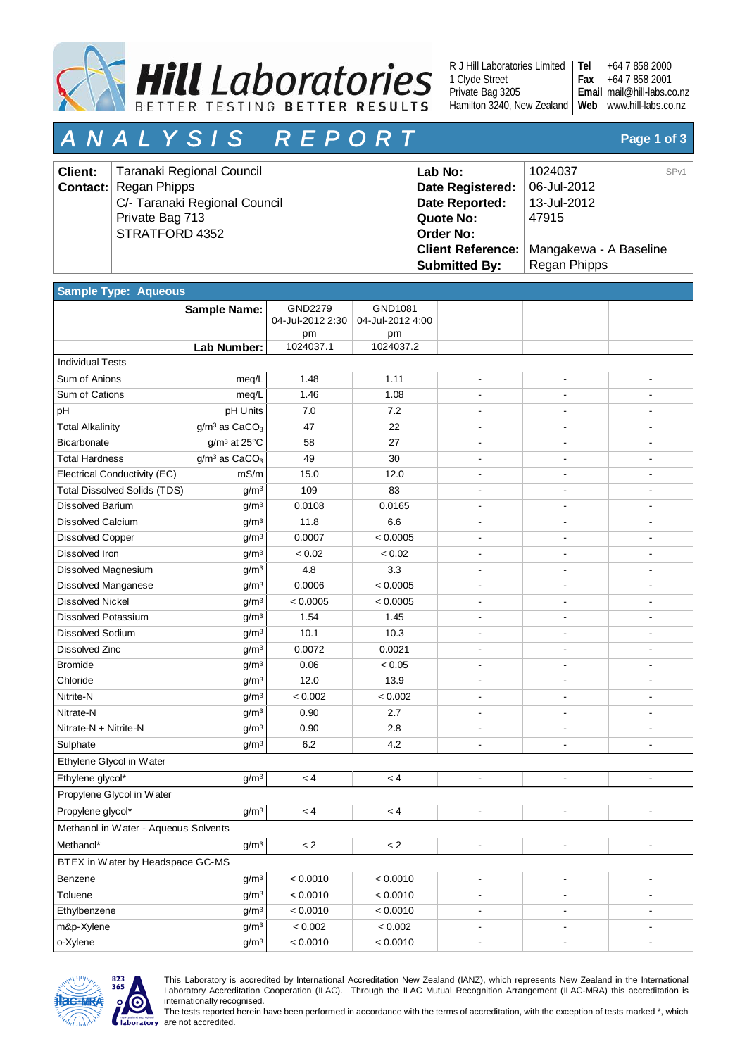Hill Laboratories
BETTER TESTING BETTER RESULTS

R J Hill Laboratories Limited
1 Clyde Street
Private Bag 3205
Hamilton 3240, New Zealand

**Tel** +64 7 858 2000
**Fax** +64 7 858 2001
**Email** mail@hill-labs.co.nz
**Web** www.hill-labs.co.nz

# ANALYSIS REPORT

| | | | |
|---|---|---|---|
| **Client:** | Taranaki Regional Council | **Lab No:** | 1024037 SPv1 |
| **Contact:** | Regan Phipps | **Date Registered:** | 06-Jul-2012 |
| | C/- Taranaki Regional Council | **Date Reported:** | 13-Jul-2012 |
| | Private Bag 713 | **Quote No:** | 47915 |
| | STRATFORD 4352 | **Order No:** | |
| | | **Client Reference:** | Mangakewa - A Baseline |
| | | **Submitted By:** | Regan Phipps |

**Sample Type: Aqueous**

| **Sample Name:** | | GND2279 04-Jul-2012 2:30 pm | GND1081 04-Jul-2012 4:00 pm | | | |
|---|---|---|---|---|---|---|
| **Lab Number:** | | 1024037.1 | 1024037.2 | | | |
| **Individual Tests** | | | | | | |
| Sum of Anions | meq/L | 1.48 | 1.11 | - | - | - |
| Sum of Cations | meq/L | 1.46 | 1.08 | - | - | - |
| pH | pH Units | 7.0 | 7.2 | - | - | - |
| Total Alkalinity | g/m³ as $CaCO_3$ | 47 | 22 | - | - | - |
| Bicarbonate | g/m³ at 25°C | 58 | 27 | - | - | - |
| Total Hardness | g/m³ as $CaCO_3$ | 49 | 30 | - | - | - |
| Electrical Conductivity (EC) | mS/m | 15.0 | 12.0 | - | - | - |
| Total Dissolved Solids (TDS) | g/m³ | 109 | 83 | - | - | - |
| Dissolved Barium | g/m³ | 0.0108 | 0.0165 | - | - | - |
| Dissolved Calcium | g/m³ | 11.8 | 6.6 | - | - | - |
| Dissolved Copper | g/m³ | 0.0007 | < 0.0005 | - | - | - |
| Dissolved Iron | g/m³ | < 0.02 | < 0.02 | - | - | - |
| Dissolved Magnesium | g/m³ | 4.8 | 3.3 | - | - | - |
| Dissolved Manganese | g/m³ | 0.0006 | < 0.0005 | - | - | - |
| Dissolved Nickel | g/m³ | < 0.0005 | < 0.0005 | - | - | - |
| Dissolved Potassium | g/m³ | 1.54 | 1.45 | - | - | - |
| Dissolved Sodium | g/m³ | 10.1 | 10.3 | - | - | - |
| Dissolved Zinc | g/m³ | 0.0072 | 0.0021 | - | - | - |
| Bromide | g/m³ | 0.06 | < 0.05 | - | - | - |
| Chloride | g/m³ | 12.0 | 13.9 | - | - | - |
| Nitrite-N | g/m³ | < 0.002 | < 0.002 | - | - | - |
| Nitrate-N | g/m³ | 0.90 | 2.7 | - | - | - |
| Nitrate-N + Nitrite-N | g/m³ | 0.90 | 2.8 | - | - | - |
| Sulphate | g/m³ | 6.2 | 4.2 | - | - | - |
| **Ethylene Glycol in Water** | | | | | | |
| Ethylene glycol* | g/m³ | < 4 | < 4 | - | - | - |
| **Propylene Glycol in Water** | | | | | | |
| Propylene glycol* | g/m³ | < 4 | < 4 | - | - | - |
| **Methanol in Water - Aqueous Solvents** | | | | | | |
| Methanol* | g/m³ | < 2 | < 2 | - | - | - |
| **BTEX in Water by Headspace GC-MS** | | | | | | |
| Benzene | g/m³ | < 0.0010 | < 0.0010 | - | - | - |
| Toluene | g/m³ | < 0.0010 | < 0.0010 | - | - | - |
| Ethylbenzene | g/m³ | < 0.0010 | < 0.0010 | - | - | - |
| m&p-Xylene | g/m³ | < 0.002 | < 0.002 | - | - | - |
| o-Xylene | g/m³ | < 0.0010 | < 0.0010 | - | - | - |

This Laboratory is accredited by International Accreditation New Zealand (IANZ), which represents New Zealand in the International Laboratory Accreditation Cooperation (ILAC). Through the ILAC Mutual Recognition Arrangement (ILAC-MRA) this accreditation is internationally recognised.
The tests reported herein have been performed in accordance with the terms of accreditation, with the exception of tests marked *, which are not accredited.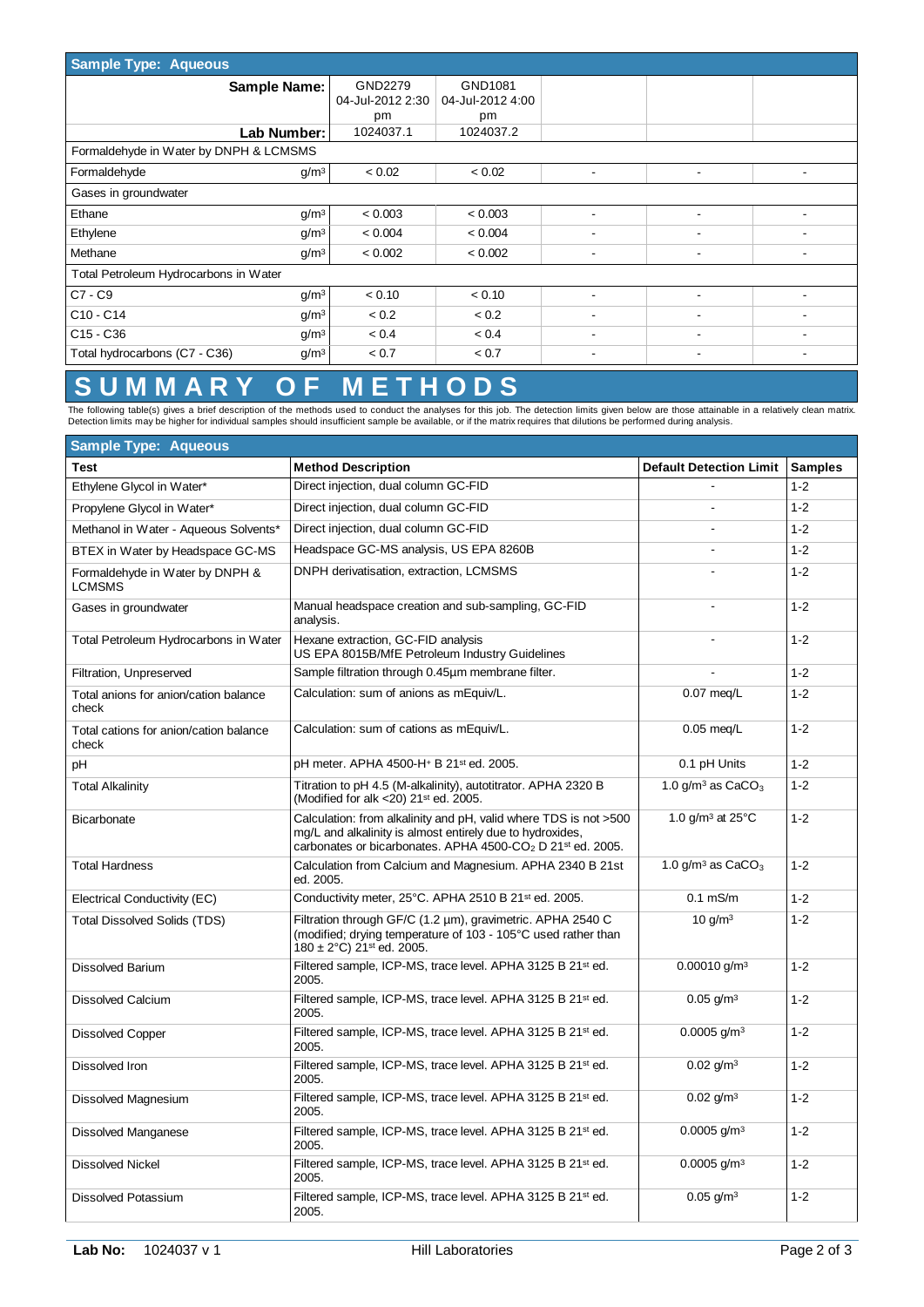| Sample Type: Aqueous | | | | | | |
|---|---|---|---|---|---|---|
| **Sample Name:** | | GND2279 04-Jul-2012 2:30 pm | GND1081 04-Jul-2012 4:00 pm | | | |
| **Lab Number:** | | 1024037.1 | 1024037.2 | | | |
| Formaldehyde in Water by DNPH & LCMSMS | | | | | | |
| Formaldehyde | $g/m^3$ | < 0.02 | < 0.02 | - | - | - |
| Gases in groundwater | | | | | | |
| Ethane | $g/m^3$ | < 0.003 | < 0.003 | - | - | - |
| Ethylene | $g/m^3$ | < 0.004 | < 0.004 | - | - | - |
| Methane | $g/m^3$ | < 0.002 | < 0.002 | - | - | - |
| Total Petroleum Hydrocarbons in Water | | | | | | |
| C7 - C9 | $g/m^3$ | < 0.10 | < 0.10 | - | - | - |
| C10 - C14 | $g/m^3$ | < 0.2 | < 0.2 | - | - | - |
| C15 - C36 | $g/m^3$ | < 0.4 | < 0.4 | - | - | - |
| Total hydrocarbons (C7 - C36) | $g/m^3$ | < 0.7 | < 0.7 | - | - | - |

# SUMMARY OF METHODS

The following table(s) gives a brief description of the methods used to conduct the analyses for this job. The detection limits given below are those attainable in a relatively clean matrix. Detection limits may be higher for individual samples should insufficient sample be available, or if the matrix requires that dilutions be performed during analysis.

| Sample Type: Aqueous | | | |
|---|---|---|---|
| **Test** | **Method Description** | **Default Detection Limit** | **Samples** |
| Ethylene Glycol in Water* | Direct injection, dual column GC-FID | - | 1-2 |
| Propylene Glycol in Water* | Direct injection, dual column GC-FID | - | 1-2 |
| Methanol in Water - Aqueous Solvents* | Direct injection, dual column GC-FID | - | 1-2 |
| BTEX in Water by Headspace GC-MS | Headspace GC-MS analysis, US EPA 8260B | - | 1-2 |
| Formaldehyde in Water by DNPH & LCMSMS | DNPH derivatisation, extraction, LCMSMS | - | 1-2 |
| Gases in groundwater | Manual headspace creation and sub-sampling, GC-FID analysis. | - | 1-2 |
| Total Petroleum Hydrocarbons in Water | Hexane extraction, GC-FID analysis US EPA 8015B/MfE Petroleum Industry Guidelines | - | 1-2 |
| Filtration, Unpreserved | Sample filtration through 0.45µm membrane filter. | - | 1-2 |
| Total anions for anion/cation balance check | Calculation: sum of anions as mEquiv/L. | 0.07 meq/L | 1-2 |
| Total cations for anion/cation balance check | Calculation: sum of cations as mEquiv/L. | 0.05 meq/L | 1-2 |
| pH | pH meter. APHA 4500-$H^+$ B 21st ed. 2005. | 0.1 pH Units | 1-2 |
| Total Alkalinity | Titration to pH 4.5 (M-alkalinity), autotitrator. APHA 2320 B (Modified for alk <20) 21st ed. 2005. | 1.0 $g/m^3$ as $CaCO_3$ | 1-2 |
| Bicarbonate | Calculation: from alkalinity and pH, valid where TDS is not >500 mg/L and alkalinity is almost entirely due to hydroxides, carbonates or bicarbonates. APHA 4500-$CO_2$ D 21st ed. 2005. | 1.0 $g/m^3$ at 25°C | 1-2 |
| Total Hardness | Calculation from Calcium and Magnesium. APHA 2340 B 21st ed. 2005. | 1.0 $g/m^3$ as $CaCO_3$ | 1-2 |
| Electrical Conductivity (EC) | Conductivity meter, 25°C. APHA 2510 B 21st ed. 2005. | 0.1 mS/m | 1-2 |
| Total Dissolved Solids (TDS) | Filtration through GF/C (1.2 µm), gravimetric. APHA 2540 C (modified; drying temperature of 103 - 105°C used rather than 180 ± 2°C) 21st ed. 2005. | 10 $g/m^3$ | 1-2 |
| Dissolved Barium | Filtered sample, ICP-MS, trace level. APHA 3125 B 21st ed. 2005. | 0.00010 $g/m^3$ | 1-2 |
| Dissolved Calcium | Filtered sample, ICP-MS, trace level. APHA 3125 B 21st ed. 2005. | 0.05 $g/m^3$ | 1-2 |
| Dissolved Copper | Filtered sample, ICP-MS, trace level. APHA 3125 B 21st ed. 2005. | 0.0005 $g/m^3$ | 1-2 |
| Dissolved Iron | Filtered sample, ICP-MS, trace level. APHA 3125 B 21st ed. 2005. | 0.02 $g/m^3$ | 1-2 |
| Dissolved Magnesium | Filtered sample, ICP-MS, trace level. APHA 3125 B 21st ed. 2005. | 0.02 $g/m^3$ | 1-2 |
| Dissolved Manganese | Filtered sample, ICP-MS, trace level. APHA 3125 B 21st ed. 2005. | 0.0005 $g/m^3$ | 1-2 |
| Dissolved Nickel | Filtered sample, ICP-MS, trace level. APHA 3125 B 21st ed. 2005. | 0.0005 $g/m^3$ | 1-2 |
| Dissolved Potassium | Filtered sample, ICP-MS, trace level. APHA 3125 B 21st ed. 2005. | 0.05 $g/m^3$ | 1-2 |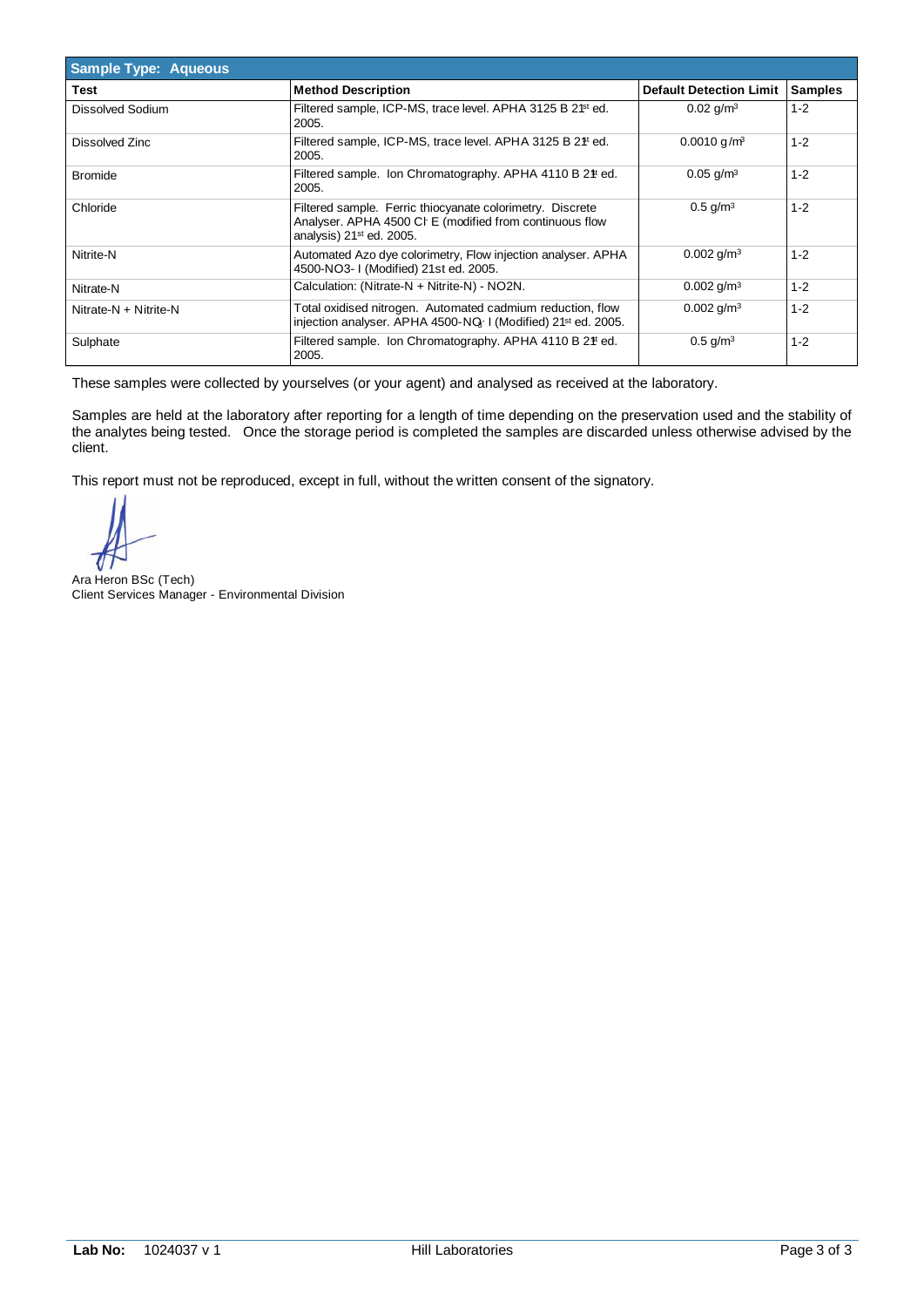| Sample Type: Aqueous | | | |
|---|---|---|---|
| **Test** | **Method Description** | **Default Detection Limit** | **Samples** |
| Dissolved Sodium | Filtered sample, ICP-MS, trace level. APHA 3125 B 21st ed. 2005. | 0.02 $g/m^3$ | 1-2 |
| Dissolved Zinc | Filtered sample, ICP-MS, trace level. APHA 3125 B 21st ed. 2005. | 0.0010 $g/m^3$ | 1-2 |
| Bromide | Filtered sample. Ion Chromatography. APHA 4110 B 21st ed. 2005. | 0.05 $g/m^3$ | 1-2 |
| Chloride | Filtered sample. Ferric thiocyanate colorimetry. Discrete Analyser. APHA 4500 $Cl^-$ E (modified from continuous flow analysis) 21st ed. 2005. | 0.5 $g/m^3$ | 1-2 |
| Nitrite-N | Automated Azo dye colorimetry, Flow injection analyser. APHA 4500-NO3- I (Modified) 21st ed. 2005. | 0.002 $g/m^3$ | 1-2 |
| Nitrate-N | Calculation: (Nitrate-N + Nitrite-N) - NO2N. | 0.002 $g/m^3$ | 1-2 |
| Nitrate-N + Nitrite-N | Total oxidised nitrogen. Automated cadmium reduction, flow injection analyser. APHA 4500-$NO_3^-$ I (Modified) 21st ed. 2005. | 0.002 $g/m^3$ | 1-2 |
| Sulphate | Filtered sample. Ion Chromatography. APHA 4110 B 21st ed. 2005. | 0.5 $g/m^3$ | 1-2 |

These samples were collected by yourselves (or your agent) and analysed as received at the laboratory.

Samples are held at the laboratory after reporting for a length of time depending on the preservation used and the stability of the analytes being tested. Once the storage period is completed the samples are discarded unless otherwise advised by the client.

This report must not be reproduced, except in full, without the written consent of the signatory.

Ara Heron BSc (Tech)
Client Services Manager - Environmental Division

**Lab No:** 1024037 v 1 Hill Laboratories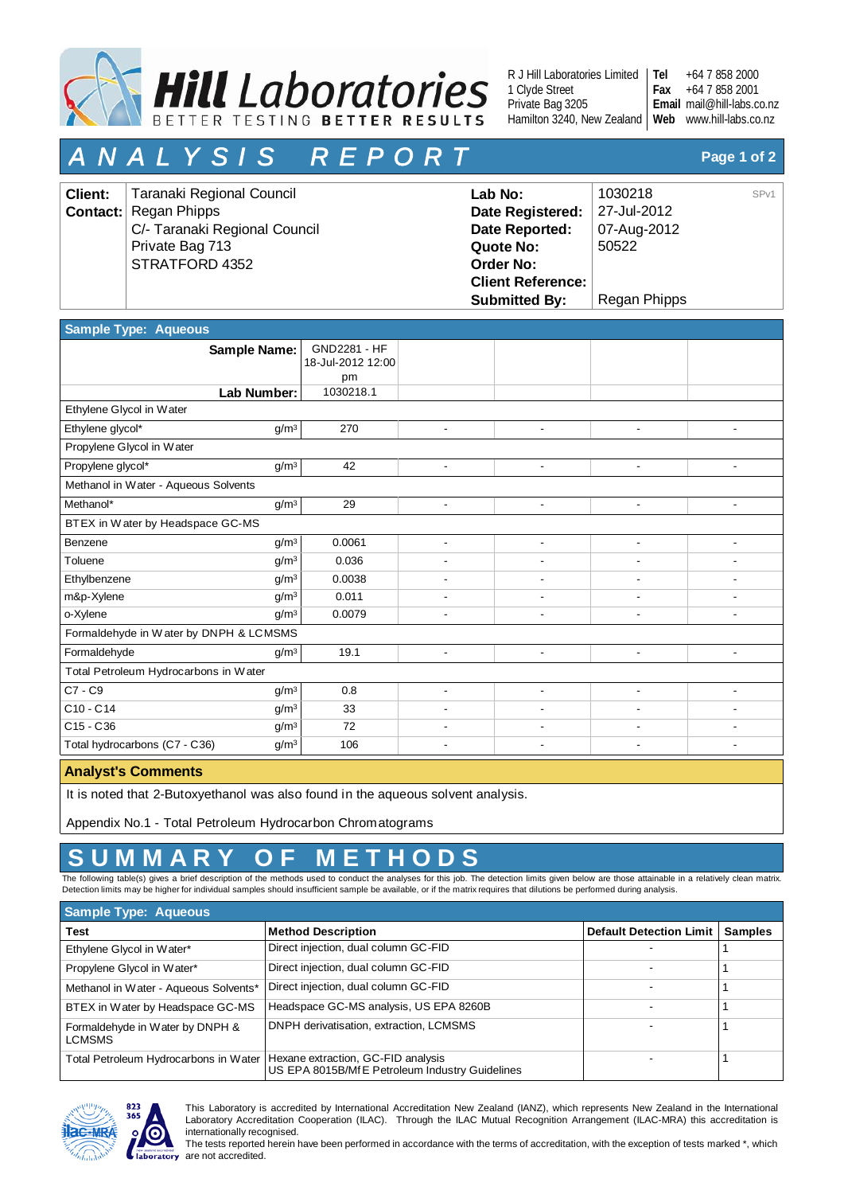**Hill Laboratories**
BETTER TESTING BETTER RESULTS

R J Hill Laboratories Limited
1 Clyde Street
Private Bag 3205
Hamilton 3240, New Zealand

**Tel** +64 7 858 2000
**Fax** +64 7 858 2001
**Email** mail@hill-labs.co.nz
**Web** www.hill-labs.co.nz

# ANALYSIS REPORT

| | | | |
|---|---|---|---|
| **Client:** | Taranaki Regional Council | **Lab No:** | 1030218 SPv1 |
| **Contact:** | Regan Phipps | **Date Registered:** | 27-Jul-2012 |
| | C/- Taranaki Regional Council | **Date Reported:** | 07-Aug-2012 |
| | Private Bag 713 | **Quote No:** | 50522 |
| | STRATFORD 4352 | **Order No:** | |
| | | **Client Reference:** | |
| | | **Submitted By:** | Regan Phipps |

**Sample Type: Aqueous**

| **Sample Name:** | | GND2281 - HF 18-Jul-2012 12:00 pm | | | | |
|---|---|---|---|---|---|---|
| **Lab Number:** | | 1030218.1 | | | | |
| **Ethylene Glycol in Water** | | | | | | |
| Ethylene glycol* | $g/m^3$ | 270 | - | - | - | - |
| **Propylene Glycol in Water** | | | | | | |
| Propylene glycol* | $g/m^3$ | 42 | - | - | - | - |
| **Methanol in Water - Aqueous Solvents** | | | | | | |
| Methanol* | $g/m^3$ | 29 | - | - | - | - |
| **BTEX in Water by Headspace GC-MS** | | | | | | |
| Benzene | $g/m^3$ | 0.0061 | - | - | - | - |
| Toluene | $g/m^3$ | 0.036 | - | - | - | - |
| Ethylbenzene | $g/m^3$ | 0.0038 | - | - | - | - |
| m&p-Xylene | $g/m^3$ | 0.011 | - | - | - | - |
| o-Xylene | $g/m^3$ | 0.0079 | - | - | - | - |
| **Formaldehyde in Water by DNPH & LCMSMS** | | | | | | |
| Formaldehyde | $g/m^3$ | 19.1 | - | - | - | - |
| **Total Petroleum Hydrocarbons in Water** | | | | | | |
| C7 - C9 | $g/m^3$ | 0.8 | - | - | - | - |
| C10 - C14 | $g/m^3$ | 33 | - | - | - | - |
| C15 - C36 | $g/m^3$ | 72 | - | - | - | - |
| Total hydrocarbons (C7 - C36) | $g/m^3$ | 106 | - | - | - | - |

**Analyst's Comments**

It is noted that 2-Butoxyethanol was also found in the aqueous solvent analysis.

Appendix No.1 - Total Petroleum Hydrocarbon Chromatograms

# SUMMARY OF METHODS

The following table(s) gives a brief description of the methods used to conduct the analyses for this job. The detection limits given below are those attainable in a relatively clean matrix. Detection limits may be higher for individual samples should insufficient sample be available, or if the matrix requires that dilutions be performed during analysis.

**Sample Type: Aqueous**

| Test | Method Description | Default Detection Limit | Samples |
|---|---|---|---|
| Ethylene Glycol in Water* | Direct injection, dual column GC-FID | - | 1 |
| Propylene Glycol in Water* | Direct injection, dual column GC-FID | - | 1 |
| Methanol in Water - Aqueous Solvents* | Direct injection, dual column GC-FID | - | 1 |
| BTEX in Water by Headspace GC-MS | Headspace GC-MS analysis, US EPA 8260B | - | 1 |
| Formaldehyde in Water by DNPH & LCMSMS | DNPH derivatisation, extraction, LCMSMS | - | 1 |
| Total Petroleum Hydrocarbons in Water | Hexane extraction, GC-FID analysis US EPA 8015B/MfE Petroleum Industry Guidelines | - | 1 |

This Laboratory is accredited by International Accreditation New Zealand (IANZ), which represents New Zealand in the International Laboratory Accreditation Cooperation (ILAC). Through the ILAC Mutual Recognition Arrangement (ILAC-MRA) this accreditation is internationally recognised.

The tests reported herein have been performed in accordance with the terms of accreditation, with the exception of tests marked *, which are not accredited.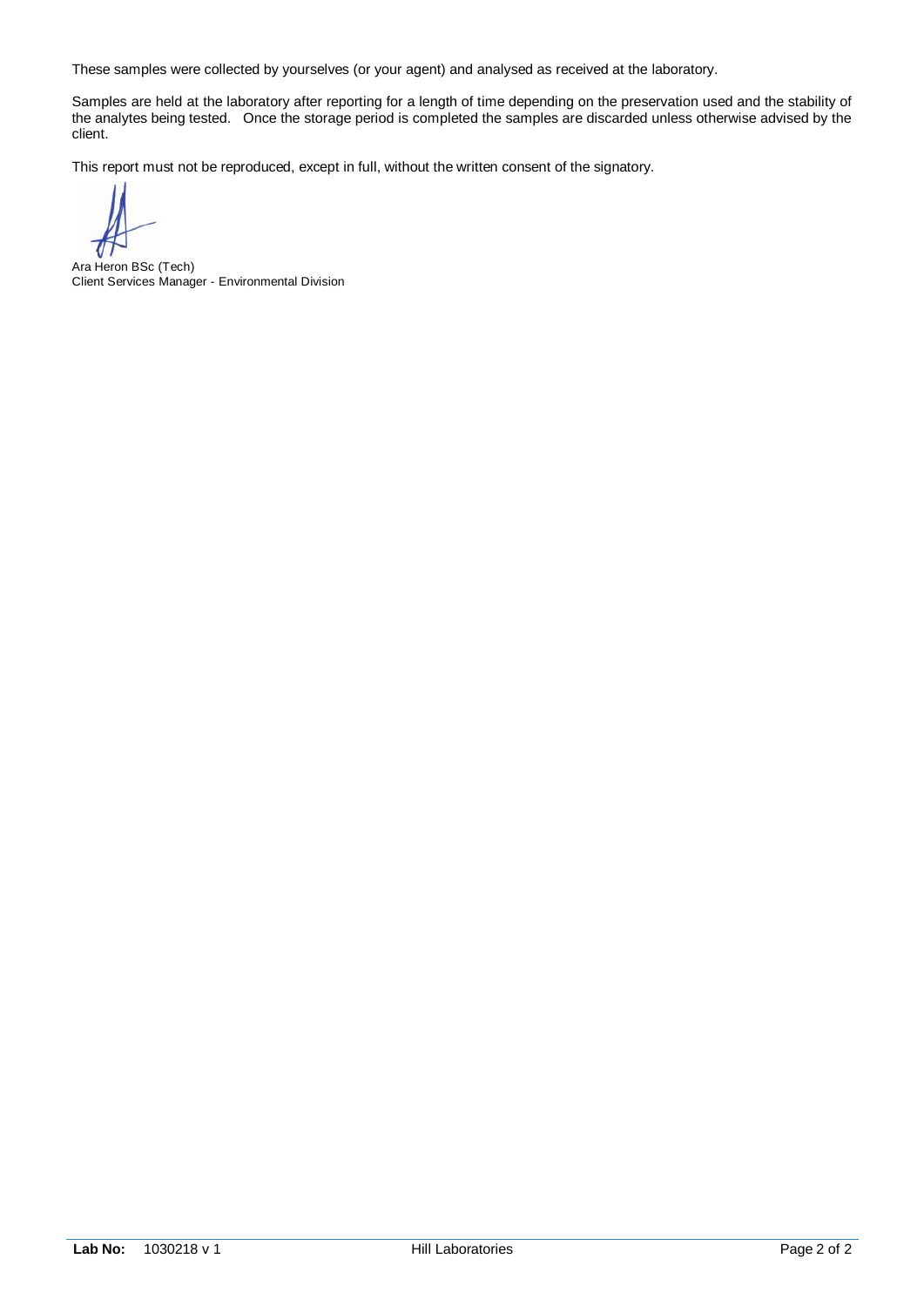These samples were collected by yourselves (or your agent) and analysed as received at the laboratory.

Samples are held at the laboratory after reporting for a length of time depending on the preservation used and the stability of the analytes being tested. Once the storage period is completed the samples are discarded unless otherwise advised by the client.

This report must not be reproduced, except in full, without the written consent of the signatory.

Ara Heron BSc (Tech)
Client Services Manager - Environmental Division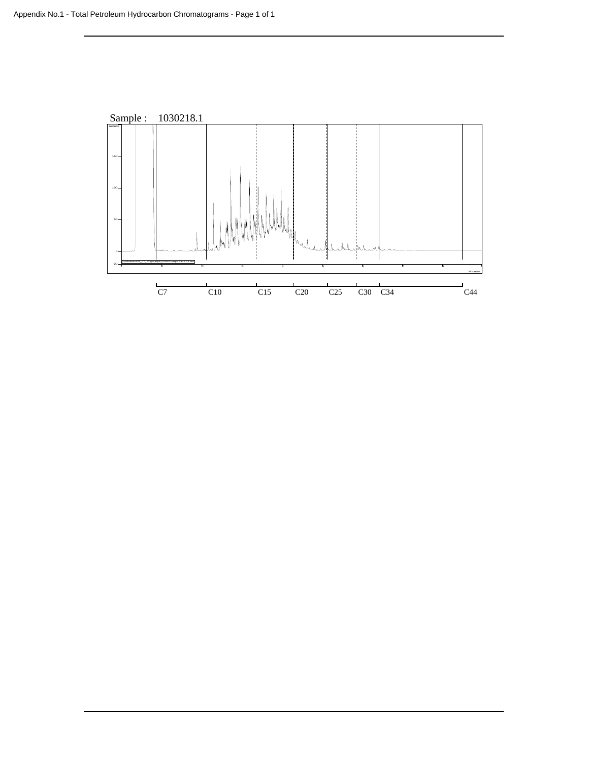Appendix No.1 - Total Petroleum Hydrocarbon Chromatograms - Page 1 of 1

Sample : 1030218.1

mVolts

150

100

50

0

-20

Minutes

C7 C10 C15 C20 C25 C30 C34 C44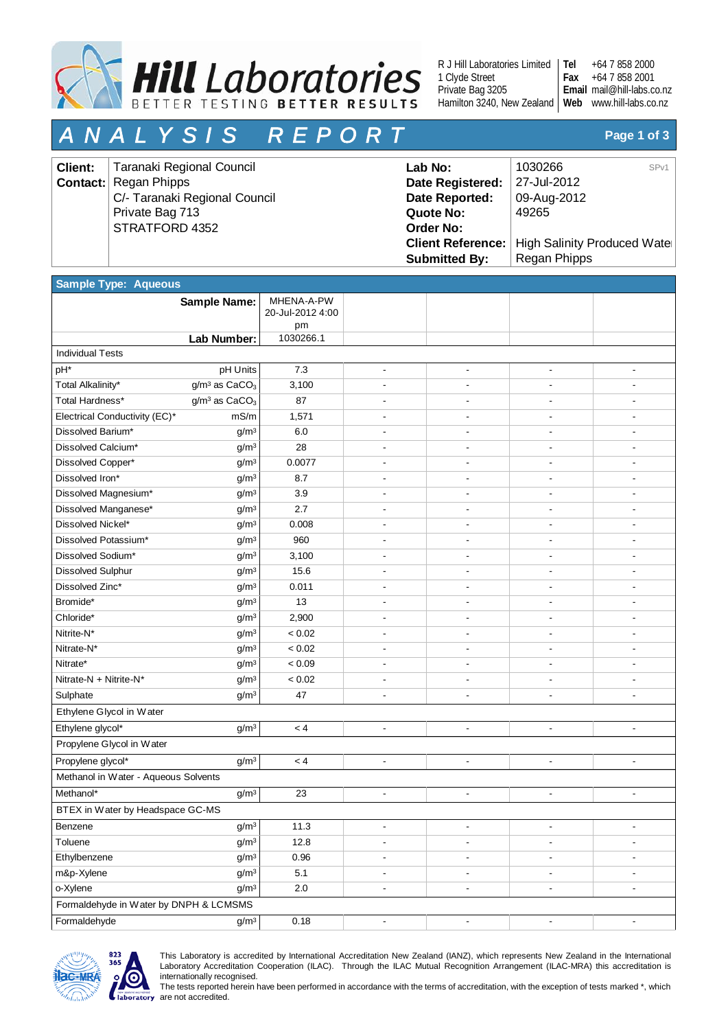# Hill Laboratories

BETTER TESTING BETTER RESULTS

R J Hill Laboratories Limited
1 Clyde Street
Private Bag 3205
Hamilton 3240, New Zealand

**Tel** +64 7 858 2000
**Fax** +64 7 858 2001
**Email** mail@hill-labs.co.nz
**Web** www.hill-labs.co.nz

# A N A L Y S I S   R E P O R T

| | | | |
|---|---|---|---|
| **Client:** | Taranaki Regional Council | **Lab No:** | 1030266 SPv1 |
| **Contact:** | Regan Phipps | **Date Registered:** | 27-Jul-2012 |
| | C/- Taranaki Regional Council | **Date Reported:** | 09-Aug-2012 |
| | Private Bag 713 | **Quote No:** | 49265 |
| | STRATFORD 4352 | **Order No:** | |
| | | **Client Reference:** | High Salinity Produced Wate |
| | | **Submitted By:** | Regan Phipps |

**Sample Type: Aqueous**

| **Sample Name:** | | MHENA-A-PW 20-Jul-2012 4:00 pm | | | | |
|---|---|---|---|---|---|---|
| **Lab Number:** | | 1030266.1 | | | | |
| **Individual Tests** | | | | | | |
| pH* | pH Units | 7.3 | - | - | - | - |
| Total Alkalinity* | $g/m^3$ as $CaCO_3$ | 3,100 | - | - | - | - |
| Total Hardness* | $g/m^3$ as $CaCO_3$ | 87 | - | - | - | - |
| Electrical Conductivity (EC)* | mS/m | 1,571 | - | - | - | - |
| Dissolved Barium* | $g/m^3$ | 6.0 | - | - | - | - |
| Dissolved Calcium* | $g/m^3$ | 28 | - | - | - | - |
| Dissolved Copper* | $g/m^3$ | 0.0077 | - | - | - | - |
| Dissolved Iron* | $g/m^3$ | 8.7 | - | - | - | - |
| Dissolved Magnesium* | $g/m^3$ | 3.9 | - | - | - | - |
| Dissolved Manganese* | $g/m^3$ | 2.7 | - | - | - | - |
| Dissolved Nickel* | $g/m^3$ | 0.008 | - | - | - | - |
| Dissolved Potassium* | $g/m^3$ | 960 | - | - | - | - |
| Dissolved Sodium* | $g/m^3$ | 3,100 | - | - | - | - |
| Dissolved Sulphur | $g/m^3$ | 15.6 | - | - | - | - |
| Dissolved Zinc* | $g/m^3$ | 0.011 | - | - | - | - |
| Bromide* | $g/m^3$ | 13 | - | - | - | - |
| Chloride* | $g/m^3$ | 2,900 | - | - | - | - |
| Nitrite-N* | $g/m^3$ | < 0.02 | - | - | - | - |
| Nitrate-N* | $g/m^3$ | < 0.02 | - | - | - | - |
| Nitrate* | $g/m^3$ | < 0.09 | - | - | - | - |
| Nitrate-N + Nitrite-N* | $g/m^3$ | < 0.02 | - | - | - | - |
| Sulphate | $g/m^3$ | 47 | - | - | - | - |
| **Ethylene Glycol in Water** | | | | | | |
| Ethylene glycol* | $g/m^3$ | < 4 | - | - | - | - |
| **Propylene Glycol in Water** | | | | | | |
| Propylene glycol* | $g/m^3$ | < 4 | - | - | - | - |
| **Methanol in Water - Aqueous Solvents** | | | | | | |
| Methanol* | $g/m^3$ | 23 | - | - | - | - |
| **BTEX in Water by Headspace GC-MS** | | | | | | |
| Benzene | $g/m^3$ | 11.3 | - | - | - | - |
| Toluene | $g/m^3$ | 12.8 | - | - | - | - |
| Ethylbenzene | $g/m^3$ | 0.96 | - | - | - | - |
| m&p-Xylene | $g/m^3$ | 5.1 | - | - | - | - |
| o-Xylene | $g/m^3$ | 2.0 | - | - | - | - |
| **Formaldehyde in Water by DNPH & LCMSMS** | | | | | | |
| Formaldehyde | $g/m^3$ | 0.18 | - | - | - | - |

This Laboratory is accredited by International Accreditation New Zealand (IANZ), which represents New Zealand in the International Laboratory Accreditation Cooperation (ILAC). Through the ILAC Mutual Recognition Arrangement (ILAC-MRA) this accreditation is internationally recognised.
The tests reported herein have been performed in accordance with the terms of accreditation, with the exception of tests marked *, which are not accredited.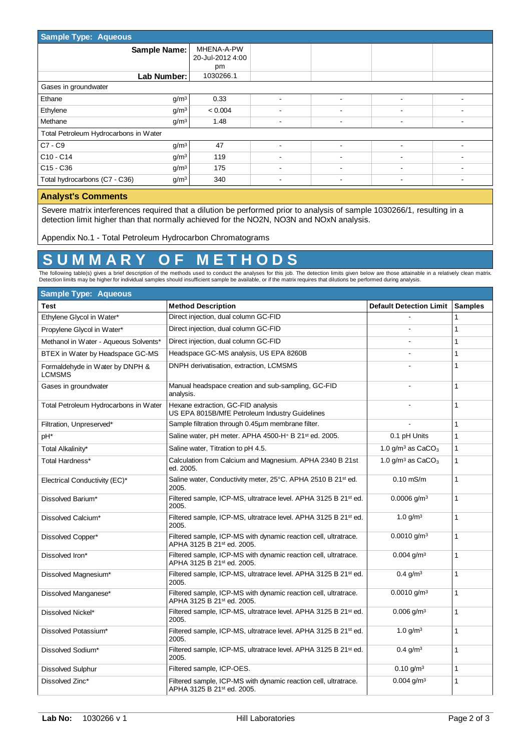## Sample Type: Aqueous

| Sample Name: | | MHENA-A-PW 20-Jul-2012 4:00 pm | | | | |
|---|---|---|---|---|---|---|
| **Lab Number:** | | 1030266.1 | | | | |
| Gases in groundwater | | | | | | |
| Ethane | $g/m^3$ | 0.33 | - | - | - | - |
| Ethylene | $g/m^3$ | < 0.004 | - | - | - | - |
| Methane | $g/m^3$ | 1.48 | - | - | - | - |
| Total Petroleum Hydrocarbons in Water | | | | | | |
| C7 - C9 | $g/m^3$ | 47 | - | - | - | - |
| C10 - C14 | $g/m^3$ | 119 | - | - | - | - |
| C15 - C36 | $g/m^3$ | 175 | - | - | - | - |
| Total hydrocarbons (C7 - C36) | $g/m^3$ | 340 | - | - | - | - |

## Analyst's Comments

Severe matrix interferences required that a dilution be performed prior to analysis of sample 1030266/1, resulting in a detection limit higher than that normally achieved for the NO2N, NO3N and NOxN analysis.

Appendix No.1 - Total Petroleum Hydrocarbon Chromatograms

# SUMMARY OF METHODS

The following table(s) gives a brief description of the methods used to conduct the analyses for this job. The detection limits given below are those attainable in a relatively clean matrix. Detection limits may be higher for individual samples should insufficient sample be available, or if the matrix requires that dilutions be performed during analysis.

## Sample Type: Aqueous

| Test | Method Description | Default Detection Limit | Samples |
|---|---|---|---|
| Ethylene Glycol in Water* | Direct injection, dual column GC-FID | - | 1 |
| Propylene Glycol in Water* | Direct injection, dual column GC-FID | - | 1 |
| Methanol in Water - Aqueous Solvents* | Direct injection, dual column GC-FID | - | 1 |
| BTEX in Water by Headspace GC-MS | Headspace GC-MS analysis, US EPA 8260B | - | 1 |
| Formaldehyde in Water by DNPH & LCMSMS | DNPH derivatisation, extraction, LCMSMS | - | 1 |
| Gases in groundwater | Manual headspace creation and sub-sampling, GC-FID analysis. | - | 1 |
| Total Petroleum Hydrocarbons in Water | Hexane extraction, GC-FID analysis US EPA 8015B/MfE Petroleum Industry Guidelines | - | 1 |
| Filtration, Unpreserved* | Sample filtration through 0.45µm membrane filter. | - | 1 |
| pH* | Saline water, pH meter. APHA 4500-$H^+$ B 21st ed. 2005. | 0.1 pH Units | 1 |
| Total Alkalinity* | Saline water, Titration to pH 4.5. | 1.0 $g/m^3$ as $CaCO_3$ | 1 |
| Total Hardness* | Calculation from Calcium and Magnesium. APHA 2340 B 21st ed. 2005. | 1.0 $g/m^3$ as $CaCO_3$ | 1 |
| Electrical Conductivity (EC)* | Saline water, Conductivity meter, 25°C. APHA 2510 B 21st ed. 2005. | 0.10 mS/m | 1 |
| Dissolved Barium* | Filtered sample, ICP-MS, ultratrace level. APHA 3125 B 21st ed. 2005. | 0.0006 $g/m^3$ | 1 |
| Dissolved Calcium* | Filtered sample, ICP-MS, ultratrace level. APHA 3125 B 21st ed. 2005. | 1.0 $g/m^3$ | 1 |
| Dissolved Copper* | Filtered sample, ICP-MS with dynamic reaction cell, ultratrace. APHA 3125 B 21st ed. 2005. | 0.0010 $g/m^3$ | 1 |
| Dissolved Iron* | Filtered sample, ICP-MS with dynamic reaction cell, ultratrace. APHA 3125 B 21st ed. 2005. | 0.004 $g/m^3$ | 1 |
| Dissolved Magnesium* | Filtered sample, ICP-MS, ultratrace level. APHA 3125 B 21st ed. 2005. | 0.4 $g/m^3$ | 1 |
| Dissolved Manganese* | Filtered sample, ICP-MS with dynamic reaction cell, ultratrace. APHA 3125 B 21st ed. 2005. | 0.0010 $g/m^3$ | 1 |
| Dissolved Nickel* | Filtered sample, ICP-MS, ultratrace level. APHA 3125 B 21st ed. 2005. | 0.006 $g/m^3$ | 1 |
| Dissolved Potassium* | Filtered sample, ICP-MS, ultratrace level. APHA 3125 B 21st ed. 2005. | 1.0 $g/m^3$ | 1 |
| Dissolved Sodium* | Filtered sample, ICP-MS, ultratrace level. APHA 3125 B 21st ed. 2005. | 0.4 $g/m^3$ | 1 |
| Dissolved Sulphur | Filtered sample, ICP-OES. | 0.10 $g/m^3$ | 1 |
| Dissolved Zinc* | Filtered sample, ICP-MS with dynamic reaction cell, ultratrace. APHA 3125 B 21st ed. 2005. | 0.004 $g/m^3$ | 1 |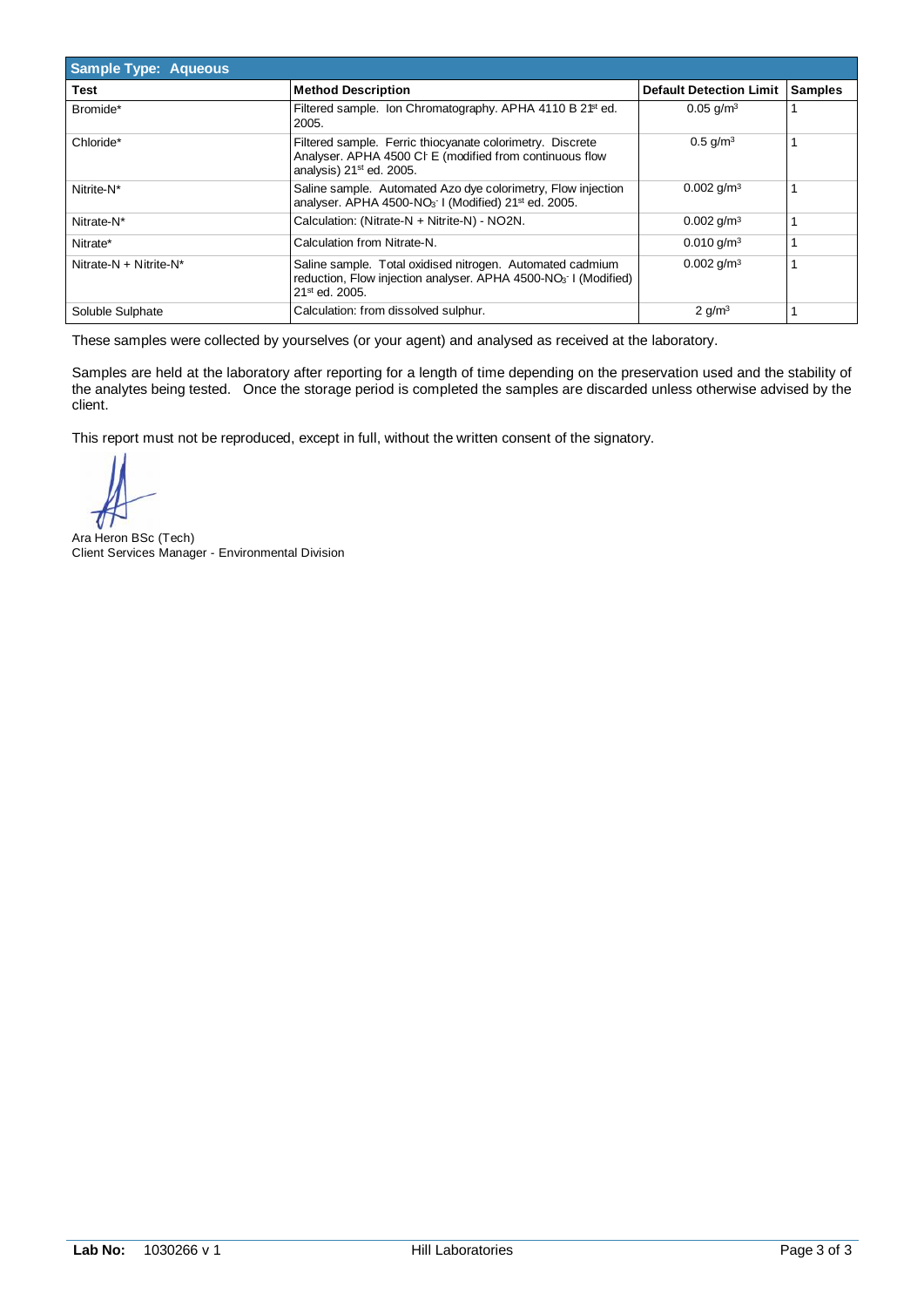| Sample Type: Aqueous | | | |
|---|---|---|---|
| **Test** | **Method Description** | **Default Detection Limit** | **Samples** |
| Bromide* | Filtered sample. Ion Chromatography. APHA 4110 B 21st ed. 2005. | 0.05 $g/m^3$ | 1 |
| Chloride* | Filtered sample. Ferric thiocyanate colorimetry. Discrete Analyser. APHA 4500 $Cl^-$ E (modified from continuous flow analysis) 21st ed. 2005. | 0.5 $g/m^3$ | 1 |
| Nitrite-N* | Saline sample. Automated Azo dye colorimetry, Flow injection analyser. APHA 4500-$NO_3^-$ I (Modified) 21st ed. 2005. | 0.002 $g/m^3$ | 1 |
| Nitrate-N* | Calculation: (Nitrate-N + Nitrite-N) - NO2N. | 0.002 $g/m^3$ | 1 |
| Nitrate* | Calculation from Nitrate-N. | 0.010 $g/m^3$ | 1 |
| Nitrate-N + Nitrite-N* | Saline sample. Total oxidised nitrogen. Automated cadmium reduction, Flow injection analyser. APHA 4500-$NO_3^-$ I (Modified) 21st ed. 2005. | 0.002 $g/m^3$ | 1 |
| Soluble Sulphate | Calculation: from dissolved sulphur. | 2 $g/m^3$ | 1 |

These samples were collected by yourselves (or your agent) and analysed as received at the laboratory.

Samples are held at the laboratory after reporting for a length of time depending on the preservation used and the stability of the analytes being tested. Once the storage period is completed the samples are discarded unless otherwise advised by the client.

This report must not be reproduced, except in full, without the written consent of the signatory.

Ara Heron BSc (Tech)
Client Services Manager - Environmental Division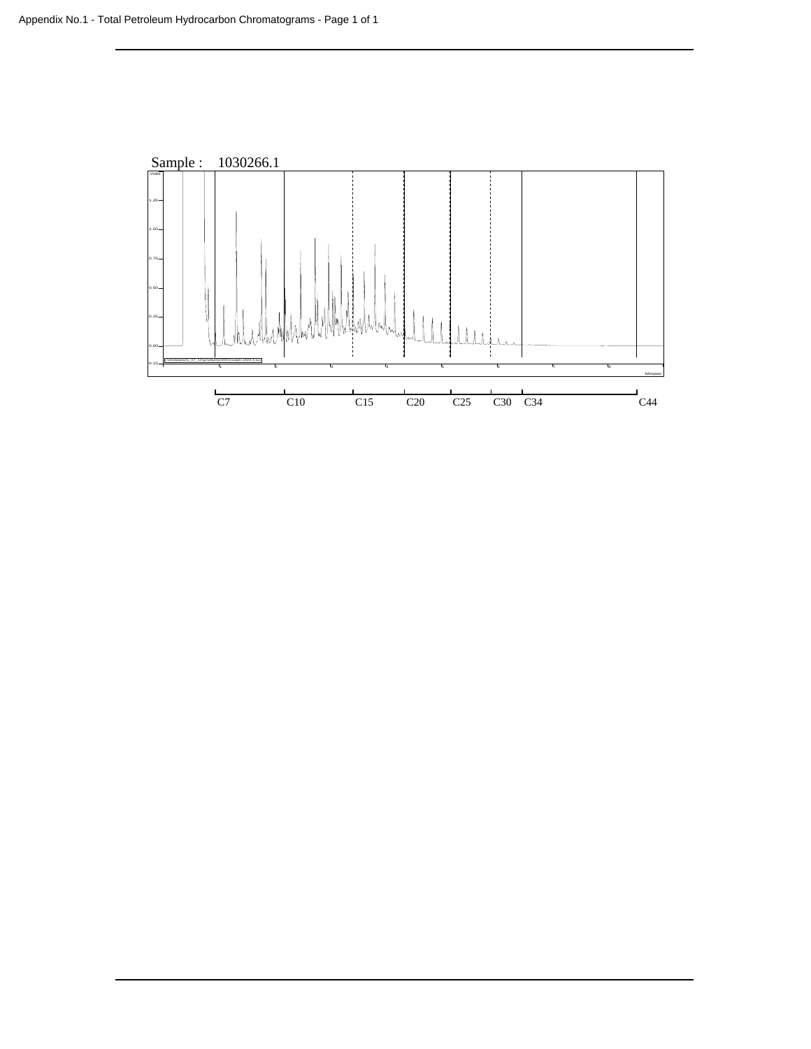Appendix No.1 - Total Petroleum Hydrocarbon Chromatograms - Page 1 of 1

Sample : 1030266.1

C7 C10 C15 C20 C25 C30 C34 C44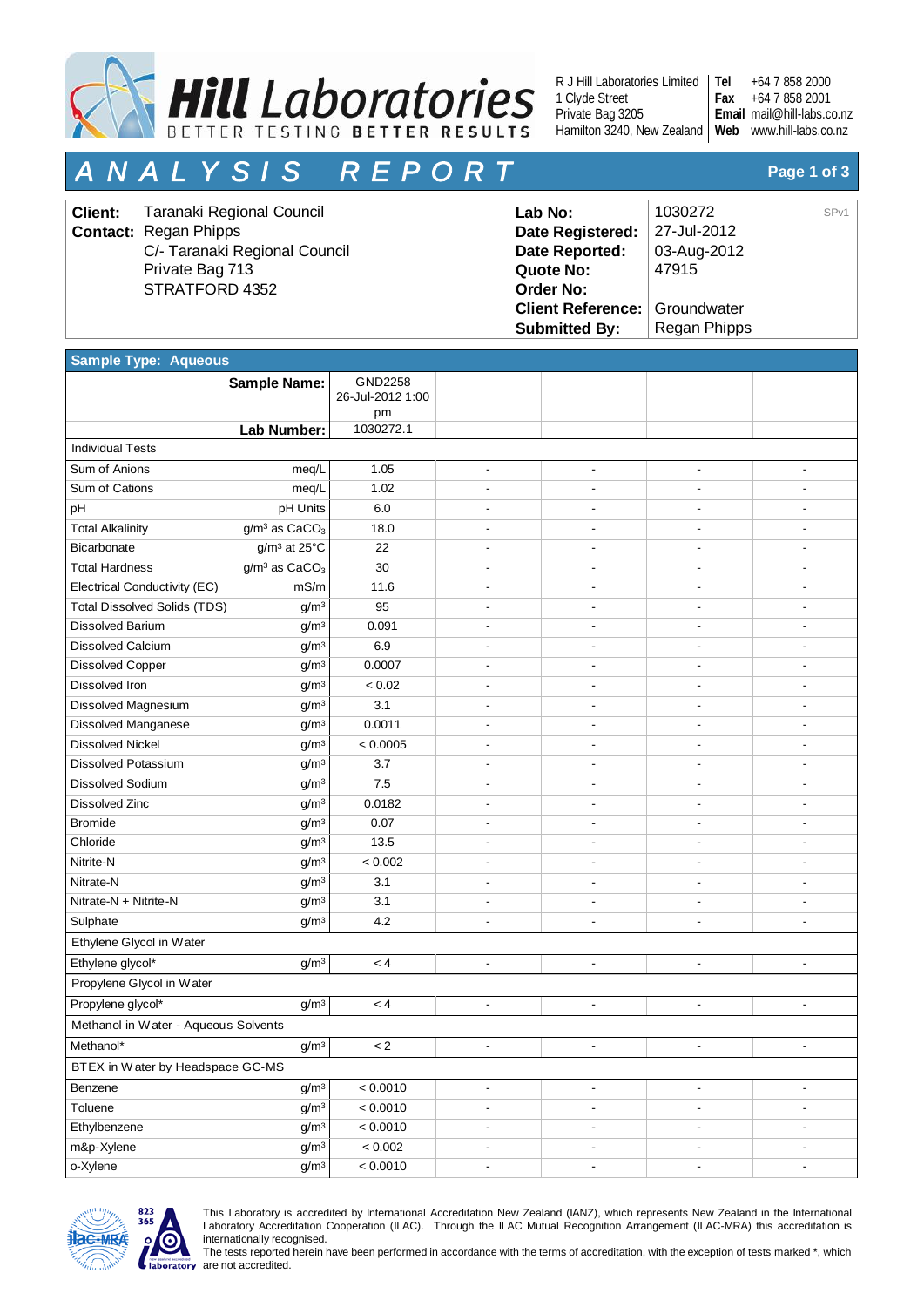# Hill Laboratories

BETTER TESTING BETTER RESULTS

R J Hill Laboratories Limited
1 Clyde Street
Private Bag 3205
Hamilton 3240, New Zealand

**Tel** +64 7 858 2000
**Fax** +64 7 858 2001
**Email** mail@hill-labs.co.nz
**Web** www.hill-labs.co.nz

# ANALYSIS REPORT

| | | | |
|---|---|---|---|
| **Client:** | Taranaki Regional Council | **Lab No:** | 1030272 SPv1 |
| **Contact:** | Regan Phipps | **Date Registered:** | 27-Jul-2012 |
| | C/- Taranaki Regional Council | **Date Reported:** | 03-Aug-2012 |
| | Private Bag 713 | **Quote No:** | 47915 |
| | STRATFORD 4352 | **Order No:** | |
| | | **Client Reference:** | Groundwater |
| | | **Submitted By:** | Regan Phipps |

**Sample Type: Aqueous**

| Sample Name: | | GND2258 26-Jul-2012 1:00 pm | | | | |
|---|---|---|---|---|---|---|
| **Lab Number:** | | 1030272.1 | | | | |
| **Individual Tests** | | | | | | |
| Sum of Anions | meq/L | 1.05 | - | - | - | - |
| Sum of Cations | meq/L | 1.02 | - | - | - | - |
| pH | pH Units | 6.0 | - | - | - | - |
| Total Alkalinity | $g/m^3$ as $CaCO_3$ | 18.0 | - | - | - | - |
| Bicarbonate | $g/m^3$ at 25°C | 22 | - | - | - | - |
| Total Hardness | $g/m^3$ as $CaCO_3$ | 30 | - | - | - | - |
| Electrical Conductivity (EC) | mS/m | 11.6 | - | - | - | - |
| Total Dissolved Solids (TDS) | $g/m^3$ | 95 | - | - | - | - |
| Dissolved Barium | $g/m^3$ | 0.091 | - | - | - | - |
| Dissolved Calcium | $g/m^3$ | 6.9 | - | - | - | - |
| Dissolved Copper | $g/m^3$ | 0.0007 | - | - | - | - |
| Dissolved Iron | $g/m^3$ | < 0.02 | - | - | - | - |
| Dissolved Magnesium | $g/m^3$ | 3.1 | - | - | - | - |
| Dissolved Manganese | $g/m^3$ | 0.0011 | - | - | - | - |
| Dissolved Nickel | $g/m^3$ | < 0.0005 | - | - | - | - |
| Dissolved Potassium | $g/m^3$ | 3.7 | - | - | - | - |
| Dissolved Sodium | $g/m^3$ | 7.5 | - | - | - | - |
| Dissolved Zinc | $g/m^3$ | 0.0182 | - | - | - | - |
| Bromide | $g/m^3$ | 0.07 | - | - | - | - |
| Chloride | $g/m^3$ | 13.5 | - | - | - | - |
| Nitrite-N | $g/m^3$ | < 0.002 | - | - | - | - |
| Nitrate-N | $g/m^3$ | 3.1 | - | - | - | - |
| Nitrate-N + Nitrite-N | $g/m^3$ | 3.1 | - | - | - | - |
| Sulphate | $g/m^3$ | 4.2 | - | - | - | - |
| **Ethylene Glycol in Water** | | | | | | |
| Ethylene glycol* | $g/m^3$ | < 4 | - | - | - | - |
| **Propylene Glycol in Water** | | | | | | |
| Propylene glycol* | $g/m^3$ | < 4 | - | - | - | - |
| **Methanol in Water - Aqueous Solvents** | | | | | | |
| Methanol* | $g/m^3$ | < 2 | - | - | - | - |
| **BTEX in Water by Headspace GC-MS** | | | | | | |
| Benzene | $g/m^3$ | < 0.0010 | - | - | - | - |
| Toluene | $g/m^3$ | < 0.0010 | - | - | - | - |
| Ethylbenzene | $g/m^3$ | < 0.0010 | - | - | - | - |
| m&p-Xylene | $g/m^3$ | < 0.002 | - | - | - | - |
| o-Xylene | $g/m^3$ | < 0.0010 | - | - | - | - |

This Laboratory is accredited by International Accreditation New Zealand (IANZ), which represents New Zealand in the International Laboratory Accreditation Cooperation (ILAC). Through the ILAC Mutual Recognition Arrangement (ILAC-MRA) this accreditation is internationally recognised.
The tests reported herein have been performed in accordance with the terms of accreditation, with the exception of tests marked *, which are not accredited.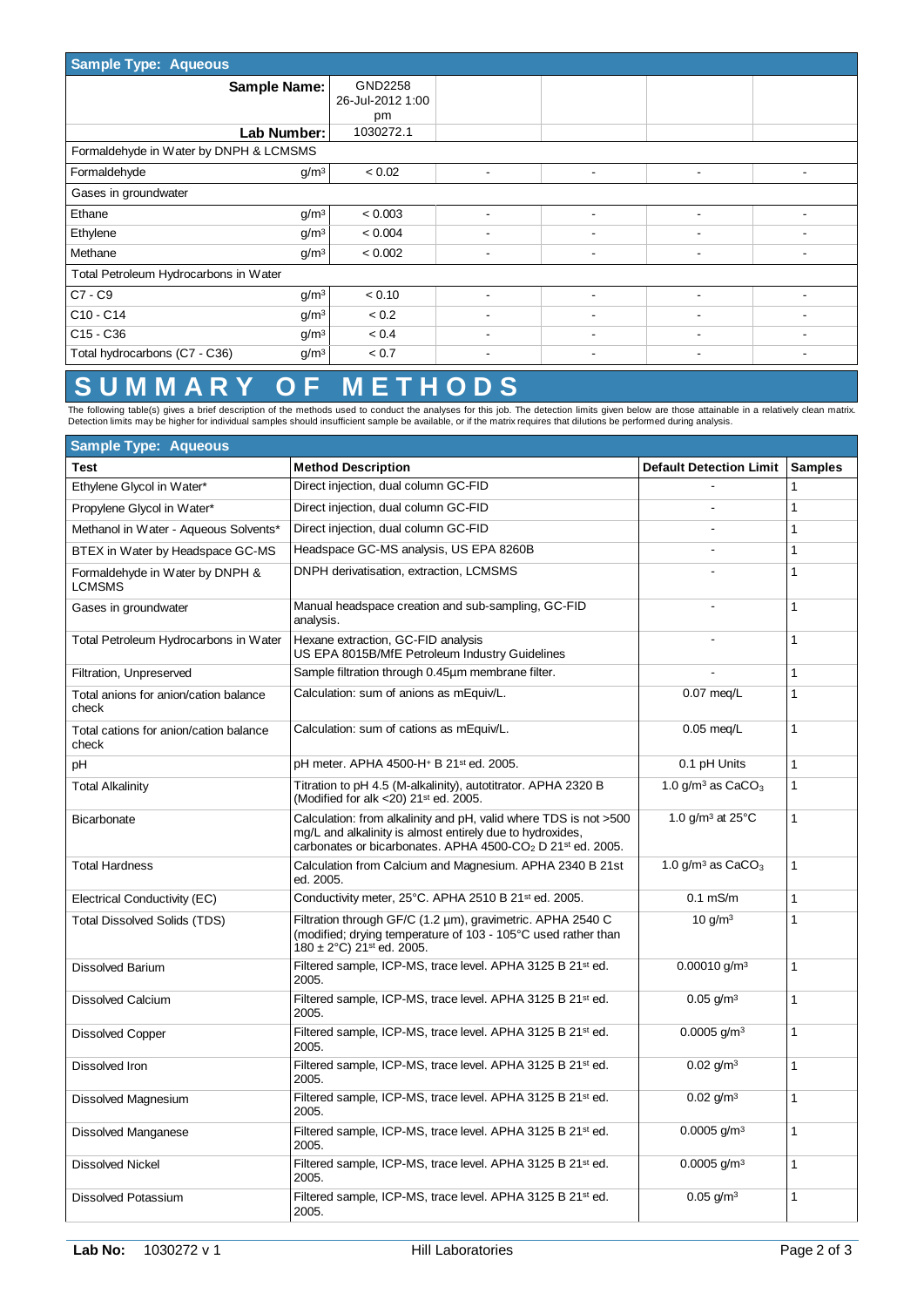| Sample Type: Aqueous | | | | | | |
|---|---|---|---|---|---|---|
| **Sample Name:** | | GND2258 26-Jul-2012 1:00 pm | | | | |
| **Lab Number:** | | 1030272.1 | | | | |
| Formaldehyde in Water by DNPH & LCMSMS | | | | | | |
| Formaldehyde | $g/m^3$ | < 0.02 | - | - | - | - |
| Gases in groundwater | | | | | | |
| Ethane | $g/m^3$ | < 0.003 | - | - | - | - |
| Ethylene | $g/m^3$ | < 0.004 | - | - | - | - |
| Methane | $g/m^3$ | < 0.002 | - | - | - | - |
| Total Petroleum Hydrocarbons in Water | | | | | | |
| C7 - C9 | $g/m^3$ | < 0.10 | - | - | - | - |
| C10 - C14 | $g/m^3$ | < 0.2 | - | - | - | - |
| C15 - C36 | $g/m^3$ | < 0.4 | - | - | - | - |
| Total hydrocarbons (C7 - C36) | $g/m^3$ | < 0.7 | - | - | - | - |

# SUMMARY OF METHODS

The following table(s) gives a brief description of the methods used to conduct the analyses for this job. The detection limits given below are those attainable in a relatively clean matrix. Detection limits may be higher for individual samples should insufficient sample be available, or if the matrix requires that dilutions be performed during analysis.

**Sample Type: Aqueous**

| Test | Method Description | Default Detection Limit | Samples |
|---|---|---|---|
| Ethylene Glycol in Water* | Direct injection, dual column GC-FID | - | 1 |
| Propylene Glycol in Water* | Direct injection, dual column GC-FID | - | 1 |
| Methanol in Water - Aqueous Solvents* | Direct injection, dual column GC-FID | - | 1 |
| BTEX in Water by Headspace GC-MS | Headspace GC-MS analysis, US EPA 8260B | - | 1 |
| Formaldehyde in Water by DNPH & LCMSMS | DNPH derivatisation, extraction, LCMSMS | - | 1 |
| Gases in groundwater | Manual headspace creation and sub-sampling, GC-FID analysis. | - | 1 |
| Total Petroleum Hydrocarbons in Water | Hexane extraction, GC-FID analysis US EPA 8015B/MfE Petroleum Industry Guidelines | - | 1 |
| Filtration, Unpreserved | Sample filtration through 0.45µm membrane filter. | - | 1 |
| Total anions for anion/cation balance check | Calculation: sum of anions as mEquiv/L. | 0.07 meq/L | 1 |
| Total cations for anion/cation balance check | Calculation: sum of cations as mEquiv/L. | 0.05 meq/L | 1 |
| pH | pH meter. APHA 4500-$H^+$ B 21st ed. 2005. | 0.1 pH Units | 1 |
| Total Alkalinity | Titration to pH 4.5 (M-alkalinity), autotitrator. APHA 2320 B (Modified for alk <20) 21st ed. 2005. | 1.0 $g/m^3$ as $CaCO_3$ | 1 |
| Bicarbonate | Calculation: from alkalinity and pH, valid where TDS is not >500 mg/L and alkalinity is almost entirely due to hydroxides, carbonates or bicarbonates. APHA 4500-$CO_2$ D 21st ed. 2005. | 1.0 $g/m^3$ at 25°C | 1 |
| Total Hardness | Calculation from Calcium and Magnesium. APHA 2340 B 21st ed. 2005. | 1.0 $g/m^3$ as $CaCO_3$ | 1 |
| Electrical Conductivity (EC) | Conductivity meter, 25°C. APHA 2510 B 21st ed. 2005. | 0.1 mS/m | 1 |
| Total Dissolved Solids (TDS) | Filtration through GF/C (1.2 µm), gravimetric. APHA 2540 C (modified; drying temperature of 103 - 105°C used rather than 180 ± 2°C) 21st ed. 2005. | 10 $g/m^3$ | 1 |
| Dissolved Barium | Filtered sample, ICP-MS, trace level. APHA 3125 B 21st ed. 2005. | 0.00010 $g/m^3$ | 1 |
| Dissolved Calcium | Filtered sample, ICP-MS, trace level. APHA 3125 B 21st ed. 2005. | 0.05 $g/m^3$ | 1 |
| Dissolved Copper | Filtered sample, ICP-MS, trace level. APHA 3125 B 21st ed. 2005. | 0.0005 $g/m^3$ | 1 |
| Dissolved Iron | Filtered sample, ICP-MS, trace level. APHA 3125 B 21st ed. 2005. | 0.02 $g/m^3$ | 1 |
| Dissolved Magnesium | Filtered sample, ICP-MS, trace level. APHA 3125 B 21st ed. 2005. | 0.02 $g/m^3$ | 1 |
| Dissolved Manganese | Filtered sample, ICP-MS, trace level. APHA 3125 B 21st ed. 2005. | 0.0005 $g/m^3$ | 1 |
| Dissolved Nickel | Filtered sample, ICP-MS, trace level. APHA 3125 B 21st ed. 2005. | 0.0005 $g/m^3$ | 1 |
| Dissolved Potassium | Filtered sample, ICP-MS, trace level. APHA 3125 B 21st ed. 2005. | 0.05 $g/m^3$ | 1 |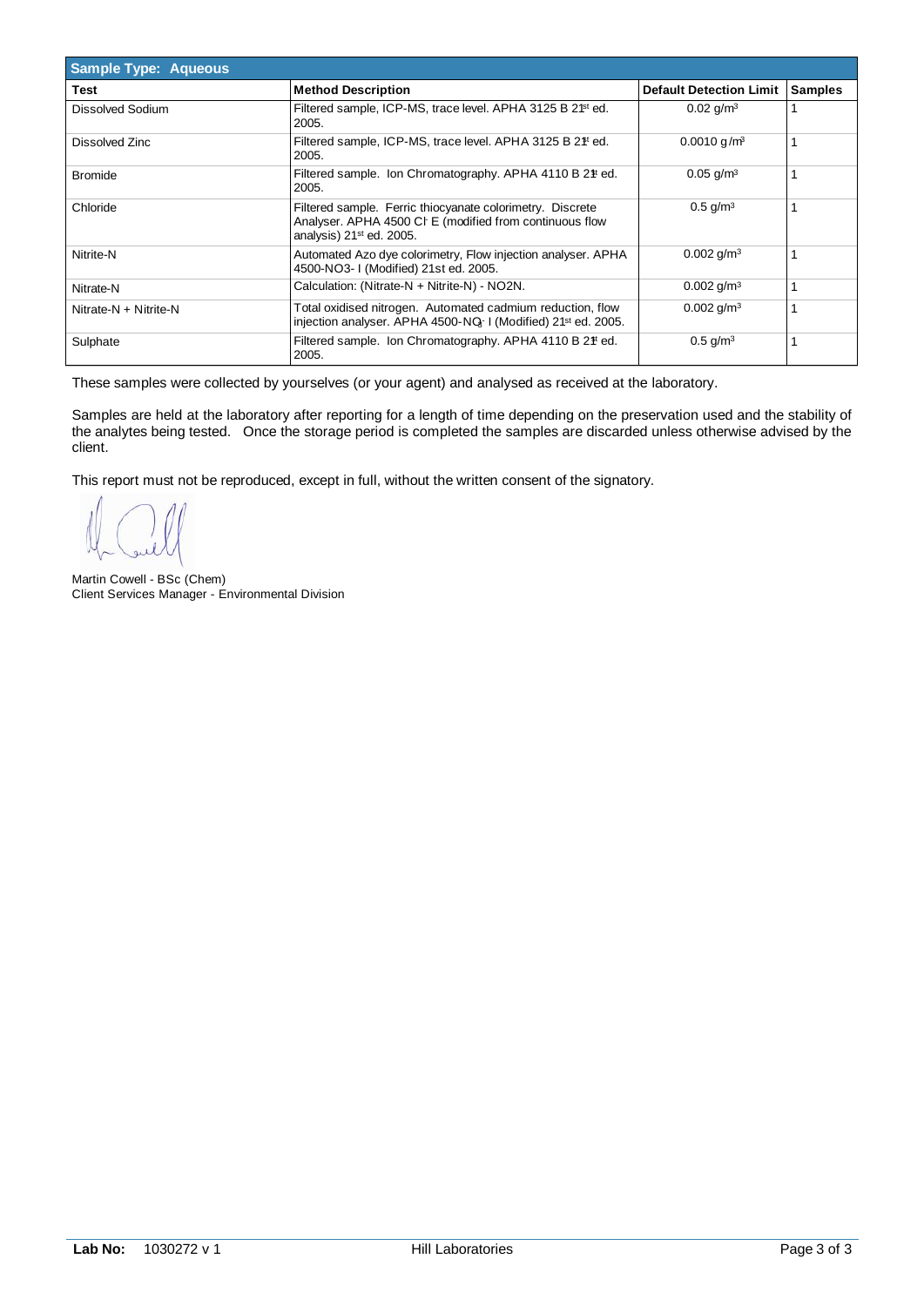| Sample Type: Aqueous | | | |
|---|---|---|---|
| **Test** | **Method Description** | **Default Detection Limit** | **Samples** |
| Dissolved Sodium | Filtered sample, ICP-MS, trace level. APHA 3125 B 21st ed. 2005. | 0.02 $g/m^3$ | 1 |
| Dissolved Zinc | Filtered sample, ICP-MS, trace level. APHA 3125 B 21st ed. 2005. | 0.0010 $g/m^3$ | 1 |
| Bromide | Filtered sample. Ion Chromatography. APHA 4110 B 21st ed. 2005. | 0.05 $g/m^3$ | 1 |
| Chloride | Filtered sample. Ferric thiocyanate colorimetry. Discrete Analyser. APHA 4500 $Cl^-$ E (modified from continuous flow analysis) 21st ed. 2005. | 0.5 $g/m^3$ | 1 |
| Nitrite-N | Automated Azo dye colorimetry, Flow injection analyser. APHA 4500-NO3- I (Modified) 21st ed. 2005. | 0.002 $g/m^3$ | 1 |
| Nitrate-N | Calculation: (Nitrate-N + Nitrite-N) - NO2N. | 0.002 $g/m^3$ | 1 |
| Nitrate-N + Nitrite-N | Total oxidised nitrogen. Automated cadmium reduction, flow injection analyser. APHA 4500-$NO_3^-$ I (Modified) 21st ed. 2005. | 0.002 $g/m^3$ | 1 |
| Sulphate | Filtered sample. Ion Chromatography. APHA 4110 B 21st ed. 2005. | 0.5 $g/m^3$ | 1 |

These samples were collected by yourselves (or your agent) and analysed as received at the laboratory.

Samples are held at the laboratory after reporting for a length of time depending on the preservation used and the stability of the analytes being tested. Once the storage period is completed the samples are discarded unless otherwise advised by the client.

This report must not be reproduced, except in full, without the written consent of the signatory.

Martin Cowell - BSc (Chem)
Client Services Manager - Environmental Division

**Lab No:** 1030272 v 1 — Hill Laboratories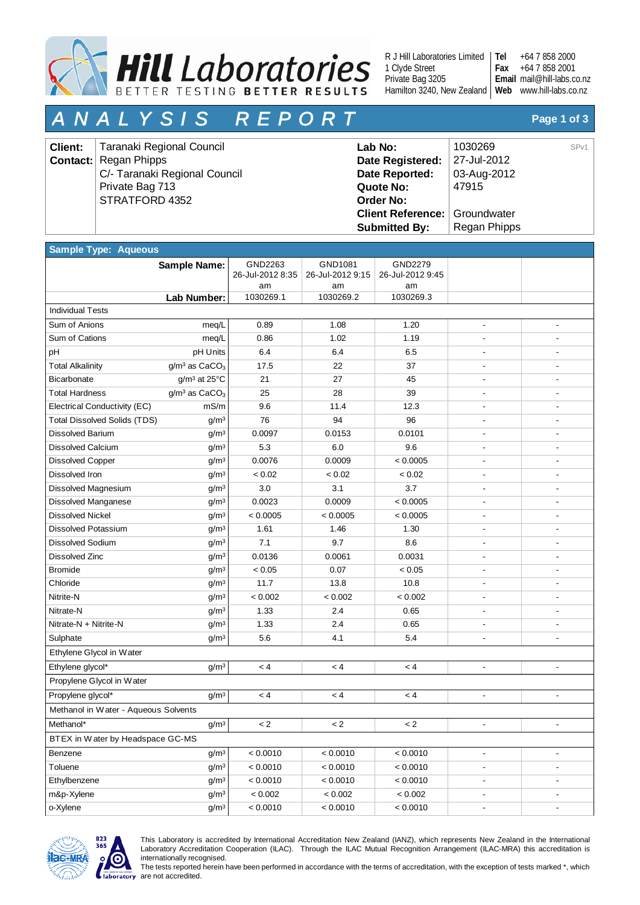Hill Laboratories
BETTER TESTING BETTER RESULTS

R J Hill Laboratories Limited
1 Clyde Street
Private Bag 3205
Hamilton 3240, New Zealand

**Tel** +64 7 858 2000
**Fax** +64 7 858 2001
**Email** mail@hill-labs.co.nz
**Web** www.hill-labs.co.nz

# ANALYSIS REPORT

| | | | |
|---|---|---|---|
| **Client:** | Taranaki Regional Council | **Lab No:** | 1030269 SPv1 |
| **Contact:** | Regan Phipps | **Date Registered:** | 27-Jul-2012 |
| | C/- Taranaki Regional Council | **Date Reported:** | 03-Aug-2012 |
| | Private Bag 713 | **Quote No:** | 47915 |
| | STRATFORD 4352 | **Order No:** | |
| | | **Client Reference:** | Groundwater |
| | | **Submitted By:** | Regan Phipps |

**Sample Type: Aqueous**

| Sample Name: | | GND2263 26-Jul-2012 8:35 am | GND1081 26-Jul-2012 9:15 am | GND2279 26-Jul-2012 9:45 am | | |
|---|---|---|---|---|---|---|
| **Lab Number:** | | 1030269.1 | 1030269.2 | 1030269.3 | | |
| **Individual Tests** | | | | | | |
| Sum of Anions | meq/L | 0.89 | 1.08 | 1.20 | - | - |
| Sum of Cations | meq/L | 0.86 | 1.02 | 1.19 | - | - |
| pH | pH Units | 6.4 | 6.4 | 6.5 | - | - |
| Total Alkalinity | g/m³ as $CaCO_3$ | 17.5 | 22 | 37 | - | - |
| Bicarbonate | g/m³ at 25°C | 21 | 27 | 45 | - | - |
| Total Hardness | g/m³ as $CaCO_3$ | 25 | 28 | 39 | - | - |
| Electrical Conductivity (EC) | mS/m | 9.6 | 11.4 | 12.3 | - | - |
| Total Dissolved Solids (TDS) | g/m³ | 76 | 94 | 96 | - | - |
| Dissolved Barium | g/m³ | 0.0097 | 0.0153 | 0.0101 | - | - |
| Dissolved Calcium | g/m³ | 5.3 | 6.0 | 9.6 | - | - |
| Dissolved Copper | g/m³ | 0.0076 | 0.0009 | < 0.0005 | - | - |
| Dissolved Iron | g/m³ | < 0.02 | < 0.02 | < 0.02 | - | - |
| Dissolved Magnesium | g/m³ | 3.0 | 3.1 | 3.7 | - | - |
| Dissolved Manganese | g/m³ | 0.0023 | 0.0009 | < 0.0005 | - | - |
| Dissolved Nickel | g/m³ | < 0.0005 | < 0.0005 | < 0.0005 | - | - |
| Dissolved Potassium | g/m³ | 1.61 | 1.46 | 1.30 | - | - |
| Dissolved Sodium | g/m³ | 7.1 | 9.7 | 8.6 | - | - |
| Dissolved Zinc | g/m³ | 0.0136 | 0.0061 | 0.0031 | - | - |
| Bromide | g/m³ | < 0.05 | 0.07 | < 0.05 | - | - |
| Chloride | g/m³ | 11.7 | 13.8 | 10.8 | - | - |
| Nitrite-N | g/m³ | < 0.002 | < 0.002 | < 0.002 | - | - |
| Nitrate-N | g/m³ | 1.33 | 2.4 | 0.65 | - | - |
| Nitrate-N + Nitrite-N | g/m³ | 1.33 | 2.4 | 0.65 | - | - |
| Sulphate | g/m³ | 5.6 | 4.1 | 5.4 | - | - |
| **Ethylene Glycol in Water** | | | | | | |
| Ethylene glycol* | g/m³ | < 4 | < 4 | < 4 | - | - |
| **Propylene Glycol in Water** | | | | | | |
| Propylene glycol* | g/m³ | < 4 | < 4 | < 4 | - | - |
| **Methanol in Water - Aqueous Solvents** | | | | | | |
| Methanol* | g/m³ | < 2 | < 2 | < 2 | - | - |
| **BTEX in Water by Headspace GC-MS** | | | | | | |
| Benzene | g/m³ | < 0.0010 | < 0.0010 | < 0.0010 | - | - |
| Toluene | g/m³ | < 0.0010 | < 0.0010 | < 0.0010 | - | - |
| Ethylbenzene | g/m³ | < 0.0010 | < 0.0010 | < 0.0010 | - | - |
| m&p-Xylene | g/m³ | < 0.002 | < 0.002 | < 0.002 | - | - |
| o-Xylene | g/m³ | < 0.0010 | < 0.0010 | < 0.0010 | - | - |

This Laboratory is accredited by International Accreditation New Zealand (IANZ), which represents New Zealand in the International Laboratory Accreditation Cooperation (ILAC). Through the ILAC Mutual Recognition Arrangement (ILAC-MRA) this accreditation is internationally recognised.
The tests reported herein have been performed in accordance with the terms of accreditation, with the exception of tests marked *, which are not accredited.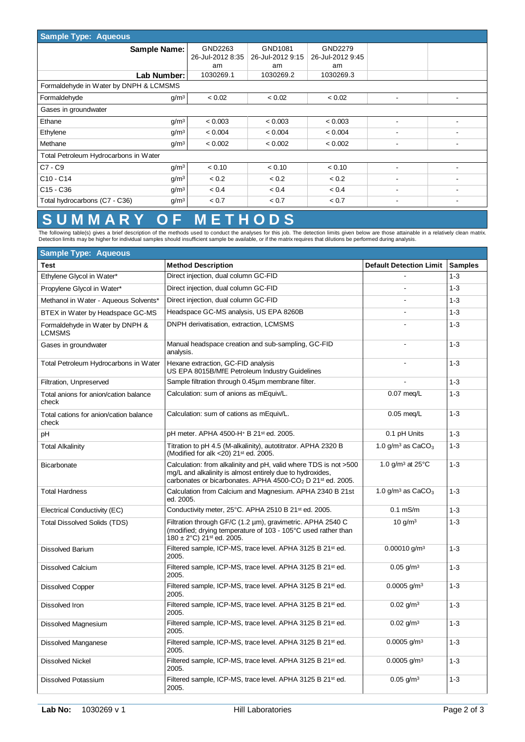| Sample Type: Aqueous | | | | | | |
|---|---|---|---|---|---|---|
| **Sample Name:** | | GND2263 26-Jul-2012 8:35 am | GND1081 26-Jul-2012 9:15 am | GND2279 26-Jul-2012 9:45 am | | |
| **Lab Number:** | | 1030269.1 | 1030269.2 | 1030269.3 | | |
| Formaldehyde in Water by DNPH & LCMSMS | | | | | | |
| Formaldehyde | $g/m^3$ | < 0.02 | < 0.02 | < 0.02 | - | - |
| Gases in groundwater | | | | | | |
| Ethane | $g/m^3$ | < 0.003 | < 0.003 | < 0.003 | - | - |
| Ethylene | $g/m^3$ | < 0.004 | < 0.004 | < 0.004 | - | - |
| Methane | $g/m^3$ | < 0.002 | < 0.002 | < 0.002 | - | - |
| Total Petroleum Hydrocarbons in Water | | | | | | |
| C7 - C9 | $g/m^3$ | < 0.10 | < 0.10 | < 0.10 | - | - |
| C10 - C14 | $g/m^3$ | < 0.2 | < 0.2 | < 0.2 | - | - |
| C15 - C36 | $g/m^3$ | < 0.4 | < 0.4 | < 0.4 | - | - |
| Total hydrocarbons (C7 - C36) | $g/m^3$ | < 0.7 | < 0.7 | < 0.7 | - | - |

# SUMMARY OF METHODS

The following table(s) gives a brief description of the methods used to conduct the analyses for this job. The detection limits given below are those attainable in a relatively clean matrix. Detection limits may be higher for individual samples should insufficient sample be available, or if the matrix requires that dilutions be performed during analysis.

| Sample Type: Aqueous | | | |
|---|---|---|---|
| **Test** | **Method Description** | **Default Detection Limit** | **Samples** |
| Ethylene Glycol in Water* | Direct injection, dual column GC-FID | - | 1-3 |
| Propylene Glycol in Water* | Direct injection, dual column GC-FID | - | 1-3 |
| Methanol in Water - Aqueous Solvents* | Direct injection, dual column GC-FID | - | 1-3 |
| BTEX in Water by Headspace GC-MS | Headspace GC-MS analysis, US EPA 8260B | - | 1-3 |
| Formaldehyde in Water by DNPH & LCMSMS | DNPH derivatisation, extraction, LCMSMS | - | 1-3 |
| Gases in groundwater | Manual headspace creation and sub-sampling, GC-FID analysis. | - | 1-3 |
| Total Petroleum Hydrocarbons in Water | Hexane extraction, GC-FID analysis US EPA 8015B/MfE Petroleum Industry Guidelines | - | 1-3 |
| Filtration, Unpreserved | Sample filtration through 0.45µm membrane filter. | - | 1-3 |
| Total anions for anion/cation balance check | Calculation: sum of anions as mEquiv/L. | 0.07 meq/L | 1-3 |
| Total cations for anion/cation balance check | Calculation: sum of cations as mEquiv/L. | 0.05 meq/L | 1-3 |
| pH | pH meter. APHA 4500-$H^+$ B 21st ed. 2005. | 0.1 pH Units | 1-3 |
| Total Alkalinity | Titration to pH 4.5 (M-alkalinity), autotitrator. APHA 2320 B (Modified for alk <20) 21st ed. 2005. | 1.0 $g/m^3$ as $CaCO_3$ | 1-3 |
| Bicarbonate | Calculation: from alkalinity and pH, valid where TDS is not >500 mg/L and alkalinity is almost entirely due to hydroxides, carbonates or bicarbonates. APHA 4500-$CO_2$ D 21st ed. 2005. | 1.0 $g/m^3$ at 25°C | 1-3 |
| Total Hardness | Calculation from Calcium and Magnesium. APHA 2340 B 21st ed. 2005. | 1.0 $g/m^3$ as $CaCO_3$ | 1-3 |
| Electrical Conductivity (EC) | Conductivity meter, 25°C. APHA 2510 B 21st ed. 2005. | 0.1 mS/m | 1-3 |
| Total Dissolved Solids (TDS) | Filtration through GF/C (1.2 µm), gravimetric. APHA 2540 C (modified; drying temperature of 103 - 105°C used rather than 180 ± 2°C) 21st ed. 2005. | 10 $g/m^3$ | 1-3 |
| Dissolved Barium | Filtered sample, ICP-MS, trace level. APHA 3125 B 21st ed. 2005. | 0.00010 $g/m^3$ | 1-3 |
| Dissolved Calcium | Filtered sample, ICP-MS, trace level. APHA 3125 B 21st ed. 2005. | 0.05 $g/m^3$ | 1-3 |
| Dissolved Copper | Filtered sample, ICP-MS, trace level. APHA 3125 B 21st ed. 2005. | 0.0005 $g/m^3$ | 1-3 |
| Dissolved Iron | Filtered sample, ICP-MS, trace level. APHA 3125 B 21st ed. 2005. | 0.02 $g/m^3$ | 1-3 |
| Dissolved Magnesium | Filtered sample, ICP-MS, trace level. APHA 3125 B 21st ed. 2005. | 0.02 $g/m^3$ | 1-3 |
| Dissolved Manganese | Filtered sample, ICP-MS, trace level. APHA 3125 B 21st ed. 2005. | 0.0005 $g/m^3$ | 1-3 |
| Dissolved Nickel | Filtered sample, ICP-MS, trace level. APHA 3125 B 21st ed. 2005. | 0.0005 $g/m^3$ | 1-3 |
| Dissolved Potassium | Filtered sample, ICP-MS, trace level. APHA 3125 B 21st ed. 2005. | 0.05 $g/m^3$ | 1-3 |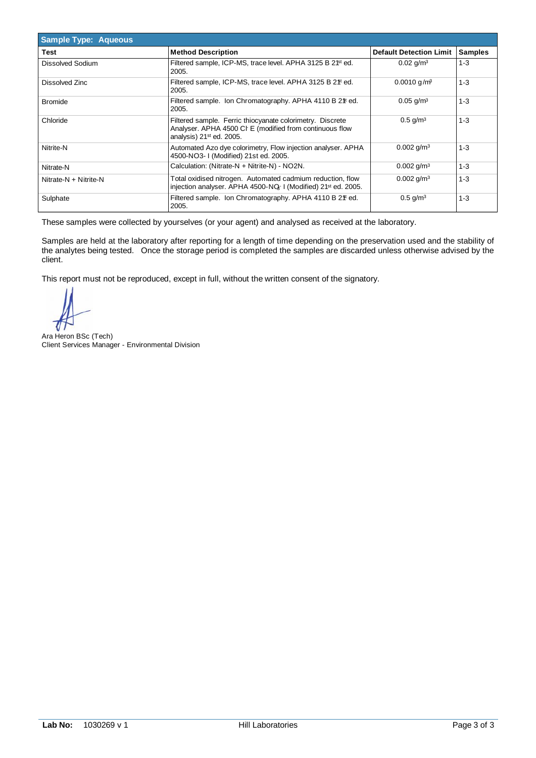| Sample Type: Aqueous | | | |
|---|---|---|---|
| **Test** | **Method Description** | **Default Detection Limit** | **Samples** |
| Dissolved Sodium | Filtered sample, ICP-MS, trace level. APHA 3125 B 21st ed. 2005. | 0.02 $g/m^3$ | 1-3 |
| Dissolved Zinc | Filtered sample, ICP-MS, trace level. APHA 3125 B 21st ed. 2005. | 0.0010 $g/m^3$ | 1-3 |
| Bromide | Filtered sample. Ion Chromatography. APHA 4110 B 21st ed. 2005. | 0.05 $g/m^3$ | 1-3 |
| Chloride | Filtered sample. Ferric thiocyanate colorimetry. Discrete Analyser. APHA 4500 $Cl^-$ E (modified from continuous flow analysis) 21st ed. 2005. | 0.5 $g/m^3$ | 1-3 |
| Nitrite-N | Automated Azo dye colorimetry, Flow injection analyser. APHA 4500-NO3- I (Modified) 21st ed. 2005. | 0.002 $g/m^3$ | 1-3 |
| Nitrate-N | Calculation: (Nitrate-N + Nitrite-N) - NO2N. | 0.002 $g/m^3$ | 1-3 |
| Nitrate-N + Nitrite-N | Total oxidised nitrogen. Automated cadmium reduction, flow injection analyser. APHA 4500-$NO_3^-$ I (Modified) 21st ed. 2005. | 0.002 $g/m^3$ | 1-3 |
| Sulphate | Filtered sample. Ion Chromatography. APHA 4110 B 21st ed. 2005. | 0.5 $g/m^3$ | 1-3 |

These samples were collected by yourselves (or your agent) and analysed as received at the laboratory.

Samples are held at the laboratory after reporting for a length of time depending on the preservation used and the stability of the analytes being tested. Once the storage period is completed the samples are discarded unless otherwise advised by the client.

This report must not be reproduced, except in full, without the written consent of the signatory.

Ara Heron BSc (Tech)
Client Services Manager - Environmental Division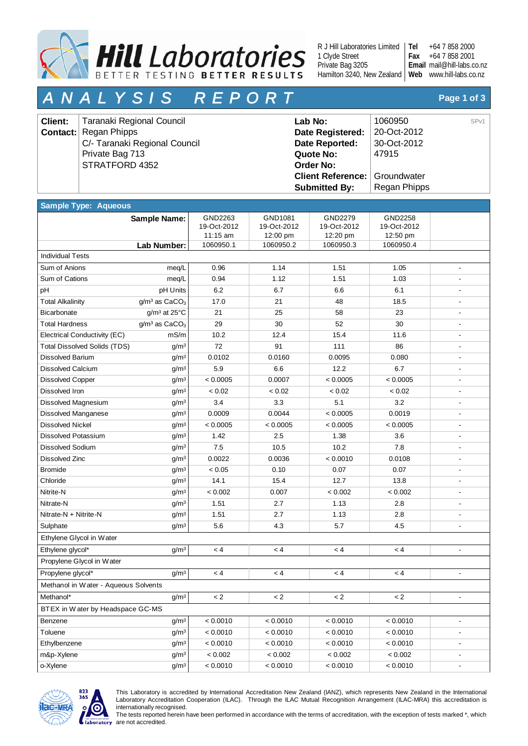**Hill Laboratories**
BETTER TESTING BETTER RESULTS

R J Hill Laboratories Limited
1 Clyde Street
Private Bag 3205
Hamilton 3240, New Zealand

**Tel** +64 7 858 2000
**Fax** +64 7 858 2001
**Email** mail@hill-labs.co.nz
**Web** www.hill-labs.co.nz

# A N A L Y S I S   R E P O R T

| | | | |
|---|---|---|---|
| **Client:** | Taranaki Regional Council | **Lab No:** | 1060950 |
| **Contact:** | Regan Phipps | **Date Registered:** | 20-Oct-2012 |
| | C/- Taranaki Regional Council | **Date Reported:** | 30-Oct-2012 |
| | Private Bag 713 | **Quote No:** | 47915 |
| | STRATFORD 4352 | **Order No:** | |
| | | **Client Reference:** | Groundwater |
| | | **Submitted By:** | Regan Phipps |

SPv1

**Sample Type: Aqueous**

| **Sample Name:** | | GND2263 19-Oct-2012 11:15 am | GND1081 19-Oct-2012 12:00 pm | GND2279 19-Oct-2012 12:20 pm | GND2258 19-Oct-2012 12:50 pm | |
|---|---|---|---|---|---|---|
| **Lab Number:** | | 1060950.1 | 1060950.2 | 1060950.3 | 1060950.4 | |
| Individual Tests | | | | | | |
| Sum of Anions | meq/L | 0.96 | 1.14 | 1.51 | 1.05 | - |
| Sum of Cations | meq/L | 0.94 | 1.12 | 1.51 | 1.03 | - |
| pH | pH Units | 6.2 | 6.7 | 6.6 | 6.1 | - |
| Total Alkalinity | g/m³ as $CaCO_3$ | 17.0 | 21 | 48 | 18.5 | - |
| Bicarbonate | g/m³ at 25°C | 21 | 25 | 58 | 23 | - |
| Total Hardness | g/m³ as $CaCO_3$ | 29 | 30 | 52 | 30 | - |
| Electrical Conductivity (EC) | mS/m | 10.2 | 12.4 | 15.4 | 11.6 | - |
| Total Dissolved Solids (TDS) | g/m³ | 72 | 91 | 111 | 86 | - |
| Dissolved Barium | g/m³ | 0.0102 | 0.0160 | 0.0095 | 0.080 | - |
| Dissolved Calcium | g/m³ | 5.9 | 6.6 | 12.2 | 6.7 | - |
| Dissolved Copper | g/m³ | < 0.0005 | 0.0007 | < 0.0005 | < 0.0005 | - |
| Dissolved Iron | g/m³ | < 0.02 | < 0.02 | < 0.02 | < 0.02 | - |
| Dissolved Magnesium | g/m³ | 3.4 | 3.3 | 5.1 | 3.2 | - |
| Dissolved Manganese | g/m³ | 0.0009 | 0.0044 | < 0.0005 | 0.0019 | - |
| Dissolved Nickel | g/m³ | < 0.0005 | < 0.0005 | < 0.0005 | < 0.0005 | - |
| Dissolved Potassium | g/m³ | 1.42 | 2.5 | 1.38 | 3.6 | - |
| Dissolved Sodium | g/m³ | 7.5 | 10.5 | 10.2 | 7.8 | - |
| Dissolved Zinc | g/m³ | 0.0022 | 0.0036 | < 0.0010 | 0.0108 | - |
| Bromide | g/m³ | < 0.05 | 0.10 | 0.07 | 0.07 | - |
| Chloride | g/m³ | 14.1 | 15.4 | 12.7 | 13.8 | - |
| Nitrite-N | g/m³ | < 0.002 | 0.007 | < 0.002 | < 0.002 | - |
| Nitrate-N | g/m³ | 1.51 | 2.7 | 1.13 | 2.8 | - |
| Nitrate-N + Nitrite-N | g/m³ | 1.51 | 2.7 | 1.13 | 2.8 | - |
| Sulphate | g/m³ | 5.6 | 4.3 | 5.7 | 4.5 | - |
| Ethylene Glycol in Water | | | | | | |
| Ethylene glycol* | g/m³ | < 4 | < 4 | < 4 | < 4 | - |
| Propylene Glycol in Water | | | | | | |
| Propylene glycol* | g/m³ | < 4 | < 4 | < 4 | < 4 | - |
| Methanol in Water - Aqueous Solvents | | | | | | |
| Methanol* | g/m³ | < 2 | < 2 | < 2 | < 2 | - |
| BTEX in Water by Headspace GC-MS | | | | | | |
| Benzene | g/m³ | < 0.0010 | < 0.0010 | < 0.0010 | < 0.0010 | - |
| Toluene | g/m³ | < 0.0010 | < 0.0010 | < 0.0010 | < 0.0010 | - |
| Ethylbenzene | g/m³ | < 0.0010 | < 0.0010 | < 0.0010 | < 0.0010 | - |
| m&p-Xylene | g/m³ | < 0.002 | < 0.002 | < 0.002 | < 0.002 | - |
| o-Xylene | g/m³ | < 0.0010 | < 0.0010 | < 0.0010 | < 0.0010 | - |

This Laboratory is accredited by International Accreditation New Zealand (IANZ), which represents New Zealand in the International Laboratory Accreditation Cooperation (ILAC). Through the ILAC Mutual Recognition Arrangement (ILAC-MRA) this accreditation is internationally recognised.
The tests reported herein have been performed in accordance with the terms of accreditation, with the exception of tests marked *, which are not accredited.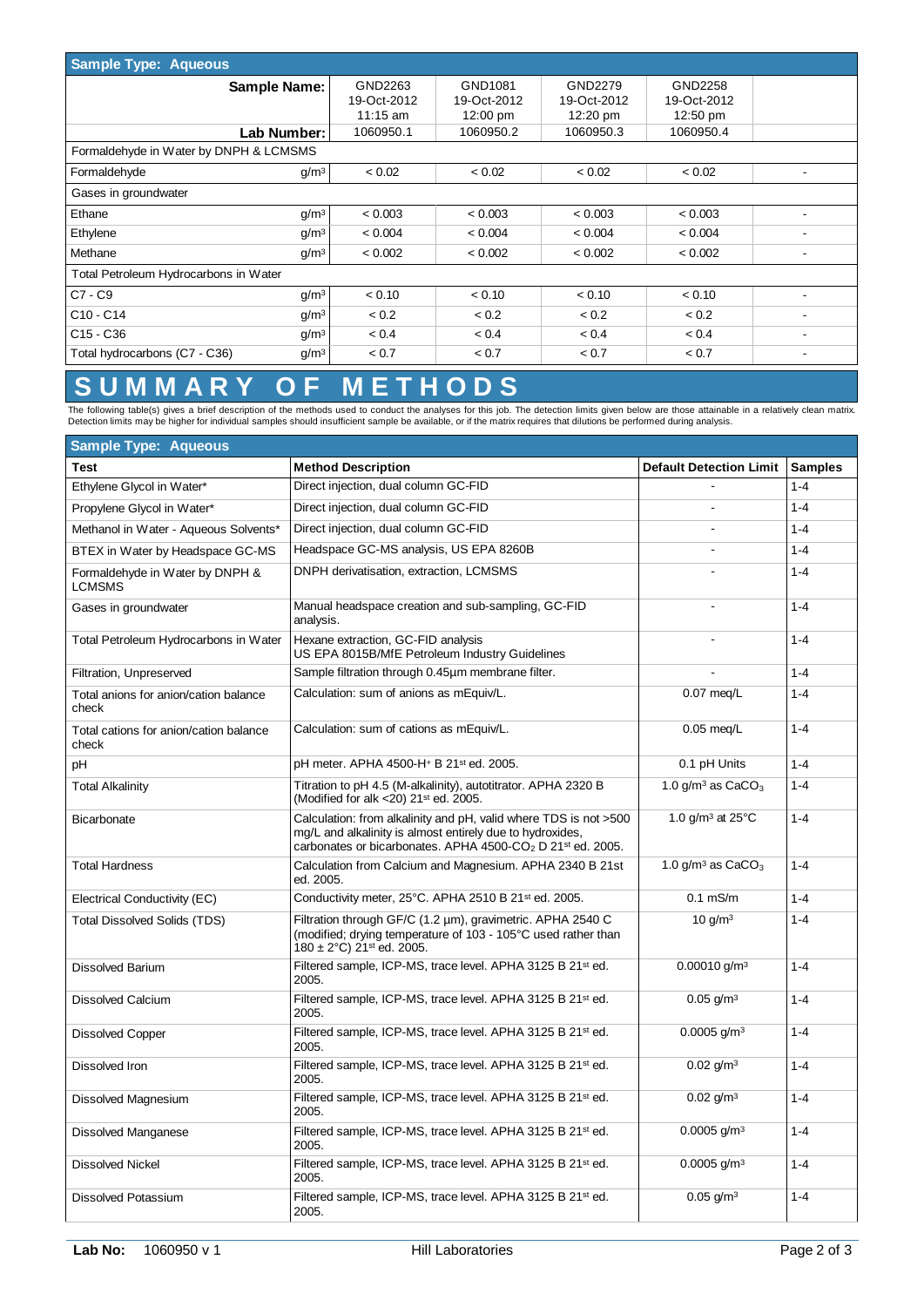| Sample Type: Aqueous | | | | | | |
|---|---|---|---|---|---|---|
| | Sample Name: | GND2263 19-Oct-2012 11:15 am | GND1081 19-Oct-2012 12:00 pm | GND2279 19-Oct-2012 12:20 pm | GND2258 19-Oct-2012 12:50 pm | |
| | Lab Number: | 1060950.1 | 1060950.2 | 1060950.3 | 1060950.4 | |
| **Formaldehyde in Water by DNPH & LCMSMS** | | | | | | |
| Formaldehyde | g/m$^3$ | < 0.02 | < 0.02 | < 0.02 | < 0.02 | - |
| **Gases in groundwater** | | | | | | |
| Ethane | g/m$^3$ | < 0.003 | < 0.003 | < 0.003 | < 0.003 | - |
| Ethylene | g/m$^3$ | < 0.004 | < 0.004 | < 0.004 | < 0.004 | - |
| Methane | g/m$^3$ | < 0.002 | < 0.002 | < 0.002 | < 0.002 | - |
| **Total Petroleum Hydrocarbons in Water** | | | | | | |
| C7 - C9 | g/m$^3$ | < 0.10 | < 0.10 | < 0.10 | < 0.10 | - |
| C10 - C14 | g/m$^3$ | < 0.2 | < 0.2 | < 0.2 | < 0.2 | - |
| C15 - C36 | g/m$^3$ | < 0.4 | < 0.4 | < 0.4 | < 0.4 | - |
| Total hydrocarbons (C7 - C36) | g/m$^3$ | < 0.7 | < 0.7 | < 0.7 | < 0.7 | - |

# SUMMARY OF METHODS

The following table(s) gives a brief description of the methods used to conduct the analyses for this job. The detection limits given below are those attainable in a relatively clean matrix. Detection limits may be higher for individual samples should insufficient sample be available, or if the matrix requires that dilutions be performed during analysis.

**Sample Type: Aqueous**

| Test | Method Description | Default Detection Limit | Samples |
|---|---|---|---|
| Ethylene Glycol in Water* | Direct injection, dual column GC-FID | - | 1-4 |
| Propylene Glycol in Water* | Direct injection, dual column GC-FID | - | 1-4 |
| Methanol in Water - Aqueous Solvents* | Direct injection, dual column GC-FID | - | 1-4 |
| BTEX in Water by Headspace GC-MS | Headspace GC-MS analysis, US EPA 8260B | - | 1-4 |
| Formaldehyde in Water by DNPH & LCMSMS | DNPH derivatisation, extraction, LCMSMS | - | 1-4 |
| Gases in groundwater | Manual headspace creation and sub-sampling, GC-FID analysis. | - | 1-4 |
| Total Petroleum Hydrocarbons in Water | Hexane extraction, GC-FID analysis US EPA 8015B/MfE Petroleum Industry Guidelines | - | 1-4 |
| Filtration, Unpreserved | Sample filtration through 0.45µm membrane filter. | - | 1-4 |
| Total anions for anion/cation balance check | Calculation: sum of anions as mEquiv/L. | 0.07 meq/L | 1-4 |
| Total cations for anion/cation balance check | Calculation: sum of cations as mEquiv/L. | 0.05 meq/L | 1-4 |
| pH | pH meter. APHA 4500-$H^+$ B 21st ed. 2005. | 0.1 pH Units | 1-4 |
| Total Alkalinity | Titration to pH 4.5 (M-alkalinity), autotitrator. APHA 2320 B (Modified for alk <20) 21st ed. 2005. | 1.0 g/m$^3$ as $CaCO_3$ | 1-4 |
| Bicarbonate | Calculation: from alkalinity and pH, valid where TDS is not >500 mg/L and alkalinity is almost entirely due to hydroxides, carbonates or bicarbonates. APHA 4500-$CO_2$ D 21st ed. 2005. | 1.0 g/m$^3$ at 25°C | 1-4 |
| Total Hardness | Calculation from Calcium and Magnesium. APHA 2340 B 21st ed. 2005. | 1.0 g/m$^3$ as $CaCO_3$ | 1-4 |
| Electrical Conductivity (EC) | Conductivity meter, 25°C. APHA 2510 B 21st ed. 2005. | 0.1 mS/m | 1-4 |
| Total Dissolved Solids (TDS) | Filtration through GF/C (1.2 µm), gravimetric. APHA 2540 C (modified; drying temperature of 103 - 105°C used rather than 180 ± 2°C) 21st ed. 2005. | 10 g/m$^3$ | 1-4 |
| Dissolved Barium | Filtered sample, ICP-MS, trace level. APHA 3125 B 21st ed. 2005. | 0.00010 g/m$^3$ | 1-4 |
| Dissolved Calcium | Filtered sample, ICP-MS, trace level. APHA 3125 B 21st ed. 2005. | 0.05 g/m$^3$ | 1-4 |
| Dissolved Copper | Filtered sample, ICP-MS, trace level. APHA 3125 B 21st ed. 2005. | 0.0005 g/m$^3$ | 1-4 |
| Dissolved Iron | Filtered sample, ICP-MS, trace level. APHA 3125 B 21st ed. 2005. | 0.02 g/m$^3$ | 1-4 |
| Dissolved Magnesium | Filtered sample, ICP-MS, trace level. APHA 3125 B 21st ed. 2005. | 0.02 g/m$^3$ | 1-4 |
| Dissolved Manganese | Filtered sample, ICP-MS, trace level. APHA 3125 B 21st ed. 2005. | 0.0005 g/m$^3$ | 1-4 |
| Dissolved Nickel | Filtered sample, ICP-MS, trace level. APHA 3125 B 21st ed. 2005. | 0.0005 g/m$^3$ | 1-4 |
| Dissolved Potassium | Filtered sample, ICP-MS, trace level. APHA 3125 B 21st ed. 2005. | 0.05 g/m$^3$ | 1-4 |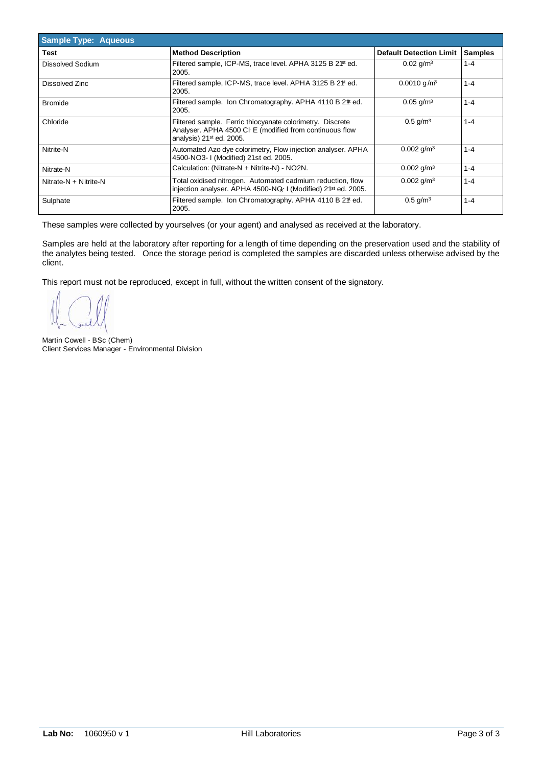| Sample Type: Aqueous | | | |
|---|---|---|---|
| **Test** | **Method Description** | **Default Detection Limit** | **Samples** |
| Dissolved Sodium | Filtered sample, ICP-MS, trace level. APHA 3125 B 21st ed. 2005. | 0.02 $g/m^3$ | 1-4 |
| Dissolved Zinc | Filtered sample, ICP-MS, trace level. APHA 3125 B 21st ed. 2005. | 0.0010 $g/m^3$ | 1-4 |
| Bromide | Filtered sample. Ion Chromatography. APHA 4110 B 21st ed. 2005. | 0.05 $g/m^3$ | 1-4 |
| Chloride | Filtered sample. Ferric thiocyanate colorimetry. Discrete Analyser. APHA 4500 $Cl^-$ E (modified from continuous flow analysis) 21st ed. 2005. | 0.5 $g/m^3$ | 1-4 |
| Nitrite-N | Automated Azo dye colorimetry, Flow injection analyser. APHA 4500-NO3- I (Modified) 21st ed. 2005. | 0.002 $g/m^3$ | 1-4 |
| Nitrate-N | Calculation: (Nitrate-N + Nitrite-N) - NO2N. | 0.002 $g/m^3$ | 1-4 |
| Nitrate-N + Nitrite-N | Total oxidised nitrogen. Automated cadmium reduction, flow injection analyser. APHA 4500-$NO_3^-$ I (Modified) 21st ed. 2005. | 0.002 $g/m^3$ | 1-4 |
| Sulphate | Filtered sample. Ion Chromatography. APHA 4110 B 21st ed. 2005. | 0.5 $g/m^3$ | 1-4 |

These samples were collected by yourselves (or your agent) and analysed as received at the laboratory.

Samples are held at the laboratory after reporting for a length of time depending on the preservation used and the stability of the analytes being tested. Once the storage period is completed the samples are discarded unless otherwise advised by the client.

This report must not be reproduced, except in full, without the written consent of the signatory.

Martin Cowell - BSc (Chem)
Client Services Manager - Environmental Division

**Lab No:** 1060950 v 1 — Hill Laboratories